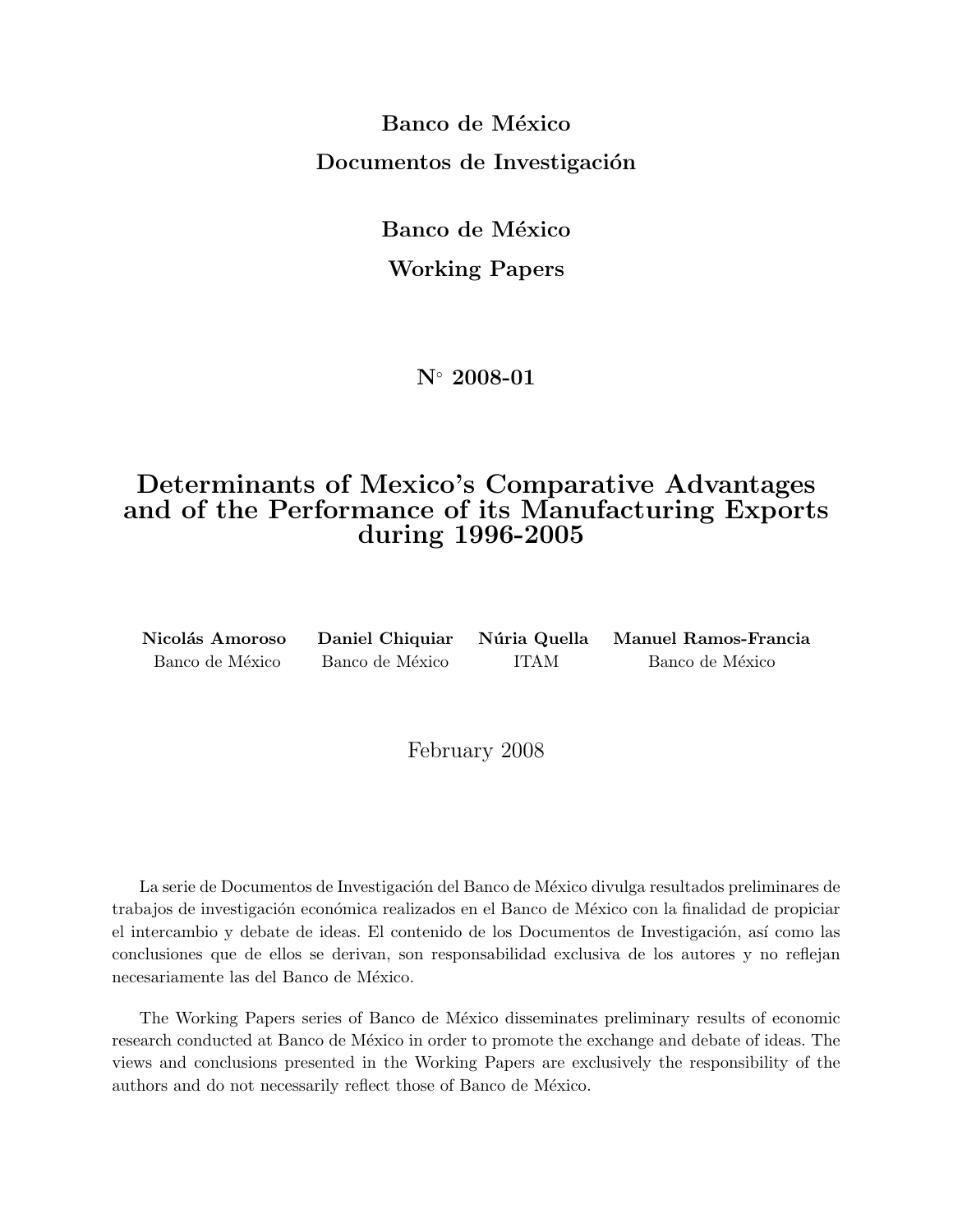**Banco de México**

**Documentos de Investigación**

**Banco de México**

**Working Papers**

**N° 2008-01**

# Determinants of Mexico's Comparative Advantages and of the Performance of its Manufacturing Exports during 1996-2005

| **Nicolás Amoroso** | **Daniel Chiquiar** | **Núria Quella** | **Manuel Ramos-Francia** |
|---|---|---|---|
| Banco de México | Banco de México | ITAM | Banco de México |

February 2008

La serie de Documentos de Investigación del Banco de México divulga resultados preliminares de trabajos de investigación económica realizados en el Banco de México con la finalidad de propiciar el intercambio y debate de ideas. El contenido de los Documentos de Investigación, así como las conclusiones que de ellos se derivan, son responsabilidad exclusiva de los autores y no reflejan necesariamente las del Banco de México.

The Working Papers series of Banco de México disseminates preliminary results of economic research conducted at Banco de México in order to promote the exchange and debate of ideas. The views and conclusions presented in the Working Papers are exclusively the responsibility of the authors and do not necessarily reflect those of Banco de México.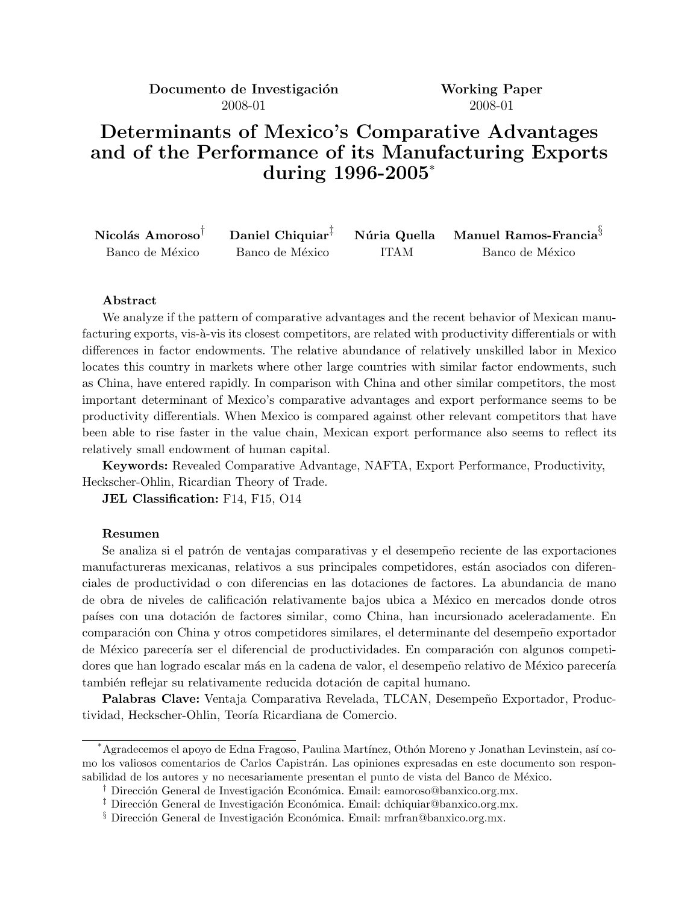**Documento de Investigación**
2008-01

**Working Paper**
2008-01

# Determinants of Mexico's Comparative Advantages and of the Performance of its Manufacturing Exports during 1996-2005[*]

**Nicolás Amoroso**[†]
Banco de México

**Daniel Chiquiar**[‡]
Banco de México

**Núria Quella**
ITAM

**Manuel Ramos-Francia**[§]
Banco de México

#### Abstract

We analyze if the pattern of comparative advantages and the recent behavior of Mexican manufacturing exports, vis-à-vis its closest competitors, are related with productivity differentials or with differences in factor endowments. The relative abundance of relatively unskilled labor in Mexico locates this country in markets where other large countries with similar factor endowments, such as China, have entered rapidly. In comparison with China and other similar competitors, the most important determinant of Mexico's comparative advantages and export performance seems to be productivity differentials. When Mexico is compared against other relevant competitors that have been able to rise faster in the value chain, Mexican export performance also seems to reflect its relatively small endowment of human capital.

**Keywords:** Revealed Comparative Advantage, NAFTA, Export Performance, Productivity, Heckscher-Ohlin, Ricardian Theory of Trade.

**JEL Classification:** F14, F15, O14

#### Resumen

Se analiza si el patrón de ventajas comparativas y el desempeño reciente de las exportaciones manufactureras mexicanas, relativos a sus principales competidores, están asociados con diferenciales de productividad o con diferencias en las dotaciones de factores. La abundancia de mano de obra de niveles de calificación relativamente bajos ubica a México en mercados donde otros países con una dotación de factores similar, como China, han incursionado aceleradamente. En comparación con China y otros competidores similares, el determinante del desempeño exportador de México parecería ser el diferencial de productividades. En comparación con algunos competidores que han logrado escalar más en la cadena de valor, el desempeño relativo de México parecería también reflejar su relativamente reducida dotación de capital humano.

**Palabras Clave:** Ventaja Comparativa Revelada, TLCAN, Desempeño Exportador, Productividad, Heckscher-Ohlin, Teoría Ricardiana de Comercio.

---

[*] Agradecemos el apoyo de Edna Fragoso, Paulina Martínez, Othón Moreno y Jonathan Levinstein, así como los valiosos comentarios de Carlos Capistrán. Las opiniones expresadas en este documento son responsabilidad de los autores y no necesariamente presentan el punto de vista del Banco de México.

[†] Dirección General de Investigación Económica. Email: eamoroso@banxico.org.mx.

[‡] Dirección General de Investigación Económica. Email: dchiquiar@banxico.org.mx.

[§] Dirección General de Investigación Económica. Email: mrfran@banxico.org.mx.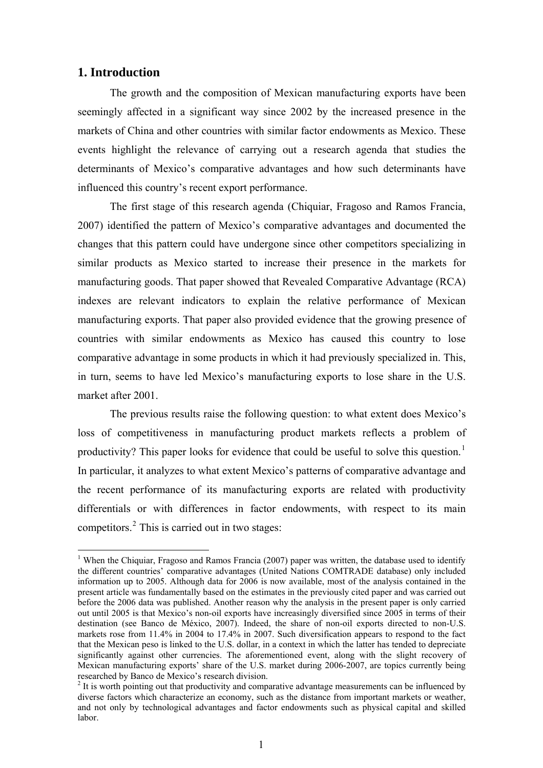## 1. Introduction

The growth and the composition of Mexican manufacturing exports have been seemingly affected in a significant way since 2002 by the increased presence in the markets of China and other countries with similar factor endowments as Mexico. These events highlight the relevance of carrying out a research agenda that studies the determinants of Mexico's comparative advantages and how such determinants have influenced this country's recent export performance.

The first stage of this research agenda (Chiquiar, Fragoso and Ramos Francia, 2007) identified the pattern of Mexico's comparative advantages and documented the changes that this pattern could have undergone since other competitors specializing in similar products as Mexico started to increase their presence in the markets for manufacturing goods. That paper showed that Revealed Comparative Advantage (RCA) indexes are relevant indicators to explain the relative performance of Mexican manufacturing exports. That paper also provided evidence that the growing presence of countries with similar endowments as Mexico has caused this country to lose comparative advantage in some products in which it had previously specialized in. This, in turn, seems to have led Mexico's manufacturing exports to lose share in the U.S. market after 2001.

The previous results raise the following question: to what extent does Mexico's loss of competitiveness in manufacturing product markets reflects a problem of productivity? This paper looks for evidence that could be useful to solve this question.[1] In particular, it analyzes to what extent Mexico's patterns of comparative advantage and the recent performance of its manufacturing exports are related with productivity differentials or with differences in factor endowments, with respect to its main competitors.[2] This is carried out in two stages:

[1] When the Chiquiar, Fragoso and Ramos Francia (2007) paper was written, the database used to identify the different countries' comparative advantages (United Nations COMTRADE database) only included information up to 2005. Although data for 2006 is now available, most of the analysis contained in the present article was fundamentally based on the estimates in the previously cited paper and was carried out before the 2006 data was published. Another reason why the analysis in the present paper is only carried out until 2005 is that Mexico's non-oil exports have increasingly diversified since 2005 in terms of their destination (see Banco de México, 2007). Indeed, the share of non-oil exports directed to non-U.S. markets rose from 11.4% in 2004 to 17.4% in 2007. Such diversification appears to respond to the fact that the Mexican peso is linked to the U.S. dollar, in a context in which the latter has tended to depreciate significantly against other currencies. The aforementioned event, along with the slight recovery of Mexican manufacturing exports' share of the U.S. market during 2006-2007, are topics currently being researched by Banco de Mexico's research division.

[2] It is worth pointing out that productivity and comparative advantage measurements can be influenced by diverse factors which characterize an economy, such as the distance from important markets or weather, and not only by technological advantages and factor endowments such as physical capital and skilled labor.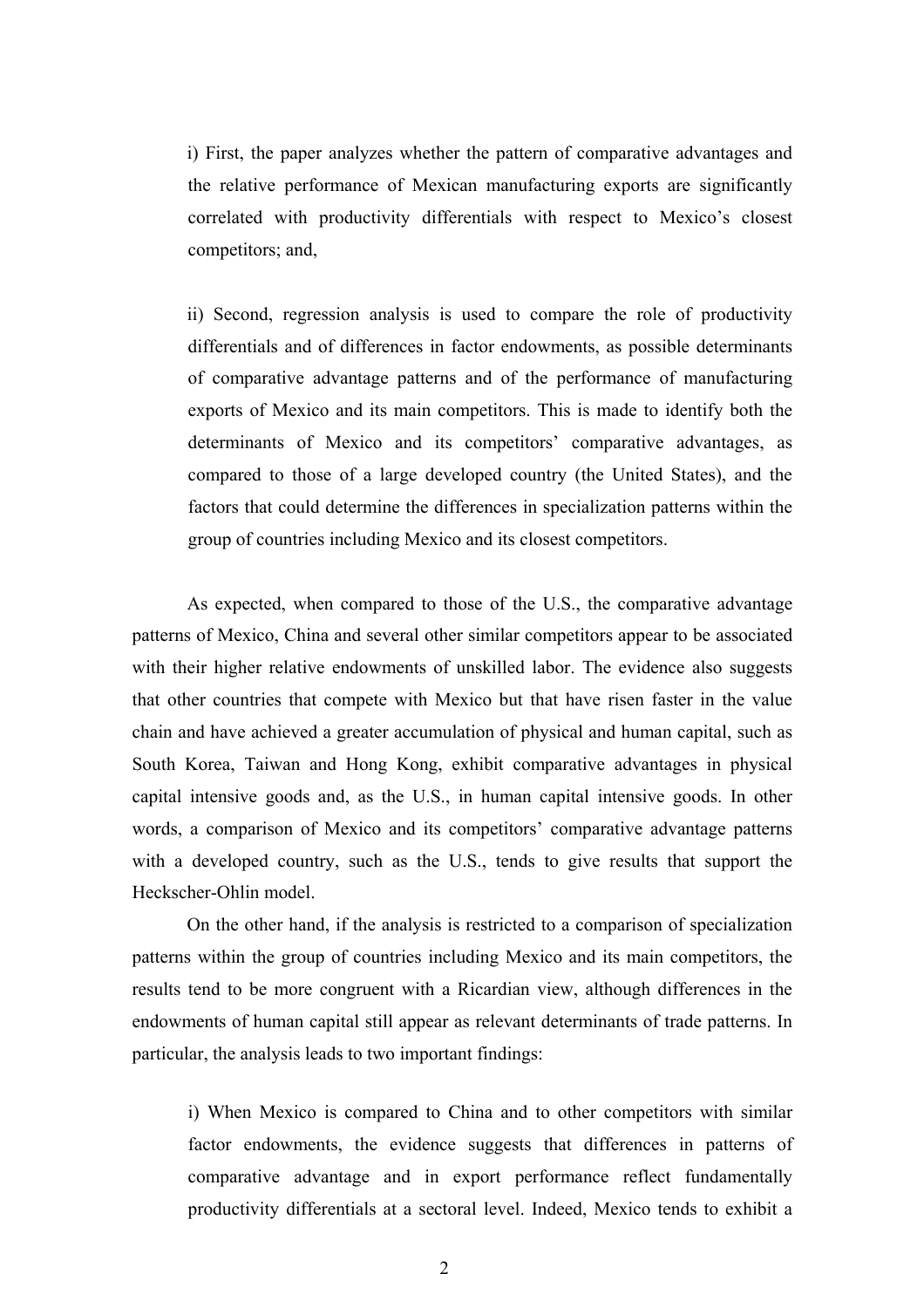i) First, the paper analyzes whether the pattern of comparative advantages and the relative performance of Mexican manufacturing exports are significantly correlated with productivity differentials with respect to Mexico's closest competitors; and,

ii) Second, regression analysis is used to compare the role of productivity differentials and of differences in factor endowments, as possible determinants of comparative advantage patterns and of the performance of manufacturing exports of Mexico and its main competitors. This is made to identify both the determinants of Mexico and its competitors' comparative advantages, as compared to those of a large developed country (the United States), and the factors that could determine the differences in specialization patterns within the group of countries including Mexico and its closest competitors.

As expected, when compared to those of the U.S., the comparative advantage patterns of Mexico, China and several other similar competitors appear to be associated with their higher relative endowments of unskilled labor. The evidence also suggests that other countries that compete with Mexico but that have risen faster in the value chain and have achieved a greater accumulation of physical and human capital, such as South Korea, Taiwan and Hong Kong, exhibit comparative advantages in physical capital intensive goods and, as the U.S., in human capital intensive goods. In other words, a comparison of Mexico and its competitors' comparative advantage patterns with a developed country, such as the U.S., tends to give results that support the Heckscher-Ohlin model.

On the other hand, if the analysis is restricted to a comparison of specialization patterns within the group of countries including Mexico and its main competitors, the results tend to be more congruent with a Ricardian view, although differences in the endowments of human capital still appear as relevant determinants of trade patterns. In particular, the analysis leads to two important findings:

i) When Mexico is compared to China and to other competitors with similar factor endowments, the evidence suggests that differences in patterns of comparative advantage and in export performance reflect fundamentally productivity differentials at a sectoral level. Indeed, Mexico tends to exhibit a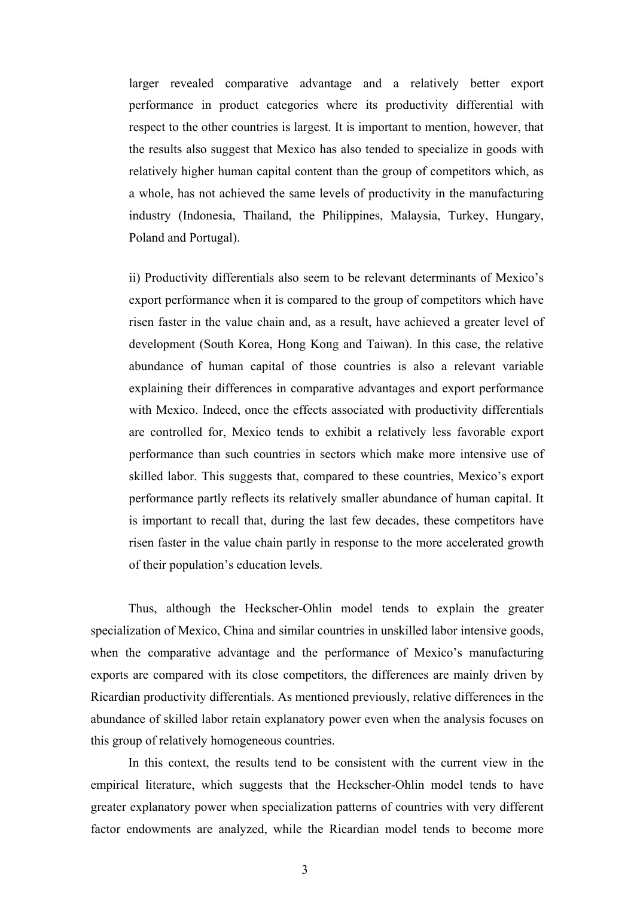larger revealed comparative advantage and a relatively better export performance in product categories where its productivity differential with respect to the other countries is largest. It is important to mention, however, that the results also suggest that Mexico has also tended to specialize in goods with relatively higher human capital content than the group of competitors which, as a whole, has not achieved the same levels of productivity in the manufacturing industry (Indonesia, Thailand, the Philippines, Malaysia, Turkey, Hungary, Poland and Portugal).

ii) Productivity differentials also seem to be relevant determinants of Mexico's export performance when it is compared to the group of competitors which have risen faster in the value chain and, as a result, have achieved a greater level of development (South Korea, Hong Kong and Taiwan). In this case, the relative abundance of human capital of those countries is also a relevant variable explaining their differences in comparative advantages and export performance with Mexico. Indeed, once the effects associated with productivity differentials are controlled for, Mexico tends to exhibit a relatively less favorable export performance than such countries in sectors which make more intensive use of skilled labor. This suggests that, compared to these countries, Mexico's export performance partly reflects its relatively smaller abundance of human capital. It is important to recall that, during the last few decades, these competitors have risen faster in the value chain partly in response to the more accelerated growth of their population's education levels.

Thus, although the Heckscher-Ohlin model tends to explain the greater specialization of Mexico, China and similar countries in unskilled labor intensive goods, when the comparative advantage and the performance of Mexico's manufacturing exports are compared with its close competitors, the differences are mainly driven by Ricardian productivity differentials. As mentioned previously, relative differences in the abundance of skilled labor retain explanatory power even when the analysis focuses on this group of relatively homogeneous countries.

In this context, the results tend to be consistent with the current view in the empirical literature, which suggests that the Heckscher-Ohlin model tends to have greater explanatory power when specialization patterns of countries with very different factor endowments are analyzed, while the Ricardian model tends to become more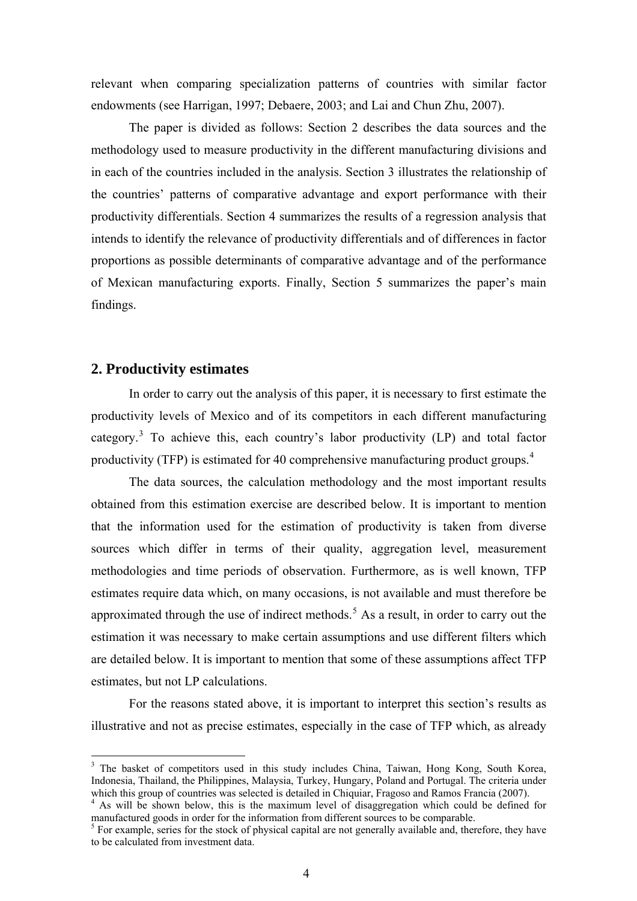relevant when comparing specialization patterns of countries with similar factor endowments (see Harrigan, 1997; Debaere, 2003; and Lai and Chun Zhu, 2007).

The paper is divided as follows: Section 2 describes the data sources and the methodology used to measure productivity in the different manufacturing divisions and in each of the countries included in the analysis. Section 3 illustrates the relationship of the countries' patterns of comparative advantage and export performance with their productivity differentials. Section 4 summarizes the results of a regression analysis that intends to identify the relevance of productivity differentials and of differences in factor proportions as possible determinants of comparative advantage and of the performance of Mexican manufacturing exports. Finally, Section 5 summarizes the paper's main findings.

## 2. Productivity estimates

In order to carry out the analysis of this paper, it is necessary to first estimate the productivity levels of Mexico and of its competitors in each different manufacturing category.[3] To achieve this, each country's labor productivity (LP) and total factor productivity (TFP) is estimated for 40 comprehensive manufacturing product groups.[4]

The data sources, the calculation methodology and the most important results obtained from this estimation exercise are described below. It is important to mention that the information used for the estimation of productivity is taken from diverse sources which differ in terms of their quality, aggregation level, measurement methodologies and time periods of observation. Furthermore, as is well known, TFP estimates require data which, on many occasions, is not available and must therefore be approximated through the use of indirect methods.[5] As a result, in order to carry out the estimation it was necessary to make certain assumptions and use different filters which are detailed below. It is important to mention that some of these assumptions affect TFP estimates, but not LP calculations.

For the reasons stated above, it is important to interpret this section's results as illustrative and not as precise estimates, especially in the case of TFP which, as already

---

[3] The basket of competitors used in this study includes China, Taiwan, Hong Kong, South Korea, Indonesia, Thailand, the Philippines, Malaysia, Turkey, Hungary, Poland and Portugal. The criteria under which this group of countries was selected is detailed in Chiquiar, Fragoso and Ramos Francia (2007).

[4] As will be shown below, this is the maximum level of disaggregation which could be defined for manufactured goods in order for the information from different sources to be comparable.

[5] For example, series for the stock of physical capital are not generally available and, therefore, they have to be calculated from investment data.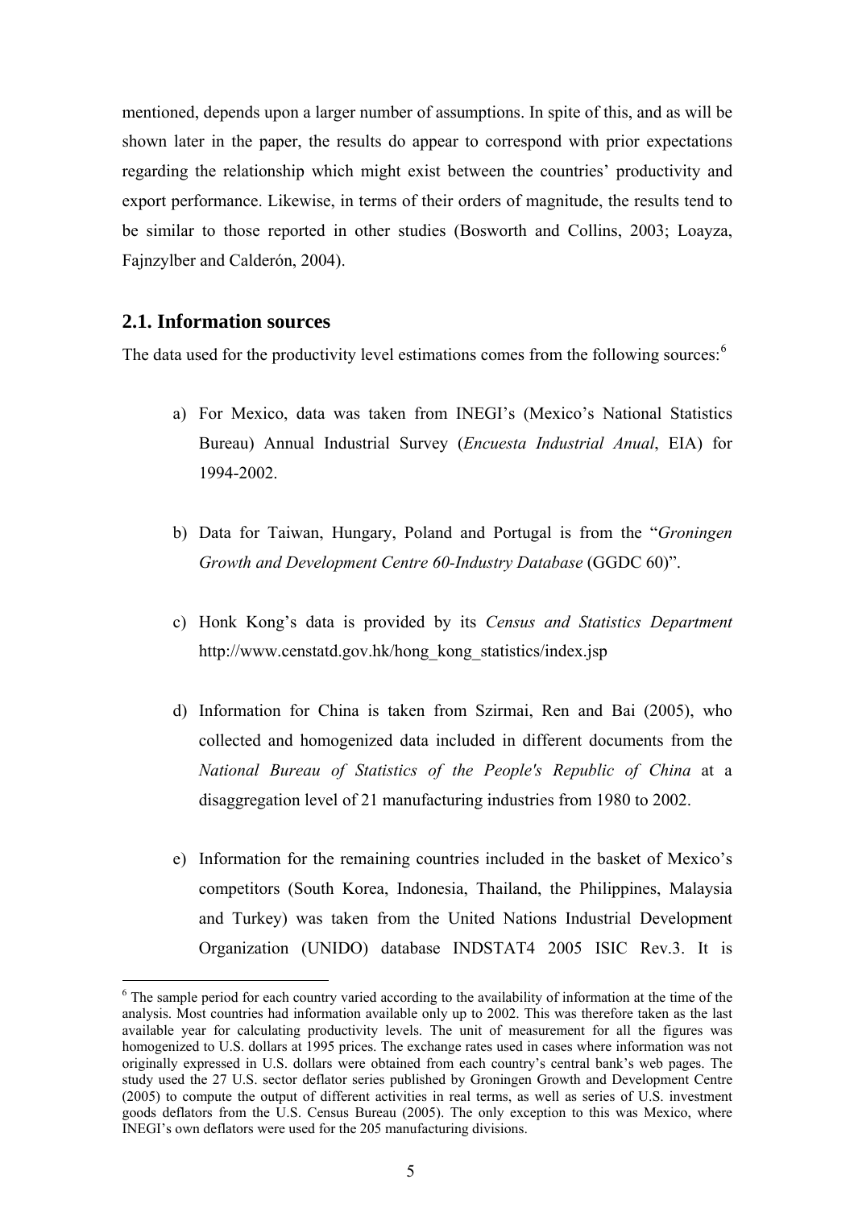mentioned, depends upon a larger number of assumptions. In spite of this, and as will be shown later in the paper, the results do appear to correspond with prior expectations regarding the relationship which might exist between the countries' productivity and export performance. Likewise, in terms of their orders of magnitude, the results tend to be similar to those reported in other studies (Bosworth and Collins, 2003; Loayza, Fajnzylber and Calderón, 2004).

## 2.1. Information sources

The data used for the productivity level estimations comes from the following sources:[6]

a) For Mexico, data was taken from INEGI's (Mexico's National Statistics Bureau) Annual Industrial Survey (*Encuesta Industrial Anual*, EIA) for 1994-2002.

b) Data for Taiwan, Hungary, Poland and Portugal is from the "*Groningen Growth and Development Centre 60-Industry Database* (GGDC 60)".

c) Honk Kong's data is provided by its *Census and Statistics Department* http://www.censtatd.gov.hk/hong_kong_statistics/index.jsp

d) Information for China is taken from Szirmai, Ren and Bai (2005), who collected and homogenized data included in different documents from the *National Bureau of Statistics of the People's Republic of China* at a disaggregation level of 21 manufacturing industries from 1980 to 2002.

e) Information for the remaining countries included in the basket of Mexico's competitors (South Korea, Indonesia, Thailand, the Philippines, Malaysia and Turkey) was taken from the United Nations Industrial Development Organization (UNIDO) database INDSTAT4 2005 ISIC Rev.3. It is

---

[6] The sample period for each country varied according to the availability of information at the time of the analysis. Most countries had information available only up to 2002. This was therefore taken as the last available year for calculating productivity levels. The unit of measurement for all the figures was homogenized to U.S. dollars at 1995 prices. The exchange rates used in cases where information was not originally expressed in U.S. dollars were obtained from each country's central bank's web pages. The study used the 27 U.S. sector deflator series published by Groningen Growth and Development Centre (2005) to compute the output of different activities in real terms, as well as series of U.S. investment goods deflators from the U.S. Census Bureau (2005). The only exception to this was Mexico, where INEGI's own deflators were used for the 205 manufacturing divisions.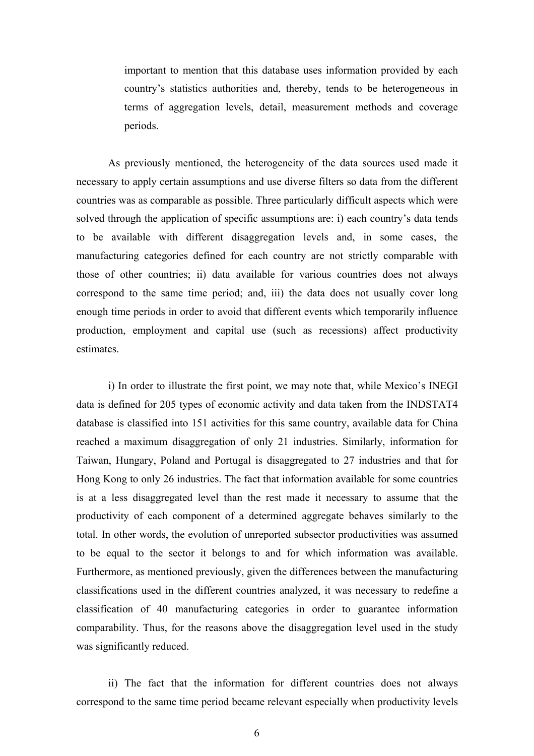important to mention that this database uses information provided by each country's statistics authorities and, thereby, tends to be heterogeneous in terms of aggregation levels, detail, measurement methods and coverage periods.

As previously mentioned, the heterogeneity of the data sources used made it necessary to apply certain assumptions and use diverse filters so data from the different countries was as comparable as possible. Three particularly difficult aspects which were solved through the application of specific assumptions are: i) each country's data tends to be available with different disaggregation levels and, in some cases, the manufacturing categories defined for each country are not strictly comparable with those of other countries; ii) data available for various countries does not always correspond to the same time period; and, iii) the data does not usually cover long enough time periods in order to avoid that different events which temporarily influence production, employment and capital use (such as recessions) affect productivity estimates.

i) In order to illustrate the first point, we may note that, while Mexico's INEGI data is defined for 205 types of economic activity and data taken from the INDSTAT4 database is classified into 151 activities for this same country, available data for China reached a maximum disaggregation of only 21 industries. Similarly, information for Taiwan, Hungary, Poland and Portugal is disaggregated to 27 industries and that for Hong Kong to only 26 industries. The fact that information available for some countries is at a less disaggregated level than the rest made it necessary to assume that the productivity of each component of a determined aggregate behaves similarly to the total. In other words, the evolution of unreported subsector productivities was assumed to be equal to the sector it belongs to and for which information was available. Furthermore, as mentioned previously, given the differences between the manufacturing classifications used in the different countries analyzed, it was necessary to redefine a classification of 40 manufacturing categories in order to guarantee information comparability. Thus, for the reasons above the disaggregation level used in the study was significantly reduced.

ii) The fact that the information for different countries does not always correspond to the same time period became relevant especially when productivity levels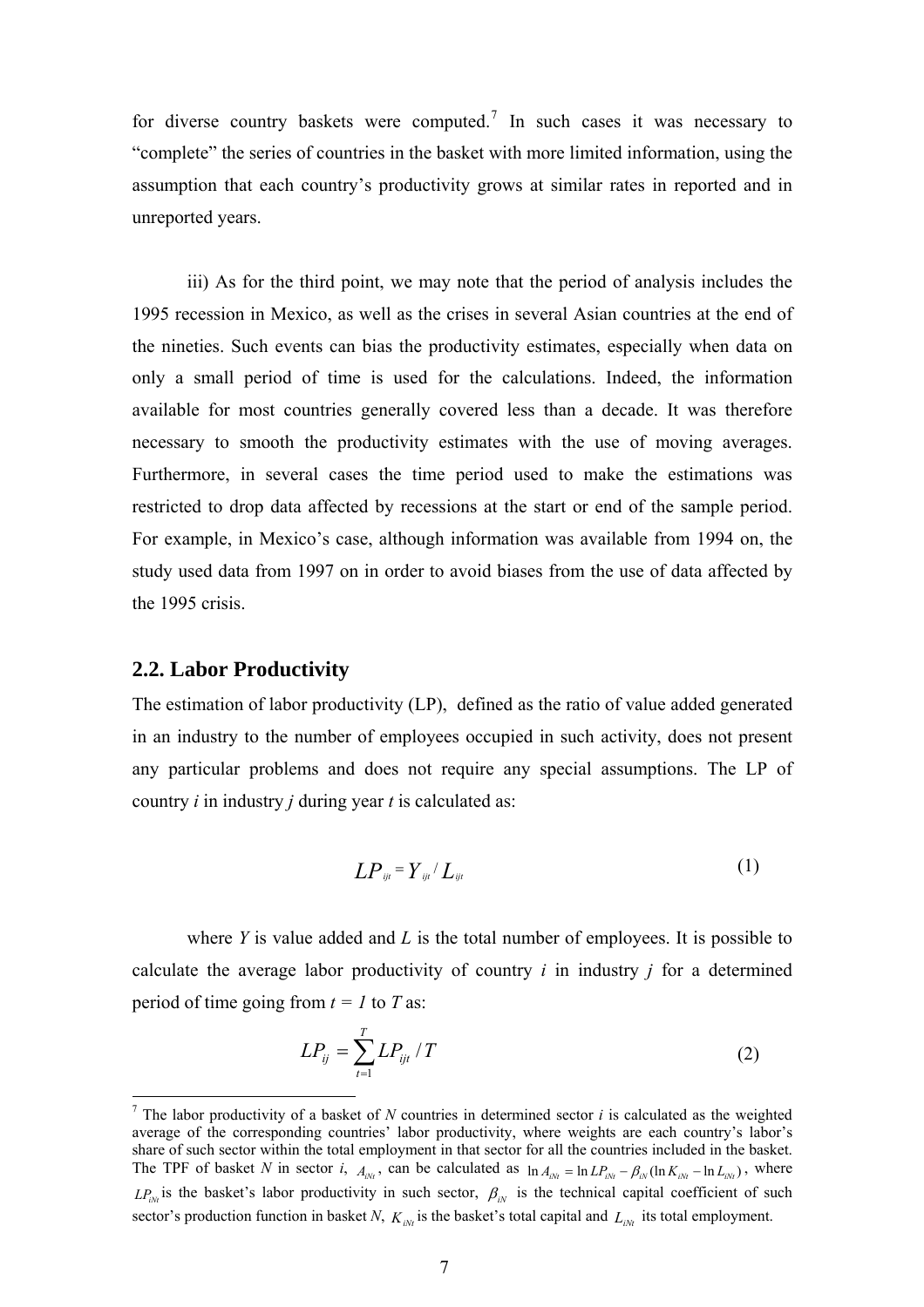for diverse country baskets were computed.[7] In such cases it was necessary to "complete" the series of countries in the basket with more limited information, using the assumption that each country's productivity grows at similar rates in reported and in unreported years.

iii) As for the third point, we may note that the period of analysis includes the 1995 recession in Mexico, as well as the crises in several Asian countries at the end of the nineties. Such events can bias the productivity estimates, especially when data on only a small period of time is used for the calculations. Indeed, the information available for most countries generally covered less than a decade. It was therefore necessary to smooth the productivity estimates with the use of moving averages. Furthermore, in several cases the time period used to make the estimations was restricted to drop data affected by recessions at the start or end of the sample period. For example, in Mexico's case, although information was available from 1994 on, the study used data from 1997 on in order to avoid biases from the use of data affected by the 1995 crisis.

## 2.2. Labor Productivity

The estimation of labor productivity (LP), defined as the ratio of value added generated in an industry to the number of employees occupied in such activity, does not present any particular problems and does not require any special assumptions. The LP of country *i* in industry *j* during year *t* is calculated as:

$$LP_{ijt} = Y_{ijt} / L_{ijt} \tag{1}$$

where *Y* is value added and *L* is the total number of employees. It is possible to calculate the average labor productivity of country *i* in industry *j* for a determined period of time going from $t = 1$ to $T$ as:

$$LP_{ij} = \sum_{t=1}^{T} LP_{ijt} / T \tag{2}$$

[7] The labor productivity of a basket of *N* countries in determined sector *i* is calculated as the weighted average of the corresponding countries' labor productivity, where weights are each country's labor's share of such sector within the total employment in that sector for all the countries included in the basket. The TPF of basket *N* in sector *i*, $A_{iNt}$, can be calculated as $\ln A_{iNt} = \ln LP_{iNt} - \beta_{iN}(\ln K_{iNt} - \ln L_{iNt})$, where $LP_{iNt}$ is the basket's labor productivity in such sector, $\beta_{iN}$ is the technical capital coefficient of such sector's production function in basket *N*, $K_{iNt}$ is the basket's total capital and $L_{iNt}$ its total employment.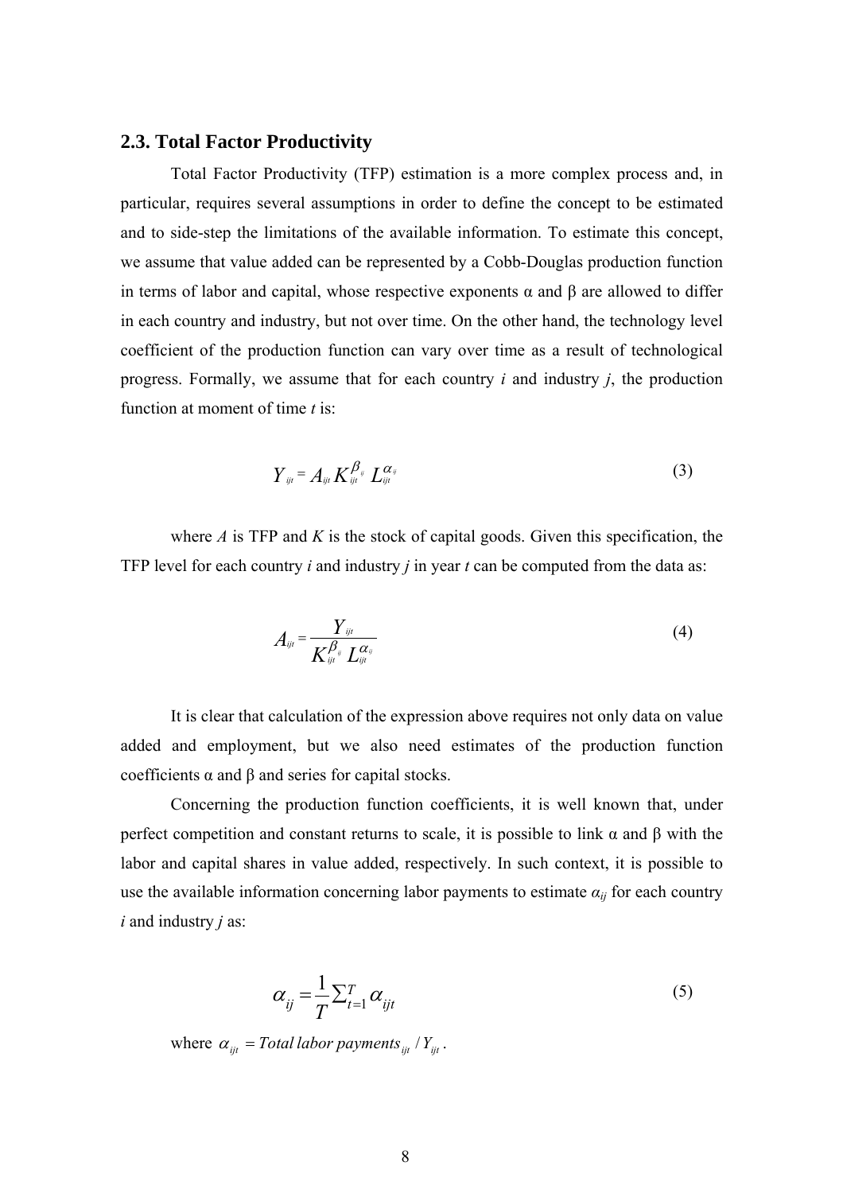## 2.3. Total Factor Productivity

Total Factor Productivity (TFP) estimation is a more complex process and, in particular, requires several assumptions in order to define the concept to be estimated and to side-step the limitations of the available information. To estimate this concept, we assume that value added can be represented by a Cobb-Douglas production function in terms of labor and capital, whose respective exponents α and β are allowed to differ in each country and industry, but not over time. On the other hand, the technology level coefficient of the production function can vary over time as a result of technological progress. Formally, we assume that for each country *i* and industry *j*, the production function at moment of time *t* is:

$$Y_{ijt} = A_{ijt} K_{ijt}^{\beta_{ij}} L_{ijt}^{\alpha_{ij}} \tag{3}$$

where *A* is TFP and *K* is the stock of capital goods. Given this specification, the TFP level for each country *i* and industry *j* in year *t* can be computed from the data as:

$$A_{ijt} = \frac{Y_{ijt}}{K_{ijt}^{\beta_{ij}} L_{ijt}^{\alpha_{ij}}} \tag{4}$$

It is clear that calculation of the expression above requires not only data on value added and employment, but we also need estimates of the production function coefficients α and β and series for capital stocks.

Concerning the production function coefficients, it is well known that, under perfect competition and constant returns to scale, it is possible to link α and β with the labor and capital shares in value added, respectively. In such context, it is possible to use the available information concerning labor payments to estimate $\alpha_{ij}$ for each country *i* and industry *j* as:

$$\alpha_{ij} = \frac{1}{T} \sum_{t=1}^{T} \alpha_{ijt} \tag{5}$$

where $\alpha_{ijt} = Total\ labor\ payments_{ijt} / Y_{ijt}$.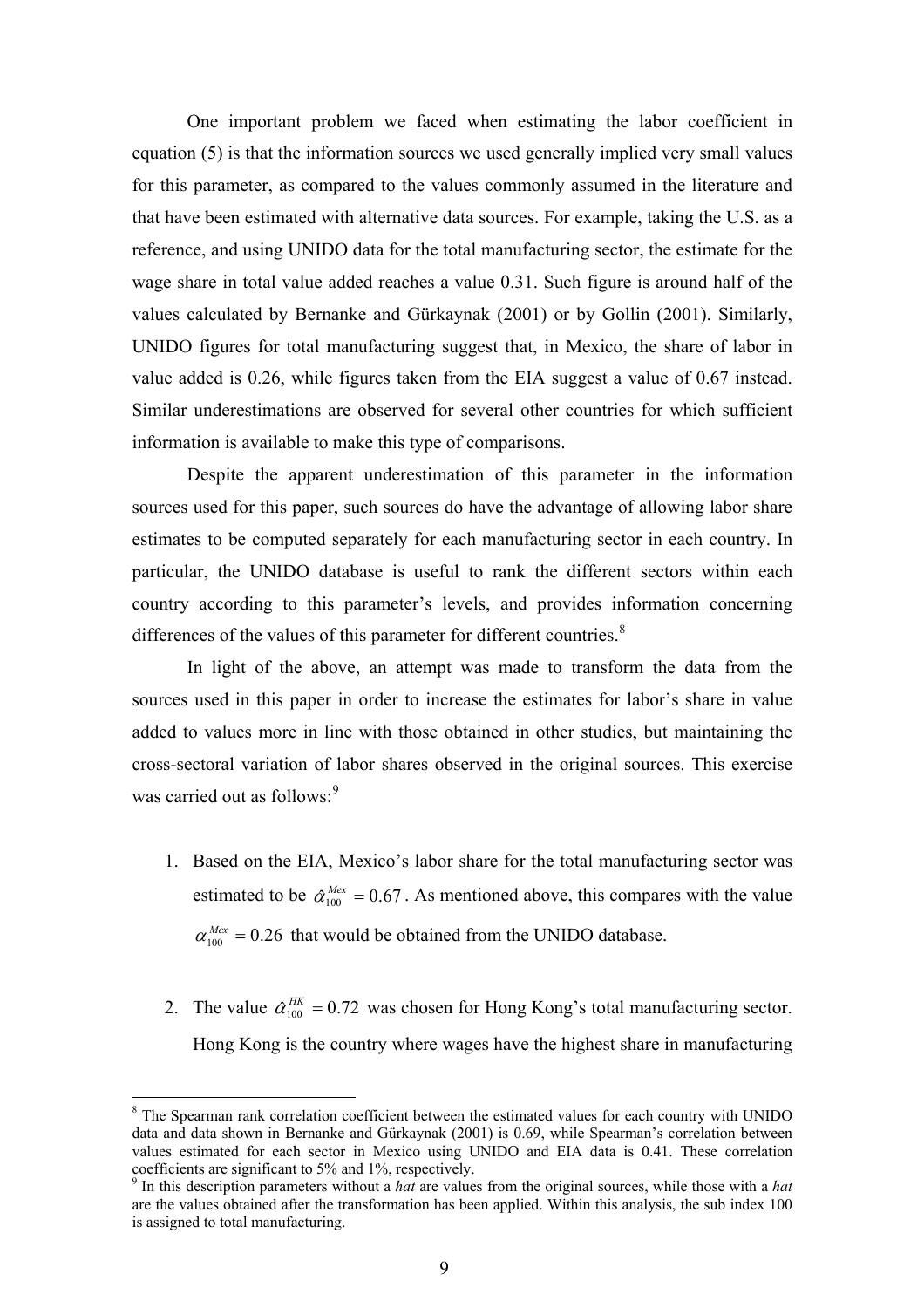One important problem we faced when estimating the labor coefficient in equation (5) is that the information sources we used generally implied very small values for this parameter, as compared to the values commonly assumed in the literature and that have been estimated with alternative data sources. For example, taking the U.S. as a reference, and using UNIDO data for the total manufacturing sector, the estimate for the wage share in total value added reaches a value 0.31. Such figure is around half of the values calculated by Bernanke and Gürkaynak (2001) or by Gollin (2001). Similarly, UNIDO figures for total manufacturing suggest that, in Mexico, the share of labor in value added is 0.26, while figures taken from the EIA suggest a value of 0.67 instead. Similar underestimations are observed for several other countries for which sufficient information is available to make this type of comparisons.

Despite the apparent underestimation of this parameter in the information sources used for this paper, such sources do have the advantage of allowing labor share estimates to be computed separately for each manufacturing sector in each country. In particular, the UNIDO database is useful to rank the different sectors within each country according to this parameter's levels, and provides information concerning differences of the values of this parameter for different countries.[8]

In light of the above, an attempt was made to transform the data from the sources used in this paper in order to increase the estimates for labor's share in value added to values more in line with those obtained in other studies, but maintaining the cross-sectoral variation of labor shares observed in the original sources. This exercise was carried out as follows:[9]

1. Based on the EIA, Mexico's labor share for the total manufacturing sector was estimated to be $\hat{\alpha}_{100}^{Mex} = 0.67$. As mentioned above, this compares with the value $\alpha_{100}^{Mex} = 0.26$ that would be obtained from the UNIDO database.

2. The value $\hat{\alpha}_{100}^{HK} = 0.72$ was chosen for Hong Kong's total manufacturing sector. Hong Kong is the country where wages have the highest share in manufacturing

---

[8] The Spearman rank correlation coefficient between the estimated values for each country with UNIDO data and data shown in Bernanke and Gürkaynak (2001) is 0.69, while Spearman's correlation between values estimated for each sector in Mexico using UNIDO and EIA data is 0.41. These correlation coefficients are significant to 5% and 1%, respectively.

[9] In this description parameters without a *hat* are values from the original sources, while those with a *hat* are the values obtained after the transformation has been applied. Within this analysis, the sub index 100 is assigned to total manufacturing.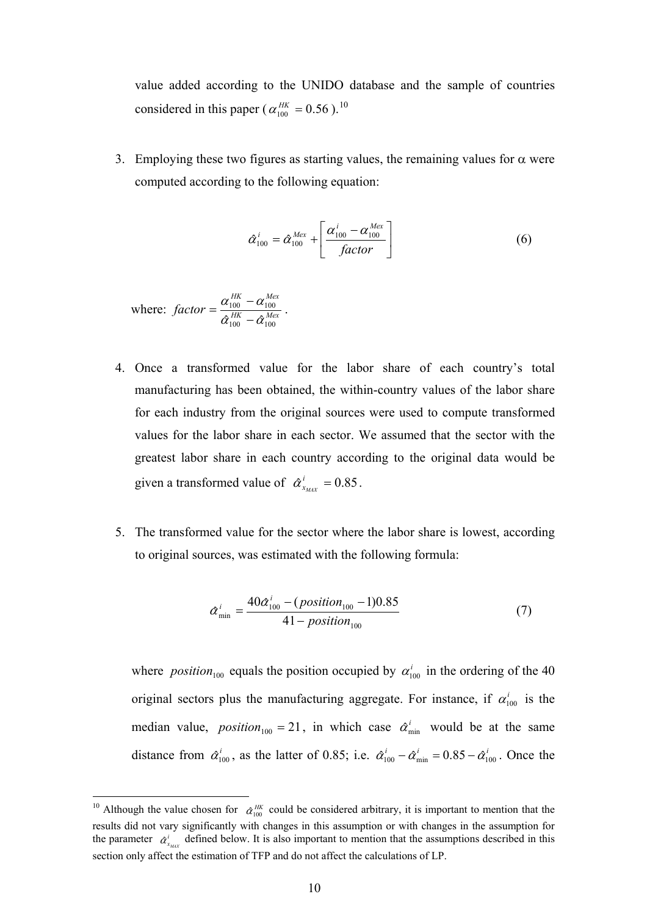value added according to the UNIDO database and the sample of countries considered in this paper ($\alpha_{100}^{HK} = 0.56$).[10]

3. Employing these two figures as starting values, the remaining values for α were computed according to the following equation:

$$\hat{\alpha}_{100}^{i} = \hat{\alpha}_{100}^{Mex} + \left[ \frac{\alpha_{100}^{i} - \alpha_{100}^{Mex}}{factor} \right] \tag{6}$$

where: $factor = \dfrac{\alpha_{100}^{HK} - \alpha_{100}^{Mex}}{\hat{\alpha}_{100}^{HK} - \hat{\alpha}_{100}^{Mex}}$.

4. Once a transformed value for the labor share of each country's total manufacturing has been obtained, the within-country values of the labor share for each industry from the original sources were used to compute transformed values for the labor share in each sector. We assumed that the sector with the greatest labor share in each country according to the original data would be given a transformed value of $\hat{\alpha}_{x_{MAX}}^{i} = 0.85$.

5. The transformed value for the sector where the labor share is lowest, according to original sources, was estimated with the following formula:

$$\hat{\alpha}_{\min}^{i} = \frac{40\hat{\alpha}_{100}^{i} - (position_{100} - 1)0.85}{41 - position_{100}} \tag{7}$$

where $position_{100}$ equals the position occupied by $\alpha_{100}^{i}$ in the ordering of the 40 original sectors plus the manufacturing aggregate. For instance, if $\alpha_{100}^{i}$ is the median value, $position_{100} = 21$, in which case $\hat{\alpha}_{\min}^{i}$ would be at the same distance from $\hat{\alpha}_{100}^{i}$, as the latter of 0.85; i.e. $\hat{\alpha}_{100}^{i} - \hat{\alpha}_{\min}^{i} = 0.85 - \hat{\alpha}_{100}^{i}$. Once the

[10] Although the value chosen for $\hat{\alpha}_{100}^{HK}$ could be considered arbitrary, it is important to mention that the results did not vary significantly with changes in this assumption or with changes in the assumption for the parameter $\hat{\alpha}_{x_{MAX}}^{i}$ defined below. It is also important to mention that the assumptions described in this section only affect the estimation of TFP and do not affect the calculations of LP.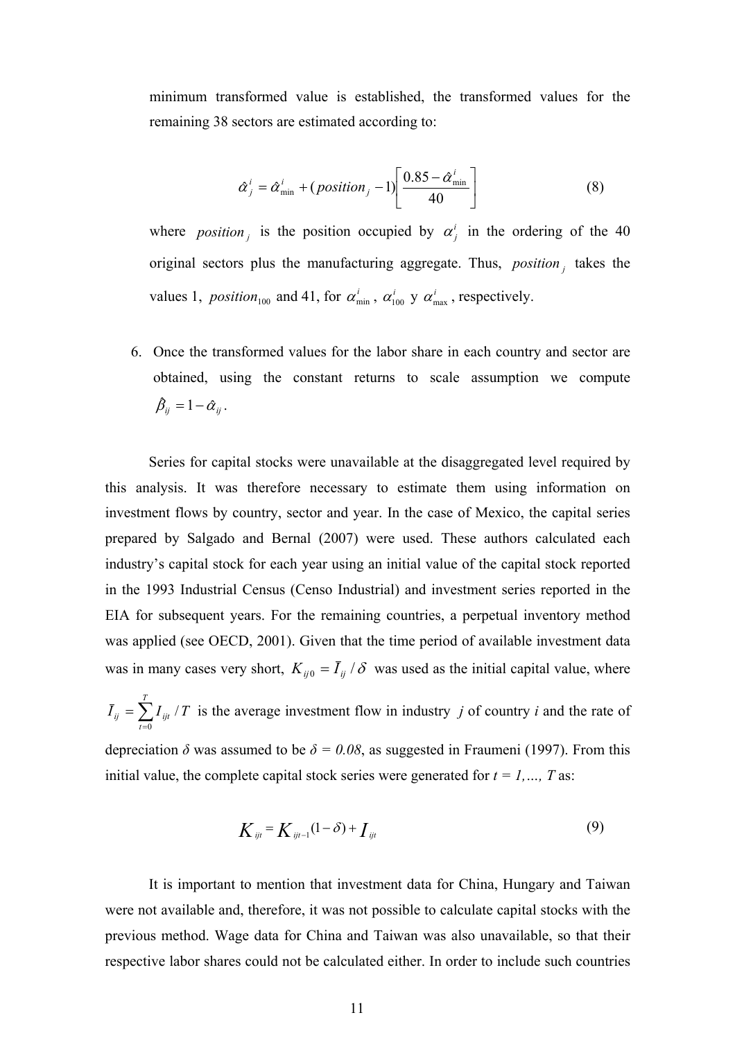minimum transformed value is established, the transformed values for the remaining 38 sectors are estimated according to:

$$\hat{\alpha}_j^i = \hat{\alpha}_{\min}^i + (position_j - 1)\left[\frac{0.85 - \hat{\alpha}_{\min}^i}{40}\right] \tag{8}$$

where $position_j$ is the position occupied by $\alpha_j^i$ in the ordering of the 40 original sectors plus the manufacturing aggregate. Thus, $position_j$ takes the values 1, $position_{100}$ and 41, for $\alpha_{\min}^i$, $\alpha_{100}^i$ y $\alpha_{\max}^i$, respectively.

6. Once the transformed values for the labor share in each country and sector are obtained, using the constant returns to scale assumption we compute $\hat{\beta}_{ij} = 1 - \hat{\alpha}_{ij}$.

Series for capital stocks were unavailable at the disaggregated level required by this analysis. It was therefore necessary to estimate them using information on investment flows by country, sector and year. In the case of Mexico, the capital series prepared by Salgado and Bernal (2007) were used. These authors calculated each industry's capital stock for each year using an initial value of the capital stock reported in the 1993 Industrial Census (Censo Industrial) and investment series reported in the EIA for subsequent years. For the remaining countries, a perpetual inventory method was applied (see OECD, 2001). Given that the time period of available investment data was in many cases very short, $K_{ij0} = \bar{I}_{ij} / \delta$ was used as the initial capital value, where $\bar{I}_{ij} = \sum_{t=0}^{T} I_{ijt} / T$ is the average investment flow in industry $j$ of country $i$ and the rate of depreciation $\delta$ was assumed to be $\delta = 0.08$, as suggested in Fraumeni (1997). From this initial value, the complete capital stock series were generated for $t = 1, \ldots, T$ as:

$$K_{ijt} = K_{ijt-1}(1-\delta) + I_{ijt} \tag{9}$$

It is important to mention that investment data for China, Hungary and Taiwan were not available and, therefore, it was not possible to calculate capital stocks with the previous method. Wage data for China and Taiwan was also unavailable, so that their respective labor shares could not be calculated either. In order to include such countries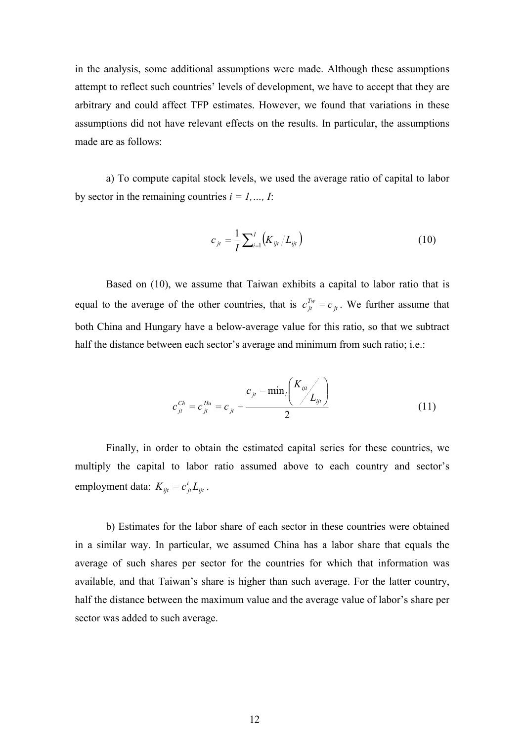in the analysis, some additional assumptions were made. Although these assumptions attempt to reflect such countries' levels of development, we have to accept that they are arbitrary and could affect TFP estimates. However, we found that variations in these assumptions did not have relevant effects on the results. In particular, the assumptions made are as follows:

a) To compute capital stock levels, we used the average ratio of capital to labor by sector in the remaining countries $i = 1, \ldots, I$:

$$c_{jt} = \frac{1}{I}\sum_{i=1}^{I}\left(K_{ijt} / L_{ijt}\right) \tag{10}$$

Based on (10), we assume that Taiwan exhibits a capital to labor ratio that is equal to the average of the other countries, that is $c_{jt}^{Tw} = c_{jt}$. We further assume that both China and Hungary have a below-average value for this ratio, so that we subtract half the distance between each sector's average and minimum from such ratio; i.e.:

$$c_{jt}^{Ch} = c_{jt}^{Hu} = c_{jt} - \frac{c_{jt} - \min_i\left(K_{ijt} / L_{ijt}\right)}{2} \tag{11}$$

Finally, in order to obtain the estimated capital series for these countries, we multiply the capital to labor ratio assumed above to each country and sector's employment data: $K_{ijt} = c_{jt}^{i} L_{ijt}$.

b) Estimates for the labor share of each sector in these countries were obtained in a similar way. In particular, we assumed China has a labor share that equals the average of such shares per sector for the countries for which that information was available, and that Taiwan's share is higher than such average. For the latter country, half the distance between the maximum value and the average value of labor's share per sector was added to such average.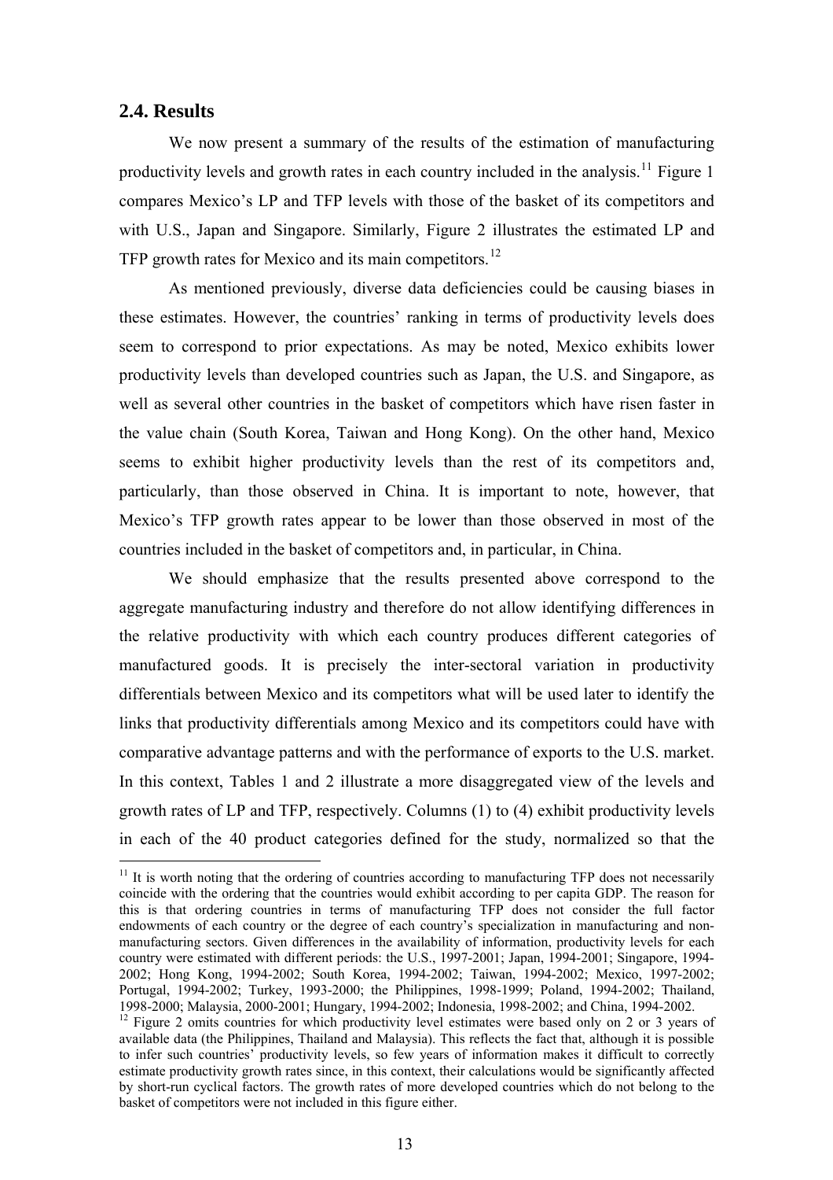## 2.4. Results

We now present a summary of the results of the estimation of manufacturing productivity levels and growth rates in each country included in the analysis.[11] Figure 1 compares Mexico's LP and TFP levels with those of the basket of its competitors and with U.S., Japan and Singapore. Similarly, Figure 2 illustrates the estimated LP and TFP growth rates for Mexico and its main competitors.[12]

As mentioned previously, diverse data deficiencies could be causing biases in these estimates. However, the countries' ranking in terms of productivity levels does seem to correspond to prior expectations. As may be noted, Mexico exhibits lower productivity levels than developed countries such as Japan, the U.S. and Singapore, as well as several other countries in the basket of competitors which have risen faster in the value chain (South Korea, Taiwan and Hong Kong). On the other hand, Mexico seems to exhibit higher productivity levels than the rest of its competitors and, particularly, than those observed in China. It is important to note, however, that Mexico's TFP growth rates appear to be lower than those observed in most of the countries included in the basket of competitors and, in particular, in China.

We should emphasize that the results presented above correspond to the aggregate manufacturing industry and therefore do not allow identifying differences in the relative productivity with which each country produces different categories of manufactured goods. It is precisely the inter-sectoral variation in productivity differentials between Mexico and its competitors what will be used later to identify the links that productivity differentials among Mexico and its competitors could have with comparative advantage patterns and with the performance of exports to the U.S. market. In this context, Tables 1 and 2 illustrate a more disaggregated view of the levels and growth rates of LP and TFP, respectively. Columns (1) to (4) exhibit productivity levels in each of the 40 product categories defined for the study, normalized so that the

---

[11] It is worth noting that the ordering of countries according to manufacturing TFP does not necessarily coincide with the ordering that the countries would exhibit according to per capita GDP. The reason for this is that ordering countries in terms of manufacturing TFP does not consider the full factor endowments of each country or the degree of each country's specialization in manufacturing and non-manufacturing sectors. Given differences in the availability of information, productivity levels for each country were estimated with different periods: the U.S., 1997-2001; Japan, 1994-2001; Singapore, 1994-2002; Hong Kong, 1994-2002; South Korea, 1994-2002; Taiwan, 1994-2002; Mexico, 1997-2002; Portugal, 1994-2002; Turkey, 1993-2000; the Philippines, 1998-1999; Poland, 1994-2002; Thailand, 1998-2000; Malaysia, 2000-2001; Hungary, 1994-2002; Indonesia, 1998-2002; and China, 1994-2002.

[12] Figure 2 omits countries for which productivity level estimates were based only on 2 or 3 years of available data (the Philippines, Thailand and Malaysia). This reflects the fact that, although it is possible to infer such countries' productivity levels, so few years of information makes it difficult to correctly estimate productivity growth rates since, in this context, their calculations would be significantly affected by short-run cyclical factors. The growth rates of more developed countries which do not belong to the basket of competitors were not included in this figure either.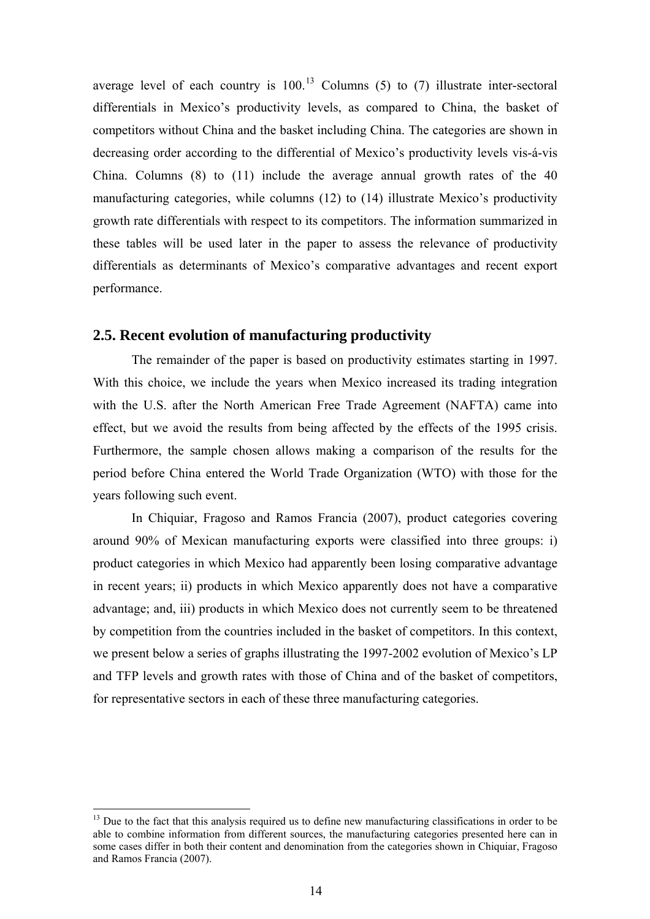average level of each country is 100.[13] Columns (5) to (7) illustrate inter-sectoral differentials in Mexico's productivity levels, as compared to China, the basket of competitors without China and the basket including China. The categories are shown in decreasing order according to the differential of Mexico's productivity levels vis-á-vis China. Columns (8) to (11) include the average annual growth rates of the 40 manufacturing categories, while columns (12) to (14) illustrate Mexico's productivity growth rate differentials with respect to its competitors. The information summarized in these tables will be used later in the paper to assess the relevance of productivity differentials as determinants of Mexico's comparative advantages and recent export performance.

## 2.5. Recent evolution of manufacturing productivity

The remainder of the paper is based on productivity estimates starting in 1997. With this choice, we include the years when Mexico increased its trading integration with the U.S. after the North American Free Trade Agreement (NAFTA) came into effect, but we avoid the results from being affected by the effects of the 1995 crisis. Furthermore, the sample chosen allows making a comparison of the results for the period before China entered the World Trade Organization (WTO) with those for the years following such event.

In Chiquiar, Fragoso and Ramos Francia (2007), product categories covering around 90% of Mexican manufacturing exports were classified into three groups: i) product categories in which Mexico had apparently been losing comparative advantage in recent years; ii) products in which Mexico apparently does not have a comparative advantage; and, iii) products in which Mexico does not currently seem to be threatened by competition from the countries included in the basket of competitors. In this context, we present below a series of graphs illustrating the 1997-2002 evolution of Mexico's LP and TFP levels and growth rates with those of China and of the basket of competitors, for representative sectors in each of these three manufacturing categories.

[13] Due to the fact that this analysis required us to define new manufacturing classifications in order to be able to combine information from different sources, the manufacturing categories presented here can in some cases differ in both their content and denomination from the categories shown in Chiquiar, Fragoso and Ramos Francia (2007).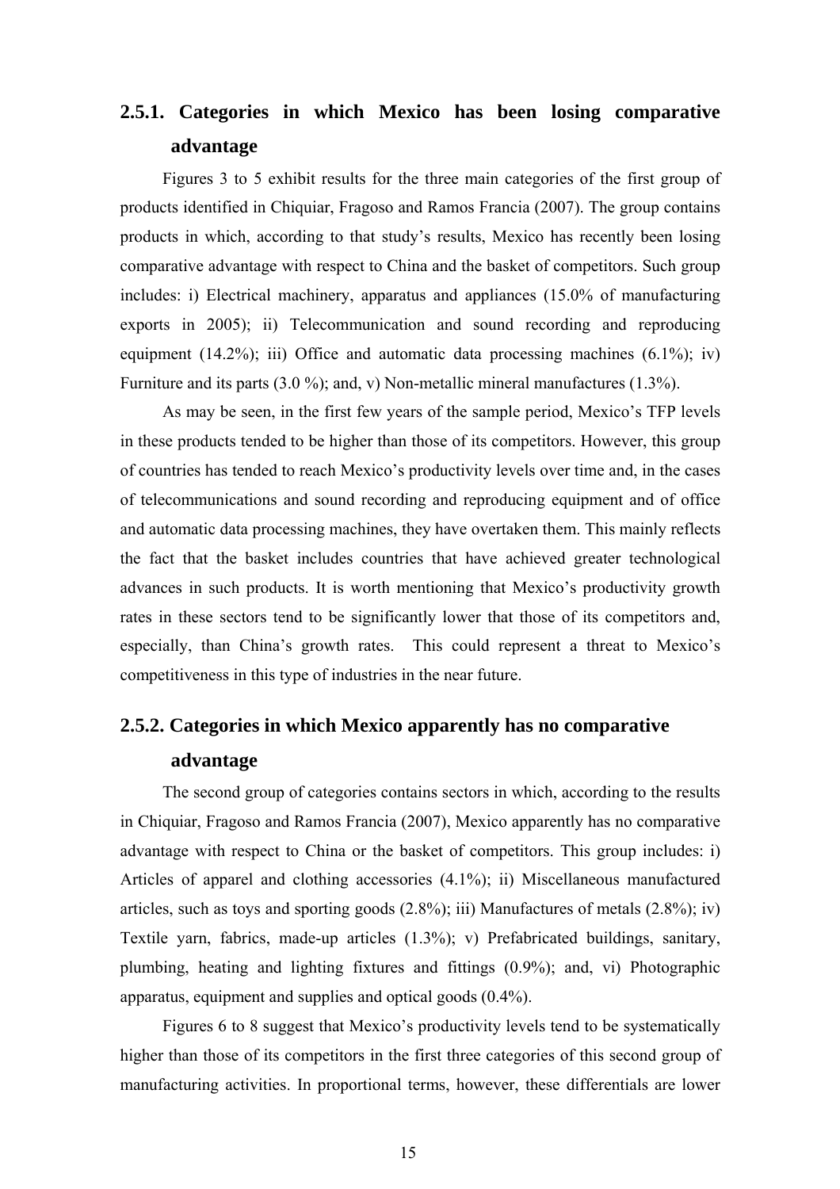### 2.5.1. Categories in which Mexico has been losing comparative advantage

Figures 3 to 5 exhibit results for the three main categories of the first group of products identified in Chiquiar, Fragoso and Ramos Francia (2007). The group contains products in which, according to that study's results, Mexico has recently been losing comparative advantage with respect to China and the basket of competitors. Such group includes: i) Electrical machinery, apparatus and appliances (15.0% of manufacturing exports in 2005); ii) Telecommunication and sound recording and reproducing equipment (14.2%); iii) Office and automatic data processing machines (6.1%); iv) Furniture and its parts (3.0 %); and, v) Non-metallic mineral manufactures (1.3%).

As may be seen, in the first few years of the sample period, Mexico's TFP levels in these products tended to be higher than those of its competitors. However, this group of countries has tended to reach Mexico's productivity levels over time and, in the cases of telecommunications and sound recording and reproducing equipment and of office and automatic data processing machines, they have overtaken them. This mainly reflects the fact that the basket includes countries that have achieved greater technological advances in such products. It is worth mentioning that Mexico's productivity growth rates in these sectors tend to be significantly lower that those of its competitors and, especially, than China's growth rates. This could represent a threat to Mexico's competitiveness in this type of industries in the near future.

### 2.5.2. Categories in which Mexico apparently has no comparative advantage

The second group of categories contains sectors in which, according to the results in Chiquiar, Fragoso and Ramos Francia (2007), Mexico apparently has no comparative advantage with respect to China or the basket of competitors. This group includes: i) Articles of apparel and clothing accessories (4.1%); ii) Miscellaneous manufactured articles, such as toys and sporting goods (2.8%); iii) Manufactures of metals (2.8%); iv) Textile yarn, fabrics, made-up articles (1.3%); v) Prefabricated buildings, sanitary, plumbing, heating and lighting fixtures and fittings (0.9%); and, vi) Photographic apparatus, equipment and supplies and optical goods (0.4%).

Figures 6 to 8 suggest that Mexico's productivity levels tend to be systematically higher than those of its competitors in the first three categories of this second group of manufacturing activities. In proportional terms, however, these differentials are lower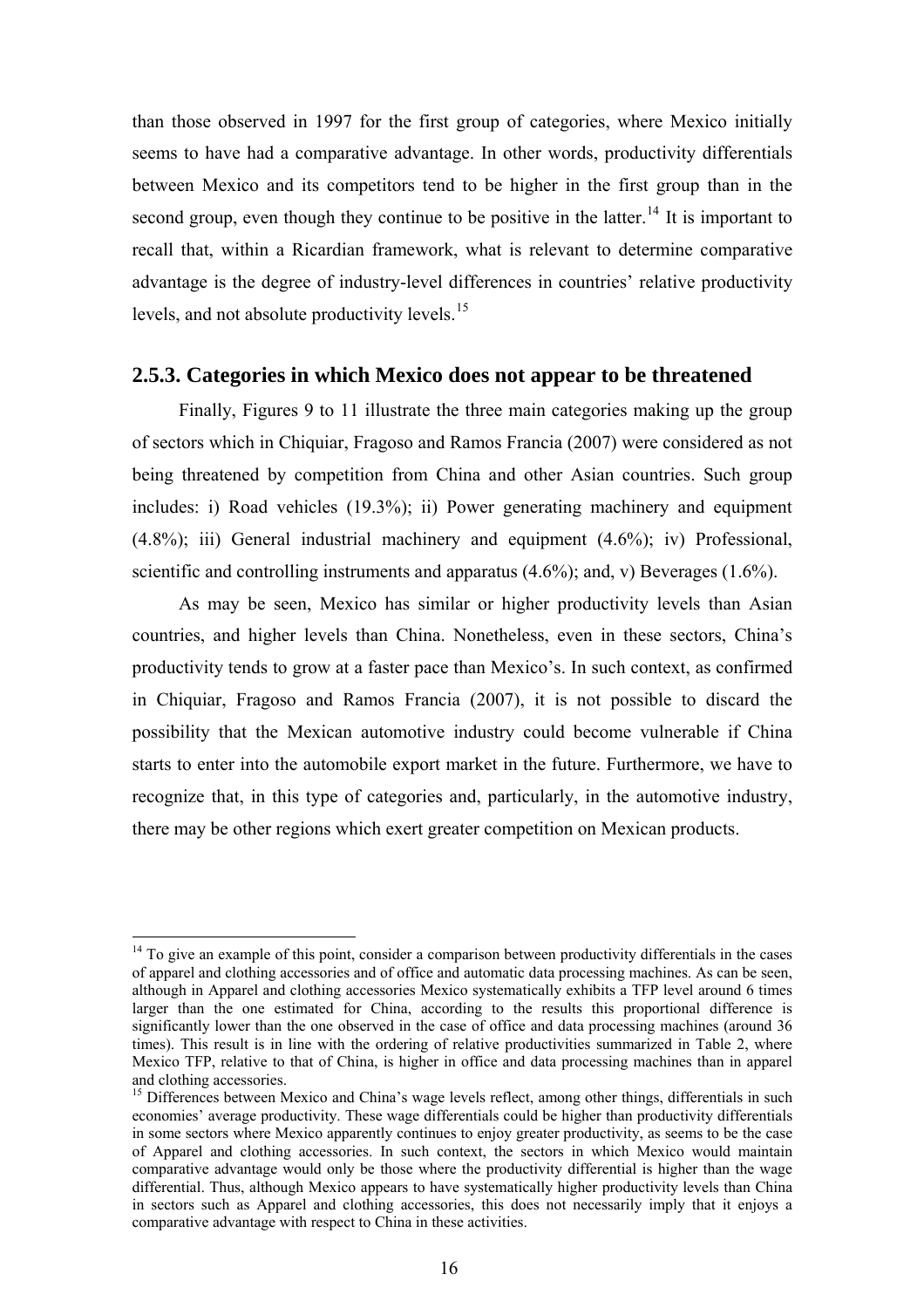than those observed in 1997 for the first group of categories, where Mexico initially seems to have had a comparative advantage. In other words, productivity differentials between Mexico and its competitors tend to be higher in the first group than in the second group, even though they continue to be positive in the latter.[14] It is important to recall that, within a Ricardian framework, what is relevant to determine comparative advantage is the degree of industry-level differences in countries' relative productivity levels, and not absolute productivity levels.[15]

### 2.5.3. Categories in which Mexico does not appear to be threatened

Finally, Figures 9 to 11 illustrate the three main categories making up the group of sectors which in Chiquiar, Fragoso and Ramos Francia (2007) were considered as not being threatened by competition from China and other Asian countries. Such group includes: i) Road vehicles (19.3%); ii) Power generating machinery and equipment (4.8%); iii) General industrial machinery and equipment (4.6%); iv) Professional, scientific and controlling instruments and apparatus (4.6%); and, v) Beverages (1.6%).

As may be seen, Mexico has similar or higher productivity levels than Asian countries, and higher levels than China. Nonetheless, even in these sectors, China's productivity tends to grow at a faster pace than Mexico's. In such context, as confirmed in Chiquiar, Fragoso and Ramos Francia (2007), it is not possible to discard the possibility that the Mexican automotive industry could become vulnerable if China starts to enter into the automobile export market in the future. Furthermore, we have to recognize that, in this type of categories and, particularly, in the automotive industry, there may be other regions which exert greater competition on Mexican products.

---

[14] To give an example of this point, consider a comparison between productivity differentials in the cases of apparel and clothing accessories and of office and automatic data processing machines. As can be seen, although in Apparel and clothing accessories Mexico systematically exhibits a TFP level around 6 times larger than the one estimated for China, according to the results this proportional difference is significantly lower than the one observed in the case of office and data processing machines (around 36 times). This result is in line with the ordering of relative productivities summarized in Table 2, where Mexico TFP, relative to that of China, is higher in office and data processing machines than in apparel and clothing accessories.

[15] Differences between Mexico and China's wage levels reflect, among other things, differentials in such economies' average productivity. These wage differentials could be higher than productivity differentials in some sectors where Mexico apparently continues to enjoy greater productivity, as seems to be the case of Apparel and clothing accessories. In such context, the sectors in which Mexico would maintain comparative advantage would only be those where the productivity differential is higher than the wage differential. Thus, although Mexico appears to have systematically higher productivity levels than China in sectors such as Apparel and clothing accessories, this does not necessarily imply that it enjoys a comparative advantage with respect to China in these activities.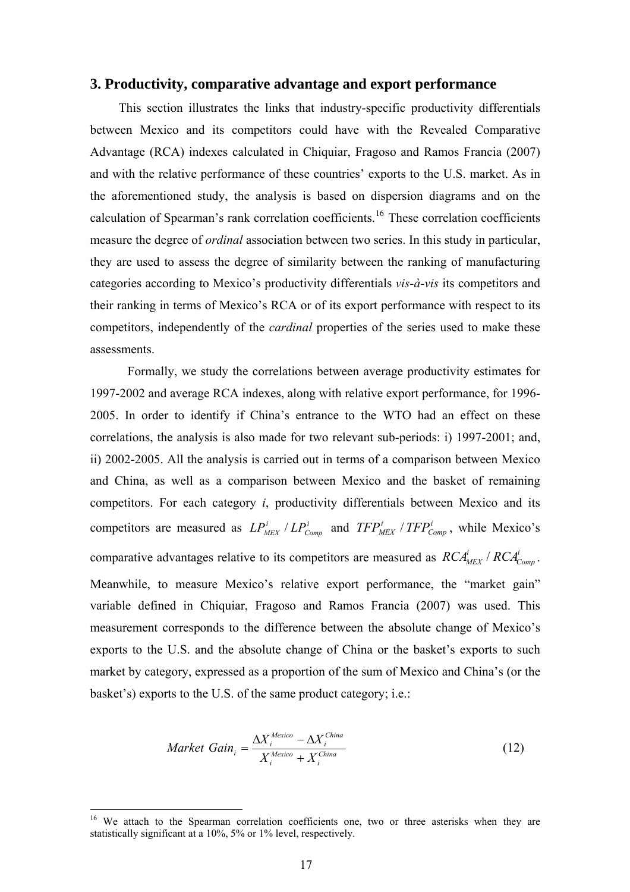## 3. Productivity, comparative advantage and export performance

This section illustrates the links that industry-specific productivity differentials between Mexico and its competitors could have with the Revealed Comparative Advantage (RCA) indexes calculated in Chiquiar, Fragoso and Ramos Francia (2007) and with the relative performance of these countries' exports to the U.S. market. As in the aforementioned study, the analysis is based on dispersion diagrams and on the calculation of Spearman's rank correlation coefficients.[16] These correlation coefficients measure the degree of *ordinal* association between two series. In this study in particular, they are used to assess the degree of similarity between the ranking of manufacturing categories according to Mexico's productivity differentials *vis-à-vis* its competitors and their ranking in terms of Mexico's RCA or of its export performance with respect to its competitors, independently of the *cardinal* properties of the series used to make these assessments.

Formally, we study the correlations between average productivity estimates for 1997-2002 and average RCA indexes, along with relative export performance, for 1996-2005. In order to identify if China's entrance to the WTO had an effect on these correlations, the analysis is also made for two relevant sub-periods: i) 1997-2001; and, ii) 2002-2005. All the analysis is carried out in terms of a comparison between Mexico and China, as well as a comparison between Mexico and the basket of remaining competitors. For each category *i*, productivity differentials between Mexico and its competitors are measured as $LP^i_{MEX} / LP^i_{Comp}$ and $TFP^i_{MEX} / TFP^i_{Comp}$, while Mexico's comparative advantages relative to its competitors are measured as $RCA^i_{MEX} / RCA^i_{Comp}$. Meanwhile, to measure Mexico's relative export performance, the "market gain" variable defined in Chiquiar, Fragoso and Ramos Francia (2007) was used. This measurement corresponds to the difference between the absolute change of Mexico's exports to the U.S. and the absolute change of China or the basket's exports to such market by category, expressed as a proportion of the sum of Mexico and China's (or the basket's) exports to the U.S. of the same product category; i.e.:

$$Market\ Gain_i = \frac{\Delta X_i^{Mexico} - \Delta X_i^{China}}{X_i^{Mexico} + X_i^{China}} \tag{12}$$

[16] We attach to the Spearman correlation coefficients one, two or three asterisks when they are statistically significant at a 10%, 5% or 1% level, respectively.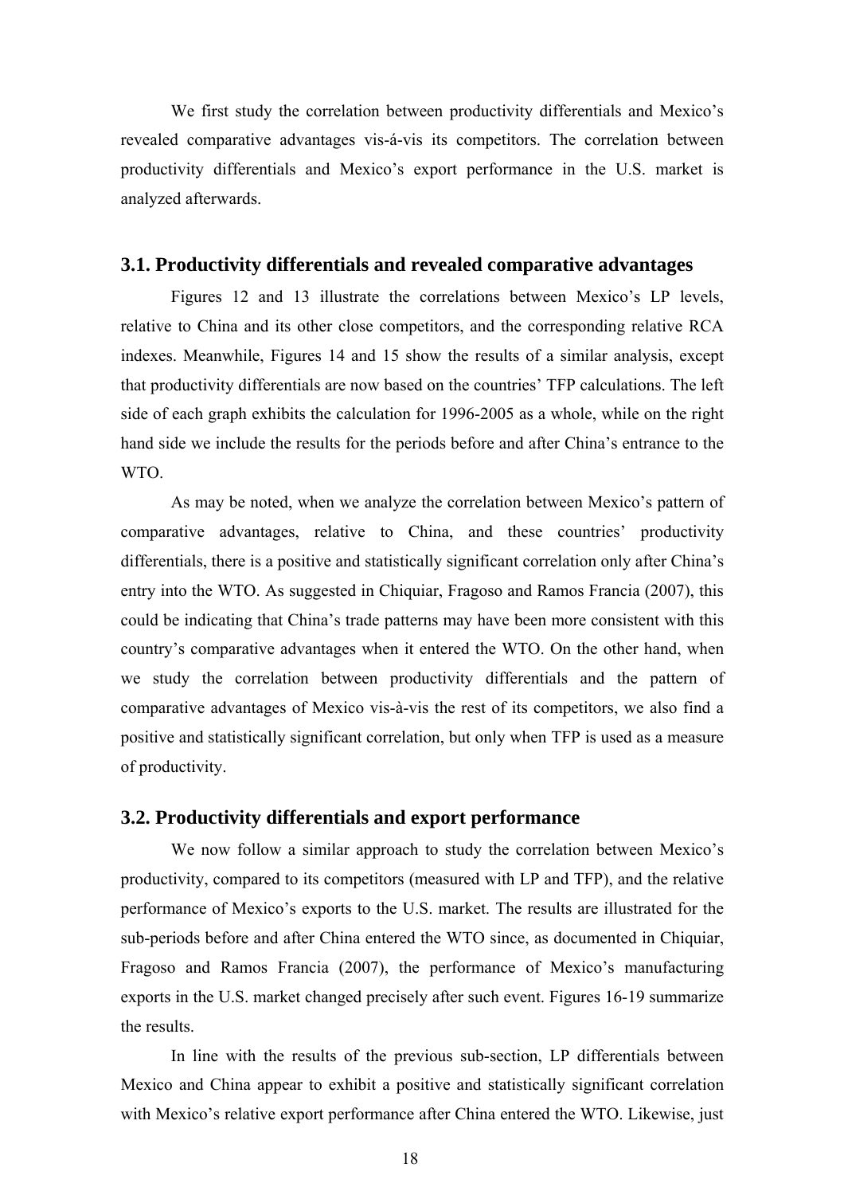We first study the correlation between productivity differentials and Mexico's revealed comparative advantages vis-á-vis its competitors. The correlation between productivity differentials and Mexico's export performance in the U.S. market is analyzed afterwards.

### 3.1. Productivity differentials and revealed comparative advantages

Figures 12 and 13 illustrate the correlations between Mexico's LP levels, relative to China and its other close competitors, and the corresponding relative RCA indexes. Meanwhile, Figures 14 and 15 show the results of a similar analysis, except that productivity differentials are now based on the countries' TFP calculations. The left side of each graph exhibits the calculation for 1996-2005 as a whole, while on the right hand side we include the results for the periods before and after China's entrance to the WTO.

As may be noted, when we analyze the correlation between Mexico's pattern of comparative advantages, relative to China, and these countries' productivity differentials, there is a positive and statistically significant correlation only after China's entry into the WTO. As suggested in Chiquiar, Fragoso and Ramos Francia (2007), this could be indicating that China's trade patterns may have been more consistent with this country's comparative advantages when it entered the WTO. On the other hand, when we study the correlation between productivity differentials and the pattern of comparative advantages of Mexico vis-à-vis the rest of its competitors, we also find a positive and statistically significant correlation, but only when TFP is used as a measure of productivity.

### 3.2. Productivity differentials and export performance

We now follow a similar approach to study the correlation between Mexico's productivity, compared to its competitors (measured with LP and TFP), and the relative performance of Mexico's exports to the U.S. market. The results are illustrated for the sub-periods before and after China entered the WTO since, as documented in Chiquiar, Fragoso and Ramos Francia (2007), the performance of Mexico's manufacturing exports in the U.S. market changed precisely after such event. Figures 16-19 summarize the results.

In line with the results of the previous sub-section, LP differentials between Mexico and China appear to exhibit a positive and statistically significant correlation with Mexico's relative export performance after China entered the WTO. Likewise, just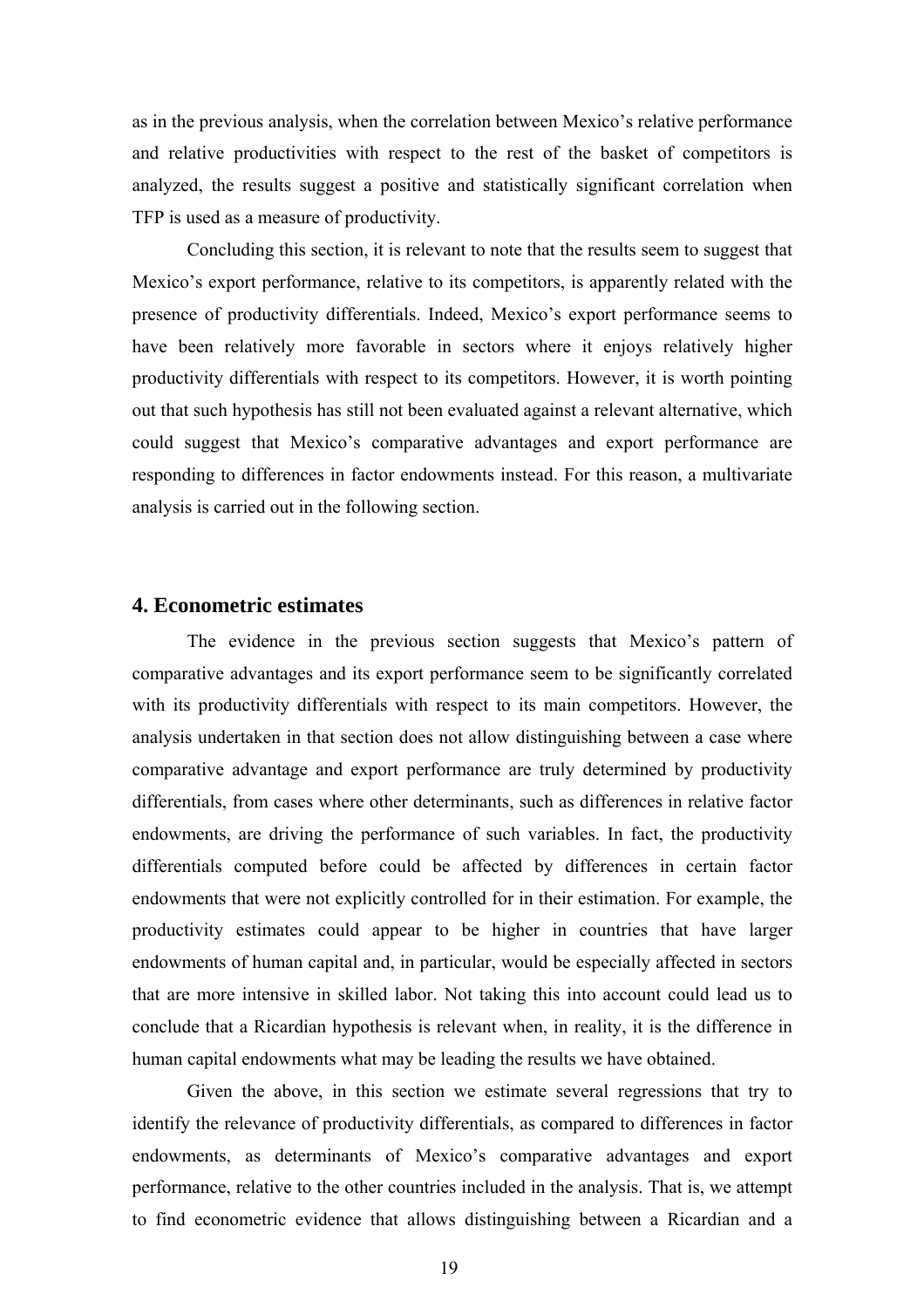as in the previous analysis, when the correlation between Mexico's relative performance and relative productivities with respect to the rest of the basket of competitors is analyzed, the results suggest a positive and statistically significant correlation when TFP is used as a measure of productivity.

Concluding this section, it is relevant to note that the results seem to suggest that Mexico's export performance, relative to its competitors, is apparently related with the presence of productivity differentials. Indeed, Mexico's export performance seems to have been relatively more favorable in sectors where it enjoys relatively higher productivity differentials with respect to its competitors. However, it is worth pointing out that such hypothesis has still not been evaluated against a relevant alternative, which could suggest that Mexico's comparative advantages and export performance are responding to differences in factor endowments instead. For this reason, a multivariate analysis is carried out in the following section.

## 4. Econometric estimates

The evidence in the previous section suggests that Mexico's pattern of comparative advantages and its export performance seem to be significantly correlated with its productivity differentials with respect to its main competitors. However, the analysis undertaken in that section does not allow distinguishing between a case where comparative advantage and export performance are truly determined by productivity differentials, from cases where other determinants, such as differences in relative factor endowments, are driving the performance of such variables. In fact, the productivity differentials computed before could be affected by differences in certain factor endowments that were not explicitly controlled for in their estimation. For example, the productivity estimates could appear to be higher in countries that have larger endowments of human capital and, in particular, would be especially affected in sectors that are more intensive in skilled labor. Not taking this into account could lead us to conclude that a Ricardian hypothesis is relevant when, in reality, it is the difference in human capital endowments what may be leading the results we have obtained.

Given the above, in this section we estimate several regressions that try to identify the relevance of productivity differentials, as compared to differences in factor endowments, as determinants of Mexico's comparative advantages and export performance, relative to the other countries included in the analysis. That is, we attempt to find econometric evidence that allows distinguishing between a Ricardian and a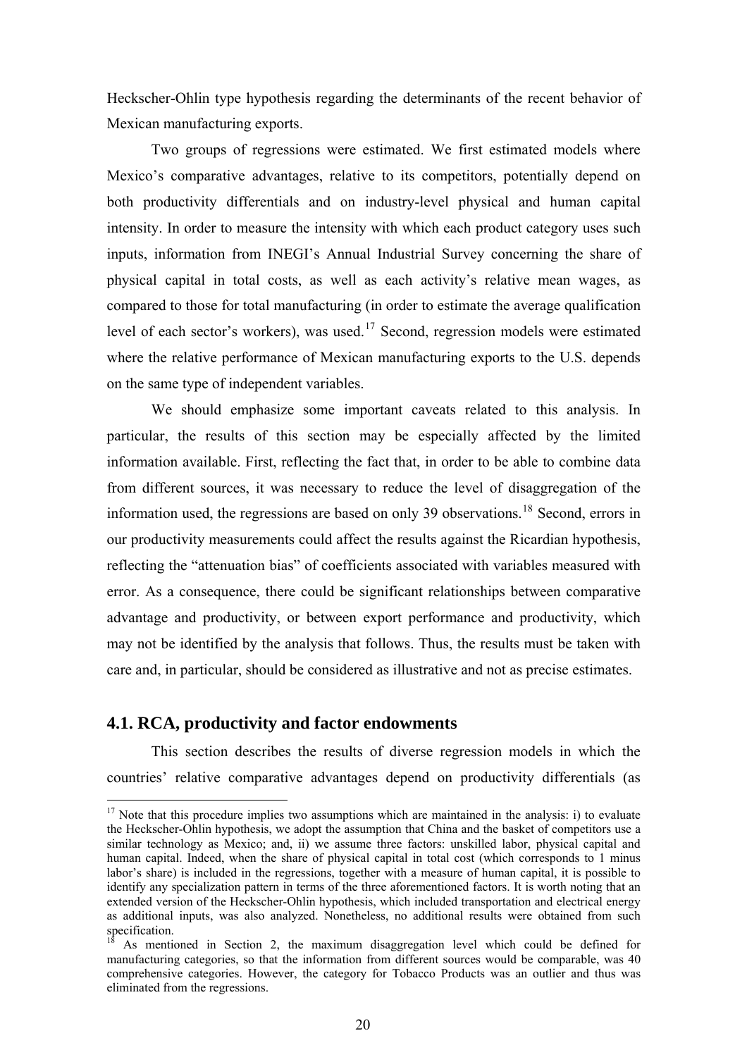Heckscher-Ohlin type hypothesis regarding the determinants of the recent behavior of Mexican manufacturing exports.

Two groups of regressions were estimated. We first estimated models where Mexico's comparative advantages, relative to its competitors, potentially depend on both productivity differentials and on industry-level physical and human capital intensity. In order to measure the intensity with which each product category uses such inputs, information from INEGI's Annual Industrial Survey concerning the share of physical capital in total costs, as well as each activity's relative mean wages, as compared to those for total manufacturing (in order to estimate the average qualification level of each sector's workers), was used.[17] Second, regression models were estimated where the relative performance of Mexican manufacturing exports to the U.S. depends on the same type of independent variables.

We should emphasize some important caveats related to this analysis. In particular, the results of this section may be especially affected by the limited information available. First, reflecting the fact that, in order to be able to combine data from different sources, it was necessary to reduce the level of disaggregation of the information used, the regressions are based on only 39 observations.[18] Second, errors in our productivity measurements could affect the results against the Ricardian hypothesis, reflecting the "attenuation bias" of coefficients associated with variables measured with error. As a consequence, there could be significant relationships between comparative advantage and productivity, or between export performance and productivity, which may not be identified by the analysis that follows. Thus, the results must be taken with care and, in particular, should be considered as illustrative and not as precise estimates.

### 4.1. RCA, productivity and factor endowments

This section describes the results of diverse regression models in which the countries' relative comparative advantages depend on productivity differentials (as

---

[17] Note that this procedure implies two assumptions which are maintained in the analysis: i) to evaluate the Heckscher-Ohlin hypothesis, we adopt the assumption that China and the basket of competitors use a similar technology as Mexico; and, ii) we assume three factors: unskilled labor, physical capital and human capital. Indeed, when the share of physical capital in total cost (which corresponds to 1 minus labor's share) is included in the regressions, together with a measure of human capital, it is possible to identify any specialization pattern in terms of the three aforementioned factors. It is worth noting that an extended version of the Heckscher-Ohlin hypothesis, which included transportation and electrical energy as additional inputs, was also analyzed. Nonetheless, no additional results were obtained from such specification.

[18] As mentioned in Section 2, the maximum disaggregation level which could be defined for manufacturing categories, so that the information from different sources would be comparable, was 40 comprehensive categories. However, the category for Tobacco Products was an outlier and thus was eliminated from the regressions.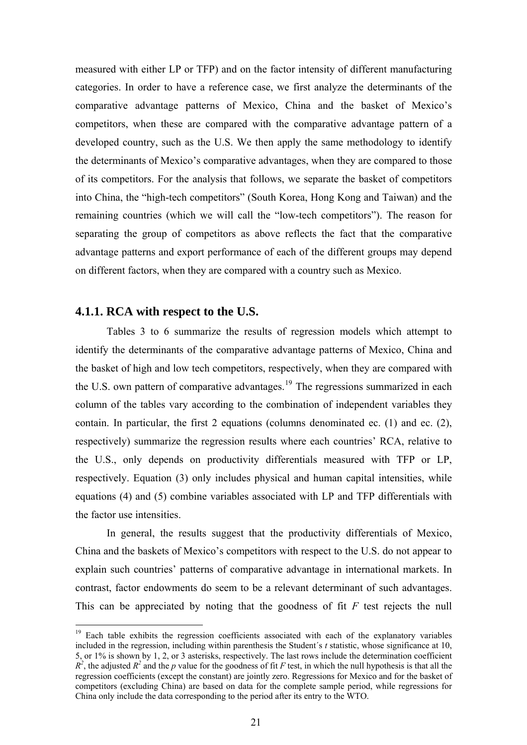measured with either LP or TFP) and on the factor intensity of different manufacturing categories. In order to have a reference case, we first analyze the determinants of the comparative advantage patterns of Mexico, China and the basket of Mexico's competitors, when these are compared with the comparative advantage pattern of a developed country, such as the U.S. We then apply the same methodology to identify the determinants of Mexico's comparative advantages, when they are compared to those of its competitors. For the analysis that follows, we separate the basket of competitors into China, the "high-tech competitors" (South Korea, Hong Kong and Taiwan) and the remaining countries (which we will call the "low-tech competitors"). The reason for separating the group of competitors as above reflects the fact that the comparative advantage patterns and export performance of each of the different groups may depend on different factors, when they are compared with a country such as Mexico.

### 4.1.1. RCA with respect to the U.S.

Tables 3 to 6 summarize the results of regression models which attempt to identify the determinants of the comparative advantage patterns of Mexico, China and the basket of high and low tech competitors, respectively, when they are compared with the U.S. own pattern of comparative advantages.[19] The regressions summarized in each column of the tables vary according to the combination of independent variables they contain. In particular, the first 2 equations (columns denominated ec. (1) and ec. (2), respectively) summarize the regression results where each countries' RCA, relative to the U.S., only depends on productivity differentials measured with TFP or LP, respectively. Equation (3) only includes physical and human capital intensities, while equations (4) and (5) combine variables associated with LP and TFP differentials with the factor use intensities.

In general, the results suggest that the productivity differentials of Mexico, China and the baskets of Mexico's competitors with respect to the U.S. do not appear to explain such countries' patterns of comparative advantage in international markets. In contrast, factor endowments do seem to be a relevant determinant of such advantages. This can be appreciated by noting that the goodness of fit *F* test rejects the null

---

[19] Each table exhibits the regression coefficients associated with each of the explanatory variables included in the regression, including within parenthesis the Student´s *t* statistic, whose significance at 10, 5, or 1% is shown by 1, 2, or 3 asterisks, respectively. The last rows include the determination coefficient $R^2$, the adjusted $R^2$ and the *p* value for the goodness of fit *F* test, in which the null hypothesis is that all the regression coefficients (except the constant) are jointly zero. Regressions for Mexico and for the basket of competitors (excluding China) are based on data for the complete sample period, while regressions for China only include the data corresponding to the period after its entry to the WTO.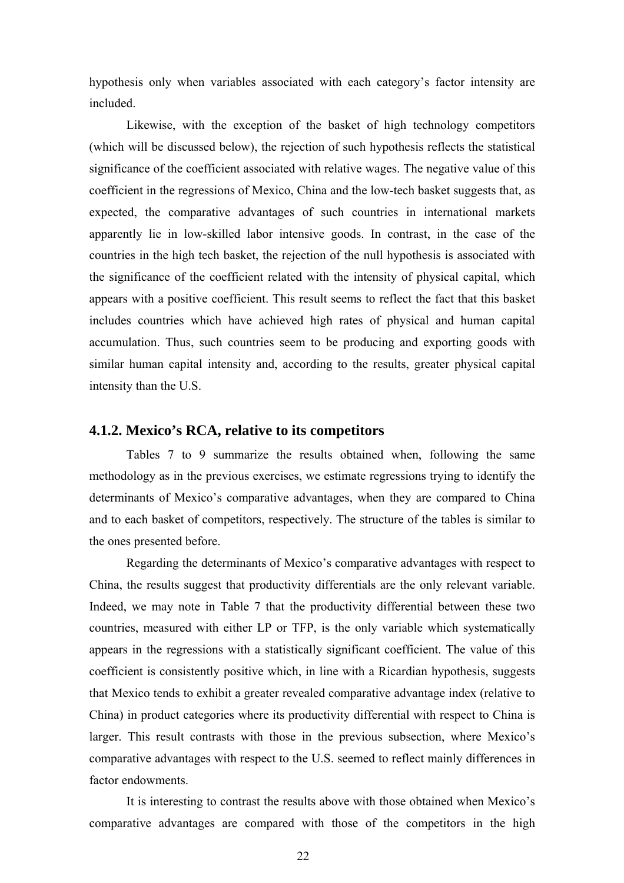hypothesis only when variables associated with each category's factor intensity are included.

Likewise, with the exception of the basket of high technology competitors (which will be discussed below), the rejection of such hypothesis reflects the statistical significance of the coefficient associated with relative wages. The negative value of this coefficient in the regressions of Mexico, China and the low-tech basket suggests that, as expected, the comparative advantages of such countries in international markets apparently lie in low-skilled labor intensive goods. In contrast, in the case of the countries in the high tech basket, the rejection of the null hypothesis is associated with the significance of the coefficient related with the intensity of physical capital, which appears with a positive coefficient. This result seems to reflect the fact that this basket includes countries which have achieved high rates of physical and human capital accumulation. Thus, such countries seem to be producing and exporting goods with similar human capital intensity and, according to the results, greater physical capital intensity than the U.S.

### 4.1.2. Mexico's RCA, relative to its competitors

Tables 7 to 9 summarize the results obtained when, following the same methodology as in the previous exercises, we estimate regressions trying to identify the determinants of Mexico's comparative advantages, when they are compared to China and to each basket of competitors, respectively. The structure of the tables is similar to the ones presented before.

Regarding the determinants of Mexico's comparative advantages with respect to China, the results suggest that productivity differentials are the only relevant variable. Indeed, we may note in Table 7 that the productivity differential between these two countries, measured with either LP or TFP, is the only variable which systematically appears in the regressions with a statistically significant coefficient. The value of this coefficient is consistently positive which, in line with a Ricardian hypothesis, suggests that Mexico tends to exhibit a greater revealed comparative advantage index (relative to China) in product categories where its productivity differential with respect to China is larger. This result contrasts with those in the previous subsection, where Mexico's comparative advantages with respect to the U.S. seemed to reflect mainly differences in factor endowments.

It is interesting to contrast the results above with those obtained when Mexico's comparative advantages are compared with those of the competitors in the high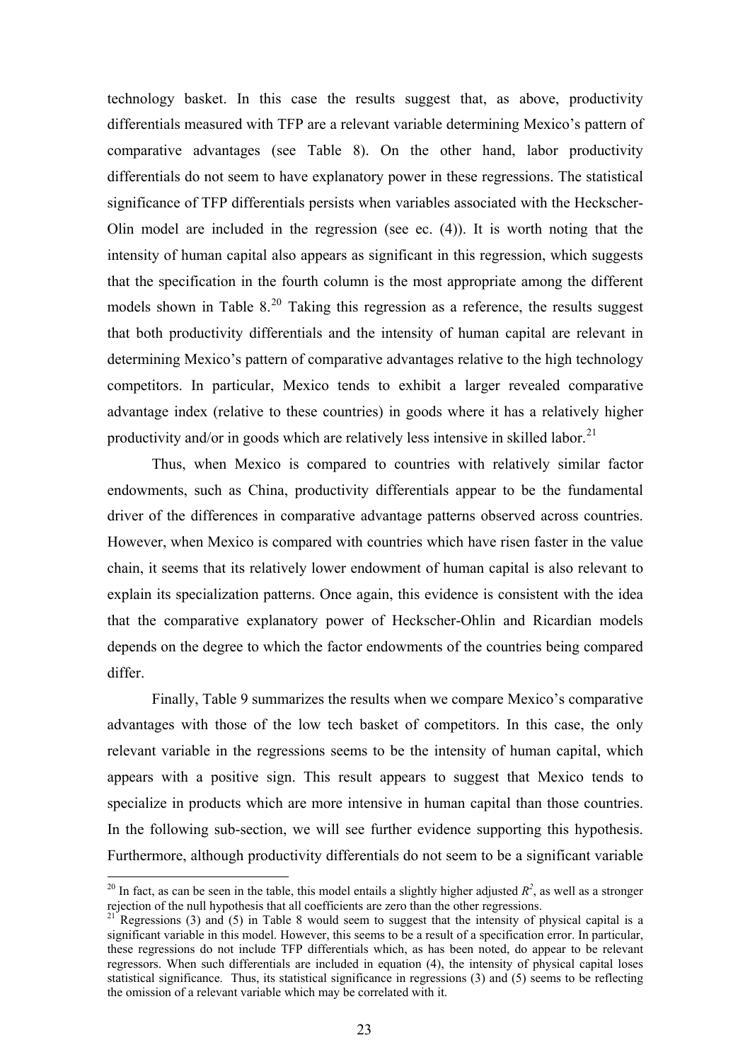technology basket. In this case the results suggest that, as above, productivity differentials measured with TFP are a relevant variable determining Mexico's pattern of comparative advantages (see Table 8). On the other hand, labor productivity differentials do not seem to have explanatory power in these regressions. The statistical significance of TFP differentials persists when variables associated with the Heckscher-Olin model are included in the regression (see ec. (4)). It is worth noting that the intensity of human capital also appears as significant in this regression, which suggests that the specification in the fourth column is the most appropriate among the different models shown in Table 8.[20] Taking this regression as a reference, the results suggest that both productivity differentials and the intensity of human capital are relevant in determining Mexico's pattern of comparative advantages relative to the high technology competitors. In particular, Mexico tends to exhibit a larger revealed comparative advantage index (relative to these countries) in goods where it has a relatively higher productivity and/or in goods which are relatively less intensive in skilled labor.[21]

Thus, when Mexico is compared to countries with relatively similar factor endowments, such as China, productivity differentials appear to be the fundamental driver of the differences in comparative advantage patterns observed across countries. However, when Mexico is compared with countries which have risen faster in the value chain, it seems that its relatively lower endowment of human capital is also relevant to explain its specialization patterns. Once again, this evidence is consistent with the idea that the comparative explanatory power of Heckscher-Ohlin and Ricardian models depends on the degree to which the factor endowments of the countries being compared differ.

Finally, Table 9 summarizes the results when we compare Mexico's comparative advantages with those of the low tech basket of competitors. In this case, the only relevant variable in the regressions seems to be the intensity of human capital, which appears with a positive sign. This result appears to suggest that Mexico tends to specialize in products which are more intensive in human capital than those countries. In the following sub-section, we will see further evidence supporting this hypothesis. Furthermore, although productivity differentials do not seem to be a significant variable

[20] In fact, as can be seen in the table, this model entails a slightly higher adjusted $R^2$, as well as a stronger rejection of the null hypothesis that all coefficients are zero than the other regressions.

[21] Regressions (3) and (5) in Table 8 would seem to suggest that the intensity of physical capital is a significant variable in this model. However, this seems to be a result of a specification error. In particular, these regressions do not include TFP differentials which, as has been noted, do appear to be relevant regressors. When such differentials are included in equation (4), the intensity of physical capital loses statistical significance. Thus, its statistical significance in regressions (3) and (5) seems to be reflecting the omission of a relevant variable which may be correlated with it.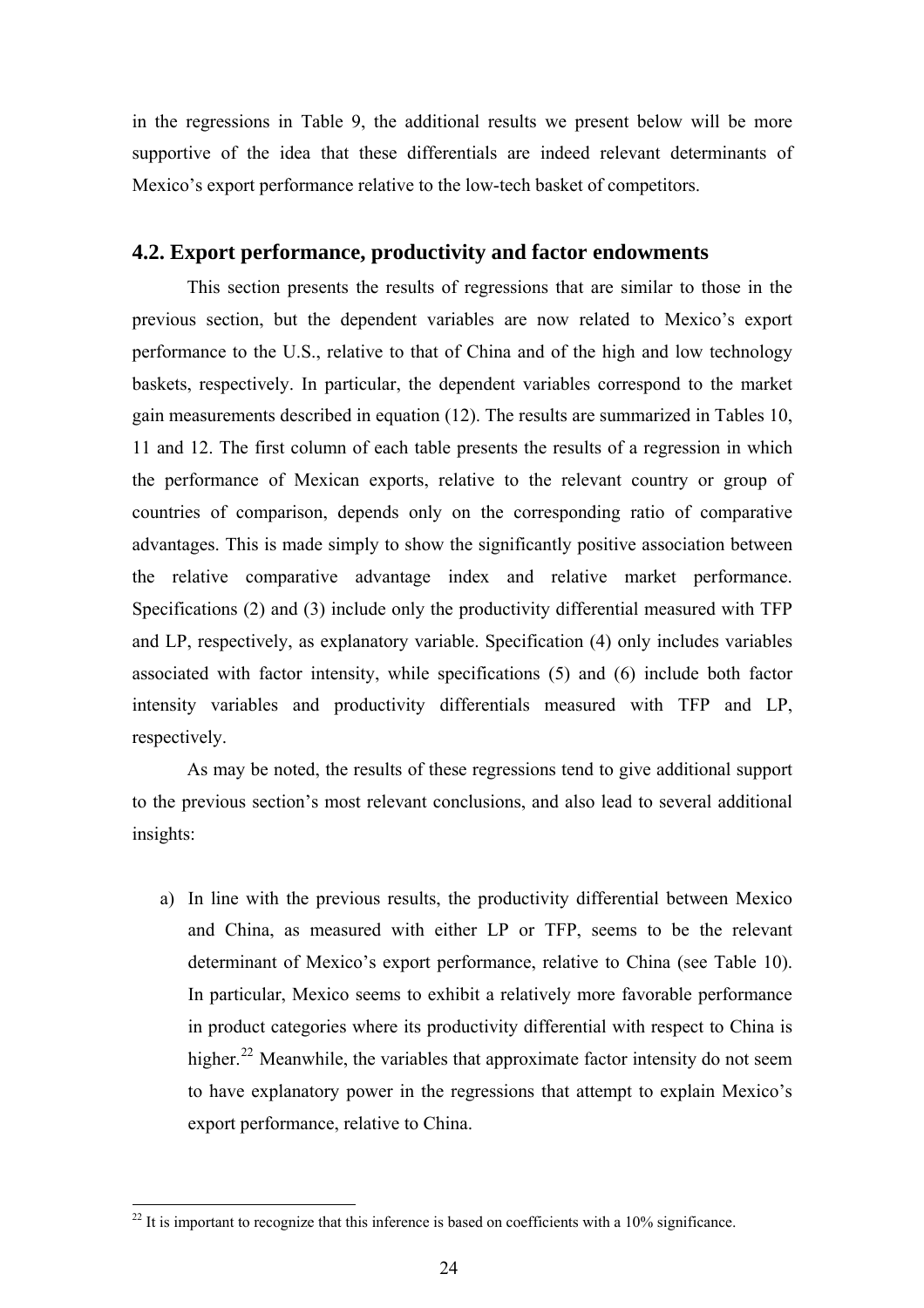in the regressions in Table 9, the additional results we present below will be more supportive of the idea that these differentials are indeed relevant determinants of Mexico's export performance relative to the low-tech basket of competitors.

## 4.2. Export performance, productivity and factor endowments

This section presents the results of regressions that are similar to those in the previous section, but the dependent variables are now related to Mexico's export performance to the U.S., relative to that of China and of the high and low technology baskets, respectively. In particular, the dependent variables correspond to the market gain measurements described in equation (12). The results are summarized in Tables 10, 11 and 12. The first column of each table presents the results of a regression in which the performance of Mexican exports, relative to the relevant country or group of countries of comparison, depends only on the corresponding ratio of comparative advantages. This is made simply to show the significantly positive association between the relative comparative advantage index and relative market performance. Specifications (2) and (3) include only the productivity differential measured with TFP and LP, respectively, as explanatory variable. Specification (4) only includes variables associated with factor intensity, while specifications (5) and (6) include both factor intensity variables and productivity differentials measured with TFP and LP, respectively.

As may be noted, the results of these regressions tend to give additional support to the previous section's most relevant conclusions, and also lead to several additional insights:

a) In line with the previous results, the productivity differential between Mexico and China, as measured with either LP or TFP, seems to be the relevant determinant of Mexico's export performance, relative to China (see Table 10). In particular, Mexico seems to exhibit a relatively more favorable performance in product categories where its productivity differential with respect to China is higher.[22] Meanwhile, the variables that approximate factor intensity do not seem to have explanatory power in the regressions that attempt to explain Mexico's export performance, relative to China.

[22] It is important to recognize that this inference is based on coefficients with a 10% significance.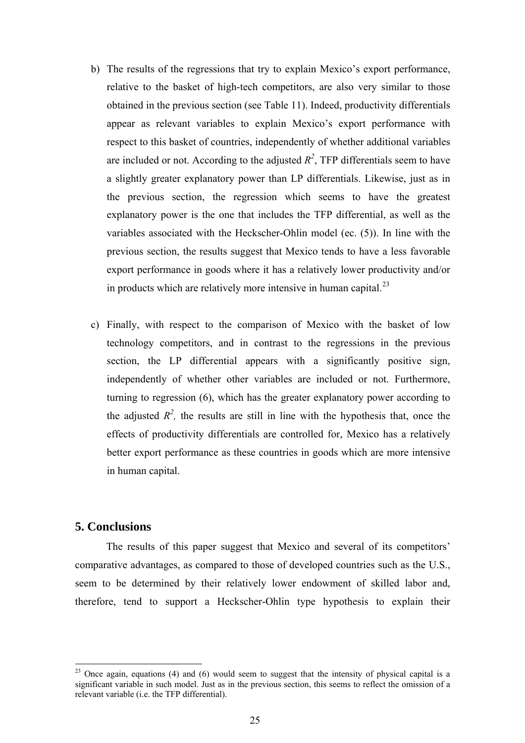b) The results of the regressions that try to explain Mexico's export performance, relative to the basket of high-tech competitors, are also very similar to those obtained in the previous section (see Table 11). Indeed, productivity differentials appear as relevant variables to explain Mexico's export performance with respect to this basket of countries, independently of whether additional variables are included or not. According to the adjusted $R^2$, TFP differentials seem to have a slightly greater explanatory power than LP differentials. Likewise, just as in the previous section, the regression which seems to have the greatest explanatory power is the one that includes the TFP differential, as well as the variables associated with the Heckscher-Ohlin model (ec. (5)). In line with the previous section, the results suggest that Mexico tends to have a less favorable export performance in goods where it has a relatively lower productivity and/or in products which are relatively more intensive in human capital.[23]

c) Finally, with respect to the comparison of Mexico with the basket of low technology competitors, and in contrast to the regressions in the previous section, the LP differential appears with a significantly positive sign, independently of whether other variables are included or not. Furthermore, turning to regression (6), which has the greater explanatory power according to the adjusted $R^2$, the results are still in line with the hypothesis that, once the effects of productivity differentials are controlled for, Mexico has a relatively better export performance as these countries in goods which are more intensive in human capital.

## 5. Conclusions

The results of this paper suggest that Mexico and several of its competitors' comparative advantages, as compared to those of developed countries such as the U.S., seem to be determined by their relatively lower endowment of skilled labor and, therefore, tend to support a Heckscher-Ohlin type hypothesis to explain their

---

[23] Once again, equations (4) and (6) would seem to suggest that the intensity of physical capital is a significant variable in such model. Just as in the previous section, this seems to reflect the omission of a relevant variable (i.e. the TFP differential).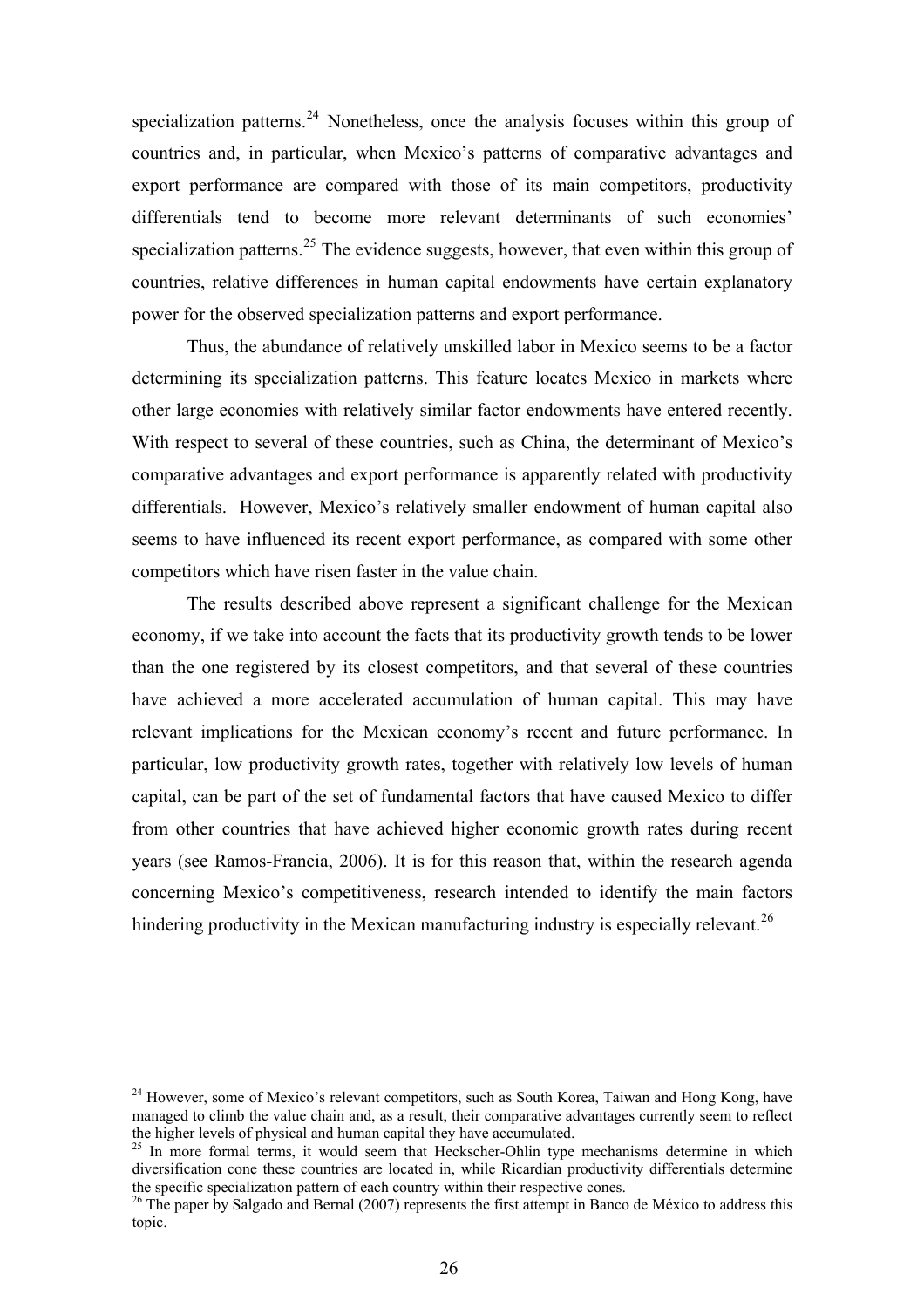specialization patterns.[24] Nonetheless, once the analysis focuses within this group of countries and, in particular, when Mexico's patterns of comparative advantages and export performance are compared with those of its main competitors, productivity differentials tend to become more relevant determinants of such economies' specialization patterns.[25] The evidence suggests, however, that even within this group of countries, relative differences in human capital endowments have certain explanatory power for the observed specialization patterns and export performance.

Thus, the abundance of relatively unskilled labor in Mexico seems to be a factor determining its specialization patterns. This feature locates Mexico in markets where other large economies with relatively similar factor endowments have entered recently. With respect to several of these countries, such as China, the determinant of Mexico's comparative advantages and export performance is apparently related with productivity differentials. However, Mexico's relatively smaller endowment of human capital also seems to have influenced its recent export performance, as compared with some other competitors which have risen faster in the value chain.

The results described above represent a significant challenge for the Mexican economy, if we take into account the facts that its productivity growth tends to be lower than the one registered by its closest competitors, and that several of these countries have achieved a more accelerated accumulation of human capital. This may have relevant implications for the Mexican economy's recent and future performance. In particular, low productivity growth rates, together with relatively low levels of human capital, can be part of the set of fundamental factors that have caused Mexico to differ from other countries that have achieved higher economic growth rates during recent years (see Ramos-Francia, 2006). It is for this reason that, within the research agenda concerning Mexico's competitiveness, research intended to identify the main factors hindering productivity in the Mexican manufacturing industry is especially relevant.[26]

---

[24] However, some of Mexico's relevant competitors, such as South Korea, Taiwan and Hong Kong, have managed to climb the value chain and, as a result, their comparative advantages currently seem to reflect the higher levels of physical and human capital they have accumulated.

[25] In more formal terms, it would seem that Heckscher-Ohlin type mechanisms determine in which diversification cone these countries are located in, while Ricardian productivity differentials determine the specific specialization pattern of each country within their respective cones.

[26] The paper by Salgado and Bernal (2007) represents the first attempt in Banco de México to address this topic.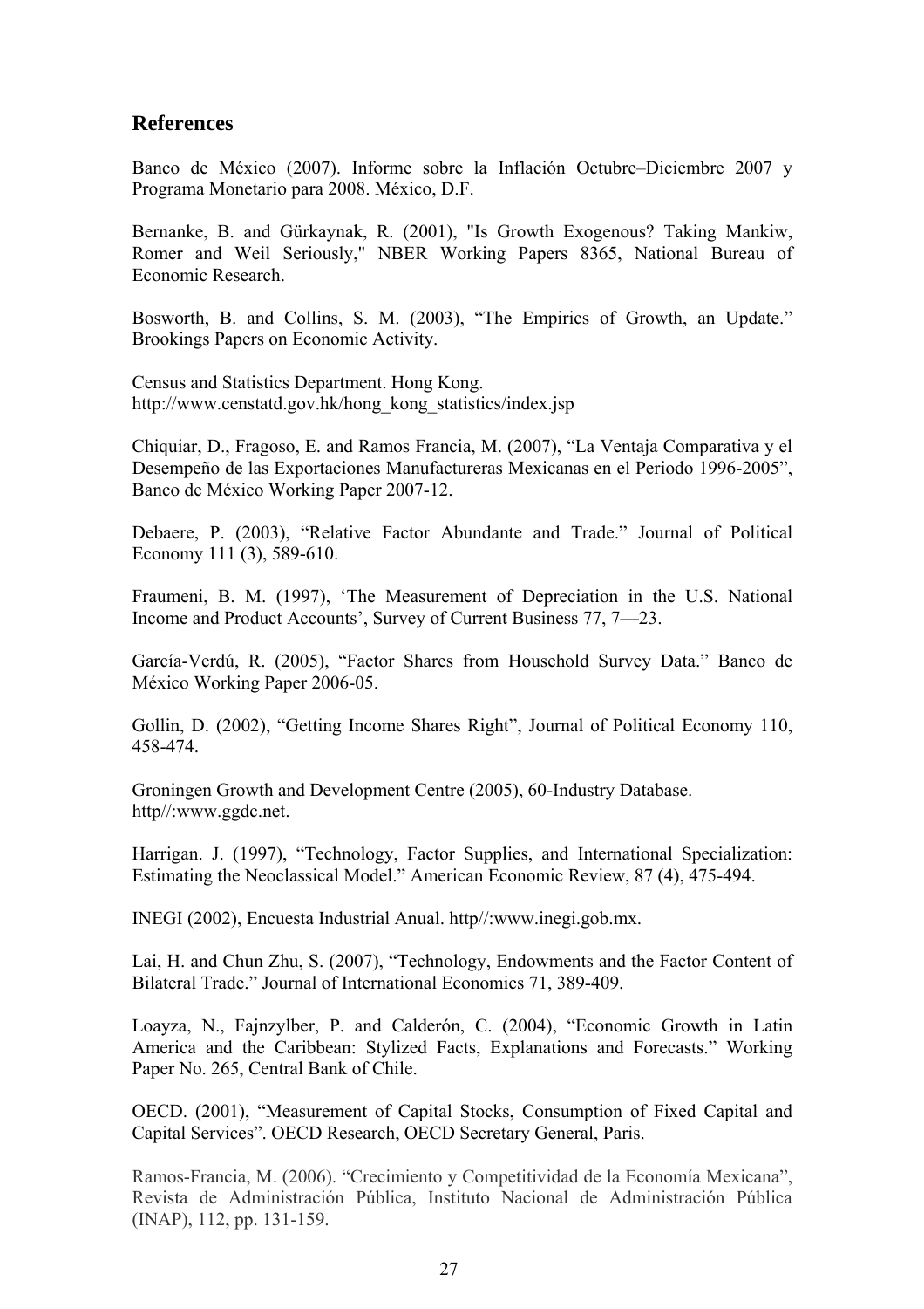## References

Banco de México (2007). Informe sobre la Inflación Octubre–Diciembre 2007 y Programa Monetario para 2008. México, D.F.

Bernanke, B. and Gürkaynak, R. (2001), "Is Growth Exogenous? Taking Mankiw, Romer and Weil Seriously," NBER Working Papers 8365, National Bureau of Economic Research.

Bosworth, B. and Collins, S. M. (2003), "The Empirics of Growth, an Update." Brookings Papers on Economic Activity.

Census and Statistics Department. Hong Kong.
http://www.censtatd.gov.hk/hong_kong_statistics/index.jsp

Chiquiar, D., Fragoso, E. and Ramos Francia, M. (2007), "La Ventaja Comparativa y el Desempeño de las Exportaciones Manufactureras Mexicanas en el Periodo 1996-2005", Banco de México Working Paper 2007-12.

Debaere, P. (2003), "Relative Factor Abundante and Trade." Journal of Political Economy 111 (3), 589-610.

Fraumeni, B. M. (1997), 'The Measurement of Depreciation in the U.S. National Income and Product Accounts', Survey of Current Business 77, 7—23.

García-Verdú, R. (2005), "Factor Shares from Household Survey Data." Banco de México Working Paper 2006-05.

Gollin, D. (2002), "Getting Income Shares Right", Journal of Political Economy 110, 458-474.

Groningen Growth and Development Centre (2005), 60-Industry Database.
http//:www.ggdc.net.

Harrigan. J. (1997), "Technology, Factor Supplies, and International Specialization: Estimating the Neoclassical Model." American Economic Review, 87 (4), 475-494.

INEGI (2002), Encuesta Industrial Anual. http//:www.inegi.gob.mx.

Lai, H. and Chun Zhu, S. (2007), "Technology, Endowments and the Factor Content of Bilateral Trade." Journal of International Economics 71, 389-409.

Loayza, N., Fajnzylber, P. and Calderón, C. (2004), "Economic Growth in Latin America and the Caribbean: Stylized Facts, Explanations and Forecasts." Working Paper No. 265, Central Bank of Chile.

OECD. (2001), "Measurement of Capital Stocks, Consumption of Fixed Capital and Capital Services". OECD Research, OECD Secretary General, Paris.

Ramos-Francia, M. (2006). "Crecimiento y Competitividad de la Economía Mexicana", Revista de Administración Pública, Instituto Nacional de Administración Pública (INAP), 112, pp. 131-159.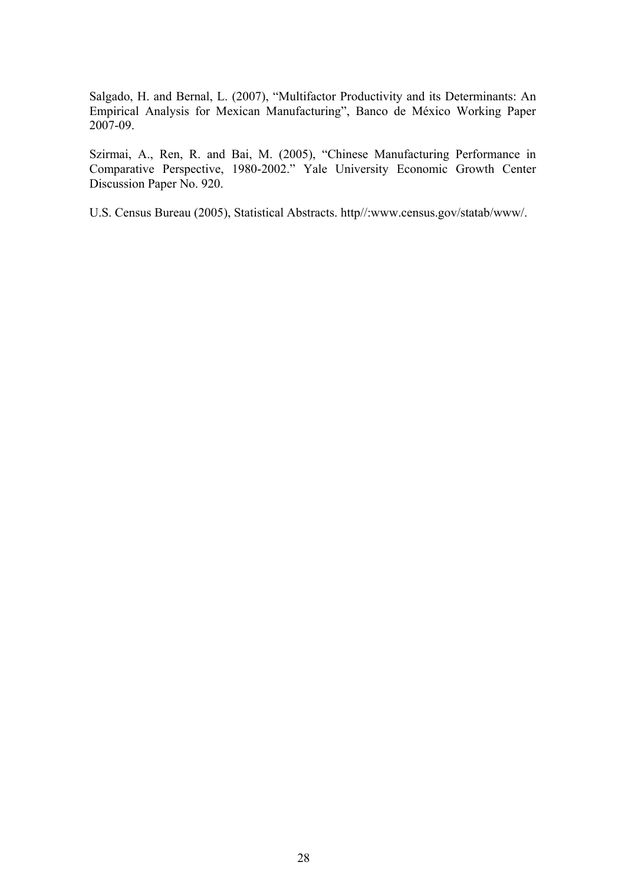Salgado, H. and Bernal, L. (2007), "Multifactor Productivity and its Determinants: An Empirical Analysis for Mexican Manufacturing", Banco de México Working Paper 2007-09.

Szirmai, A., Ren, R. and Bai, M. (2005), "Chinese Manufacturing Performance in Comparative Perspective, 1980-2002." Yale University Economic Growth Center Discussion Paper No. 920.

U.S. Census Bureau (2005), Statistical Abstracts. http//:www.census.gov/statab/www/.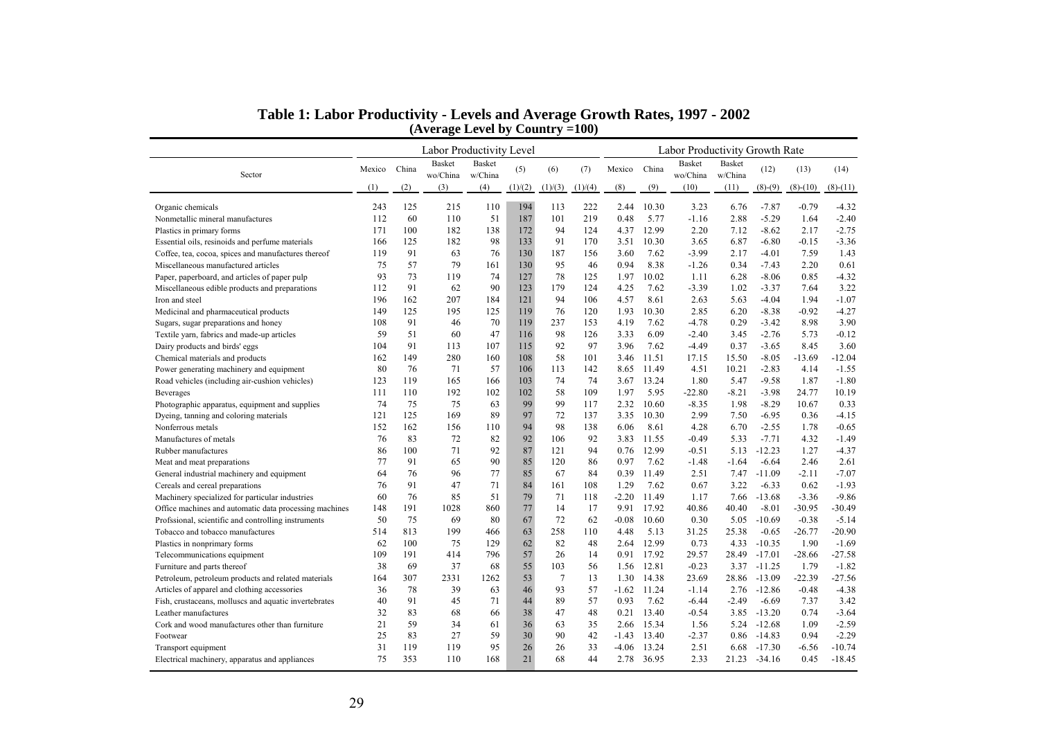**Table 1: Labor Productivity - Levels and Average Growth Rates, 1997 - 2002**
**(Average Level by Country =100)**

| Sector | Labor Productivity Level | | | | | | | Labor Productivity Growth Rate | | | | | | |
|---|---|---|---|---|---|---|---|---|---|---|---|---|---|---|
| | Mexico | China | Basket wo/China | Basket w/China | (5) | (6) | (7) | Mexico | China | Basket wo/China | Basket w/China | (12) | (13) | (14) |
| | (1) | (2) | (3) | (4) | (1)/(2) | (1)/(3) | (1)/(4) | (8) | (9) | (10) | (11) | (8)-(9) | (8)-(10) | (8)-(11) |
| Organic chemicals | 243 | 125 | 215 | 110 | 194 | 113 | 222 | 2.44 | 10.30 | 3.23 | 6.76 | -7.87 | -0.79 | -4.32 |
| Nonmetallic mineral manufactures | 112 | 60 | 110 | 51 | 187 | 101 | 219 | 0.48 | 5.77 | -1.16 | 2.88 | -5.29 | 1.64 | -2.40 |
| Plastics in primary forms | 171 | 100 | 182 | 138 | 172 | 94 | 124 | 4.37 | 12.99 | 2.20 | 7.12 | -8.62 | 2.17 | -2.75 |
| Essential oils, resinoids and perfume materials | 166 | 125 | 182 | 98 | 133 | 91 | 170 | 3.51 | 10.30 | 3.65 | 6.87 | -6.80 | -0.15 | -3.36 |
| Coffee, tea, cocoa, spices and manufactures thereof | 119 | 91 | 63 | 76 | 130 | 187 | 156 | 3.60 | 7.62 | -3.99 | 2.17 | -4.01 | 7.59 | 1.43 |
| Miscellaneous manufactured articles | 75 | 57 | 79 | 161 | 130 | 95 | 46 | 0.94 | 8.38 | -1.26 | 0.34 | -7.43 | 2.20 | 0.61 |
| Paper, paperboard, and articles of paper pulp | 93 | 73 | 119 | 74 | 127 | 78 | 125 | 1.97 | 10.02 | 1.11 | 6.28 | -8.06 | 0.85 | -4.32 |
| Miscellaneous edible products and preparations | 112 | 91 | 62 | 90 | 123 | 179 | 124 | 4.25 | 7.62 | -3.39 | 1.02 | -3.37 | 7.64 | 3.22 |
| Iron and steel | 196 | 162 | 207 | 184 | 121 | 94 | 106 | 4.57 | 8.61 | 2.63 | 5.63 | -4.04 | 1.94 | -1.07 |
| Medicinal and pharmaceutical products | 149 | 125 | 195 | 125 | 119 | 76 | 120 | 1.93 | 10.30 | 2.85 | 6.20 | -8.38 | -0.92 | -4.27 |
| Sugars, sugar preparations and honey | 108 | 91 | 46 | 70 | 119 | 237 | 153 | 4.19 | 7.62 | -4.78 | 0.29 | -3.42 | 8.98 | 3.90 |
| Textile yarn, fabrics and made-up articles | 59 | 51 | 60 | 47 | 116 | 98 | 126 | 3.33 | 6.09 | -2.40 | 3.45 | -2.76 | 5.73 | -0.12 |
| Dairy products and birds' eggs | 104 | 91 | 113 | 107 | 115 | 92 | 97 | 3.96 | 7.62 | -4.49 | 0.37 | -3.65 | 8.45 | 3.60 |
| Chemical materials and products | 162 | 149 | 280 | 160 | 108 | 58 | 101 | 3.46 | 11.51 | 17.15 | 15.50 | -8.05 | -13.69 | -12.04 |
| Power generating machinery and equipment | 80 | 76 | 71 | 57 | 106 | 113 | 142 | 8.65 | 11.49 | 4.51 | 10.21 | -2.83 | 4.14 | -1.55 |
| Road vehicles (including air-cushion vehicles) | 123 | 119 | 165 | 166 | 103 | 74 | 74 | 3.67 | 13.24 | 1.80 | 5.47 | -9.58 | 1.87 | -1.80 |
| Beverages | 111 | 110 | 192 | 102 | 102 | 58 | 109 | 1.97 | 5.95 | -22.80 | -8.21 | -3.98 | 24.77 | 10.19 |
| Photographic apparatus, equipment and supplies | 74 | 75 | 75 | 63 | 99 | 99 | 117 | 2.32 | 10.60 | -8.35 | 1.98 | -8.29 | 10.67 | 0.33 |
| Dyeing, tanning and coloring materials | 121 | 125 | 169 | 89 | 97 | 72 | 137 | 3.35 | 10.30 | 2.99 | 7.50 | -6.95 | 0.36 | -4.15 |
| Nonferrous metals | 152 | 162 | 156 | 110 | 94 | 98 | 138 | 6.06 | 8.61 | 4.28 | 6.70 | -2.55 | 1.78 | -0.65 |
| Manufactures of metals | 76 | 83 | 72 | 82 | 92 | 106 | 92 | 3.83 | 11.55 | -0.49 | 5.33 | -7.71 | 4.32 | -1.49 |
| Rubber manufactures | 86 | 100 | 71 | 92 | 87 | 121 | 94 | 0.76 | 12.99 | -0.51 | 5.13 | -12.23 | 1.27 | -4.37 |
| Meat and meat preparations | 77 | 91 | 65 | 90 | 85 | 120 | 86 | 0.97 | 7.62 | -1.48 | -1.64 | -6.64 | 2.46 | 2.61 |
| General industrial machinery and equipment | 64 | 76 | 96 | 77 | 85 | 67 | 84 | 0.39 | 11.49 | 2.51 | 7.47 | -11.09 | -2.11 | -7.07 |
| Cereals and cereal preparations | 76 | 91 | 47 | 71 | 84 | 161 | 108 | 1.29 | 7.62 | 0.67 | 3.22 | -6.33 | 0.62 | -1.93 |
| Machinery specialized for particular industries | 60 | 76 | 85 | 51 | 79 | 71 | 118 | -2.20 | 11.49 | 1.17 | 7.66 | -13.68 | -3.36 | -9.86 |
| Office machines and automatic data processing machines | 148 | 191 | 1028 | 860 | 77 | 14 | 17 | 9.91 | 17.92 | 40.86 | 40.40 | -8.01 | -30.95 | -30.49 |
| Profssional, scientific and controlling instruments | 50 | 75 | 69 | 80 | 67 | 72 | 62 | -0.08 | 10.60 | 0.30 | 5.05 | -10.69 | -0.38 | -5.14 |
| Tobacco and tobacco manufactures | 514 | 813 | 199 | 466 | 63 | 258 | 110 | 4.48 | 5.13 | 31.25 | 25.38 | -0.65 | -26.77 | -20.90 |
| Plastics in nonprimary forms | 62 | 100 | 75 | 129 | 62 | 82 | 48 | 2.64 | 12.99 | 0.73 | 4.33 | -10.35 | 1.90 | -1.69 |
| Telecommunications equipment | 109 | 191 | 414 | 796 | 57 | 26 | 14 | 0.91 | 17.92 | 29.57 | 28.49 | -17.01 | -28.66 | -27.58 |
| Furniture and parts thereof | 38 | 69 | 37 | 68 | 55 | 103 | 56 | 1.56 | 12.81 | -0.23 | 3.37 | -11.25 | 1.79 | -1.82 |
| Petroleum, petroleum products and related materials | 164 | 307 | 2331 | 1262 | 53 | 7 | 13 | 1.30 | 14.38 | 23.69 | 28.86 | -13.09 | -22.39 | -27.56 |
| Articles of apparel and clothing accessories | 36 | 78 | 39 | 63 | 46 | 93 | 57 | -1.62 | 11.24 | -1.14 | 2.76 | -12.86 | -0.48 | -4.38 |
| Fish, crustaceans, molluscs and aquatic invertebrates | 40 | 91 | 45 | 71 | 44 | 89 | 57 | 0.93 | 7.62 | -6.44 | -2.49 | -6.69 | 7.37 | 3.42 |
| Leather manufactures | 32 | 83 | 68 | 66 | 38 | 47 | 48 | 0.21 | 13.40 | -0.54 | 3.85 | -13.20 | 0.74 | -3.64 |
| Cork and wood manufactures other than furniture | 21 | 59 | 34 | 61 | 36 | 63 | 35 | 2.66 | 15.34 | 1.56 | 5.24 | -12.68 | 1.09 | -2.59 |
| Footwear | 25 | 83 | 27 | 59 | 30 | 90 | 42 | -1.43 | 13.40 | -2.37 | 0.86 | -14.83 | 0.94 | -2.29 |
| Transport equipment | 31 | 119 | 119 | 95 | 26 | 26 | 33 | -4.06 | 13.24 | 2.51 | 6.68 | -17.30 | -6.56 | -10.74 |
| Electrical machinery, apparatus and appliances | 75 | 353 | 110 | 168 | 21 | 68 | 44 | 2.78 | 36.95 | 2.33 | 21.23 | -34.16 | 0.45 | -18.45 |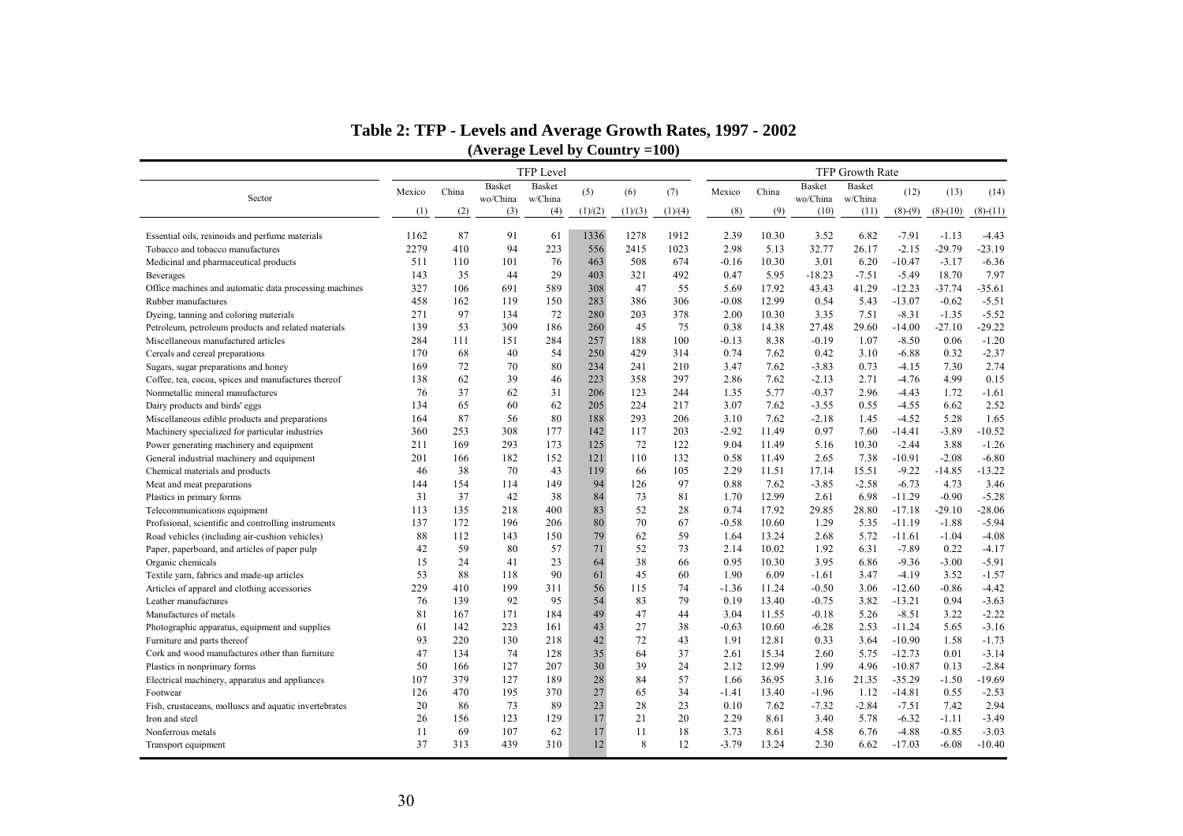# Table 2: TFP - Levels and Average Growth Rates, 1997 - 2002

**(Average Level by Country =100)**

| Sector | TFP Level | | | | | | | TFP Growth Rate | | | | | | |
|---|---|---|---|---|---|---|---|---|---|---|---|---|---|---|
| | Mexico | China | Basket wo/China | Basket w/China | (5) | (6) | (7) | Mexico | China | Basket wo/China | Basket w/China | (12) | (13) | (14) |
| | (1) | (2) | (3) | (4) | (1)/(2) | (1)/(3) | (1)/(4) | (8) | (9) | (10) | (11) | (8)-(9) | (8)-(10) | (8)-(11) |
| Essential oils, resinoids and perfume materials | 1162 | 87 | 91 | 61 | 1336 | 1278 | 1912 | 2.39 | 10.30 | 3.52 | 6.82 | -7.91 | -1.13 | -4.43 |
| Tobacco and tobacco manufactures | 2279 | 410 | 94 | 223 | 556 | 2415 | 1023 | 2.98 | 5.13 | 32.77 | 26.17 | -2.15 | -29.79 | -23.19 |
| Medicinal and pharmaceutical products | 511 | 110 | 101 | 76 | 463 | 508 | 674 | -0.16 | 10.30 | 3.01 | 6.20 | -10.47 | -3.17 | -6.36 |
| Beverages | 143 | 35 | 44 | 29 | 403 | 321 | 492 | 0.47 | 5.95 | -18.23 | -7.51 | -5.49 | 18.70 | 7.97 |
| Office machines and automatic data processing machines | 327 | 106 | 691 | 589 | 308 | 47 | 55 | 5.69 | 17.92 | 43.43 | 41.29 | -12.23 | -37.74 | -35.61 |
| Rubber manufactures | 458 | 162 | 119 | 150 | 283 | 386 | 306 | -0.08 | 12.99 | 0.54 | 5.43 | -13.07 | -0.62 | -5.51 |
| Dyeing, tanning and coloring materials | 271 | 97 | 134 | 72 | 280 | 203 | 378 | 2.00 | 10.30 | 3.35 | 7.51 | -8.31 | -1.35 | -5.52 |
| Petroleum, petroleum products and related materials | 139 | 53 | 309 | 186 | 260 | 45 | 75 | 0.38 | 14.38 | 27.48 | 29.60 | -14.00 | -27.10 | -29.22 |
| Miscellaneous manufactured articles | 284 | 111 | 151 | 284 | 257 | 188 | 100 | -0.13 | 8.38 | -0.19 | 1.07 | -8.50 | 0.06 | -1.20 |
| Cereals and cereal preparations | 170 | 68 | 40 | 54 | 250 | 429 | 314 | 0.74 | 7.62 | 0.42 | 3.10 | -6.88 | 0.32 | -2.37 |
| Sugars, sugar preparations and honey | 169 | 72 | 70 | 80 | 234 | 241 | 210 | 3.47 | 7.62 | -3.83 | 0.73 | -4.15 | 7.30 | 2.74 |
| Coffee, tea, cocoa, spices and manufactures thereof | 138 | 62 | 39 | 46 | 223 | 358 | 297 | 2.86 | 7.62 | -2.13 | 2.71 | -4.76 | 4.99 | 0.15 |
| Nonmetallic mineral manufactures | 76 | 37 | 62 | 31 | 206 | 123 | 244 | 1.35 | 5.77 | -0.37 | 2.96 | -4.43 | 1.72 | -1.61 |
| Dairy products and birds' eggs | 134 | 65 | 60 | 62 | 205 | 224 | 217 | 3.07 | 7.62 | -3.55 | 0.55 | -4.55 | 6.62 | 2.52 |
| Miscellaneous edible products and preparations | 164 | 87 | 56 | 80 | 188 | 293 | 206 | 3.10 | 7.62 | -2.18 | 1.45 | -4.52 | 5.28 | 1.65 |
| Machinery specialized for particular industries | 360 | 253 | 308 | 177 | 142 | 117 | 203 | -2.92 | 11.49 | 0.97 | 7.60 | -14.41 | -3.89 | -10.52 |
| Power generating machinery and equipment | 211 | 169 | 293 | 173 | 125 | 72 | 122 | 9.04 | 11.49 | 5.16 | 10.30 | -2.44 | 3.88 | -1.26 |
| General industrial machinery and equipment | 201 | 166 | 182 | 152 | 121 | 110 | 132 | 0.58 | 11.49 | 2.65 | 7.38 | -10.91 | -2.08 | -6.80 |
| Chemical materials and products | 46 | 38 | 70 | 43 | 119 | 66 | 105 | 2.29 | 11.51 | 17.14 | 15.51 | -9.22 | -14.85 | -13.22 |
| Meat and meat preparations | 144 | 154 | 114 | 149 | 94 | 126 | 97 | 0.88 | 7.62 | -3.85 | -2.58 | -6.73 | 4.73 | 3.46 |
| Plastics in primary forms | 31 | 37 | 42 | 38 | 84 | 73 | 81 | 1.70 | 12.99 | 2.61 | 6.98 | -11.29 | -0.90 | -5.28 |
| Telecommunications equipment | 113 | 135 | 218 | 400 | 83 | 52 | 28 | 0.74 | 17.92 | 29.85 | 28.80 | -17.18 | -29.10 | -28.06 |
| Profssional, scientific and controlling instruments | 137 | 172 | 196 | 206 | 80 | 70 | 67 | -0.58 | 10.60 | 1.29 | 5.35 | -11.19 | -1.88 | -5.94 |
| Road vehicles (including air-cushion vehicles) | 88 | 112 | 143 | 150 | 79 | 62 | 59 | 1.64 | 13.24 | 2.68 | 5.72 | -11.61 | -1.04 | -4.08 |
| Paper, paperboard, and articles of paper pulp | 42 | 59 | 80 | 57 | 71 | 52 | 73 | 2.14 | 10.02 | 1.92 | 6.31 | -7.89 | 0.22 | -4.17 |
| Organic chemicals | 15 | 24 | 41 | 23 | 64 | 38 | 66 | 0.95 | 10.30 | 3.95 | 6.86 | -9.36 | -3.00 | -5.91 |
| Textile yarn, fabrics and made-up articles | 53 | 88 | 118 | 90 | 61 | 45 | 60 | 1.90 | 6.09 | -1.61 | 3.47 | -4.19 | 3.52 | -1.57 |
| Articles of apparel and clothing accessories | 229 | 410 | 199 | 311 | 56 | 115 | 74 | -1.36 | 11.24 | -0.50 | 3.06 | -12.60 | -0.86 | -4.42 |
| Leather manufactures | 76 | 139 | 92 | 95 | 54 | 83 | 79 | 0.19 | 13.40 | -0.75 | 3.82 | -13.21 | 0.94 | -3.63 |
| Manufactures of metals | 81 | 167 | 171 | 184 | 49 | 47 | 44 | 3.04 | 11.55 | -0.18 | 5.26 | -8.51 | 3.22 | -2.22 |
| Photographic apparatus, equipment and supplies | 61 | 142 | 223 | 161 | 43 | 27 | 38 | -0.63 | 10.60 | -6.28 | 2.53 | -11.24 | 5.65 | -3.16 |
| Furniture and parts thereof | 93 | 220 | 130 | 218 | 42 | 72 | 43 | 1.91 | 12.81 | 0.33 | 3.64 | -10.90 | 1.58 | -1.73 |
| Cork and wood manufactures other than furniture | 47 | 134 | 74 | 128 | 35 | 64 | 37 | 2.61 | 15.34 | 2.60 | 5.75 | -12.73 | 0.01 | -3.14 |
| Plastics in nonprimary forms | 50 | 166 | 127 | 207 | 30 | 39 | 24 | 2.12 | 12.99 | 1.99 | 4.96 | -10.87 | 0.13 | -2.84 |
| Electrical machinery, apparatus and appliances | 107 | 379 | 127 | 189 | 28 | 84 | 57 | 1.66 | 36.95 | 3.16 | 21.35 | -35.29 | -1.50 | -19.69 |
| Footwear | 126 | 470 | 195 | 370 | 27 | 65 | 34 | -1.41 | 13.40 | -1.96 | 1.12 | -14.81 | 0.55 | -2.53 |
| Fish, crustaceans, molluscs and aquatic invertebrates | 20 | 86 | 73 | 89 | 23 | 28 | 23 | 0.10 | 7.62 | -7.32 | -2.84 | -7.51 | 7.42 | 2.94 |
| Iron and steel | 26 | 156 | 123 | 129 | 17 | 21 | 20 | 2.29 | 8.61 | 3.40 | 5.78 | -6.32 | -1.11 | -3.49 |
| Nonferrous metals | 11 | 69 | 107 | 62 | 17 | 11 | 18 | 3.73 | 8.61 | 4.58 | 6.76 | -4.88 | -0.85 | -3.03 |
| Transport equipment | 37 | 313 | 439 | 310 | 12 | 8 | 12 | -3.79 | 13.24 | 2.30 | 6.62 | -17.03 | -6.08 | -10.40 |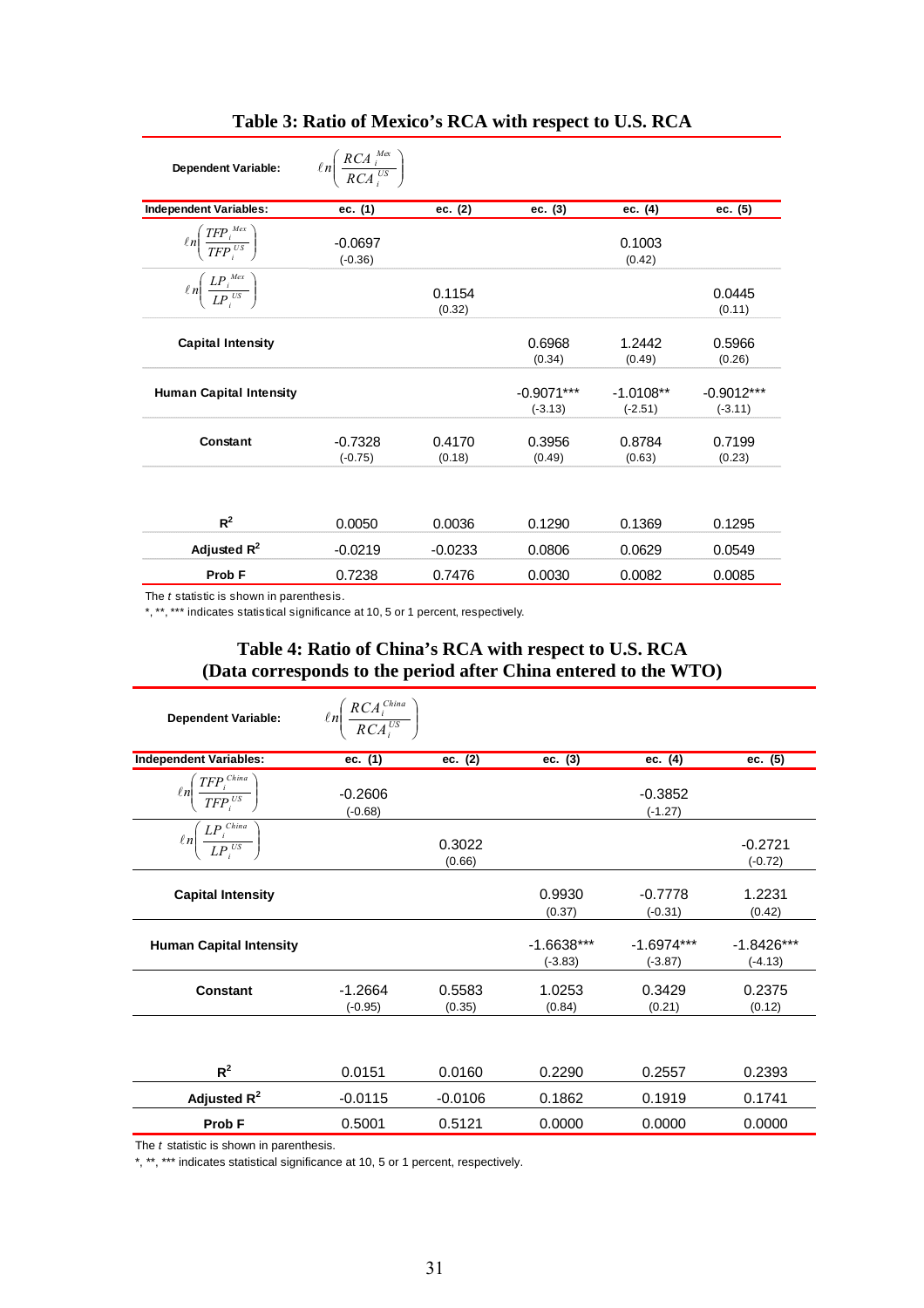## Table 3: Ratio of Mexico's RCA with respect to U.S. RCA

| Dependent Variable: | $\ell n\left(\frac{RCA_i^{Mex}}{RCA_i^{US}}\right)$ | | | | |
|---|---|---|---|---|---|
| **Independent Variables:** | **ec. (1)** | **ec. (2)** | **ec. (3)** | **ec. (4)** | **ec. (5)** |
| $\ell n\left(\frac{TFP_i^{Mex}}{TFP_i^{US}}\right)$ | -0.0697 (-0.36) | | | 0.1003 (0.42) | |
| $\ell n\left(\frac{LP_i^{Mex}}{LP_i^{US}}\right)$ | | 0.1154 (0.32) | | | 0.0445 (0.11) |
| **Capital Intensity** | | | 0.6968 (0.34) | 1.2442 (0.49) | 0.5966 (0.26) |
| **Human Capital Intensity** | | | -0.9071*** (-3.13) | -1.0108** (-2.51) | -0.9012*** (-3.11) |
| **Constant** | -0.7328 (-0.75) | 0.4170 (0.18) | 0.3956 (0.49) | 0.8784 (0.63) | 0.7199 (0.23) |
| $R^2$ | 0.0050 | 0.0036 | 0.1290 | 0.1369 | 0.1295 |
| Adjusted $R^2$ | -0.0219 | -0.0233 | 0.0806 | 0.0629 | 0.0549 |
| Prob F | 0.7238 | 0.7476 | 0.0030 | 0.0082 | 0.0085 |

The *t* statistic is shown in parenthesis.

*, **, *** indicates statistical significance at 10, 5 or 1 percent, respectively.

## Table 4: Ratio of China's RCA with respect to U.S. RCA (Data corresponds to the period after China entered to the WTO)

| Dependent Variable: | $\ell n\left(\frac{RCA_i^{China}}{RCA_i^{US}}\right)$ | | | | |
|---|---|---|---|---|---|
| **Independent Variables:** | **ec. (1)** | **ec. (2)** | **ec. (3)** | **ec. (4)** | **ec. (5)** |
| $\ell n\left(\frac{TFP_i^{China}}{TFP_i^{US}}\right)$ | -0.2606 (-0.68) | | | -0.3852 (-1.27) | |
| $\ell n\left(\frac{LP_i^{China}}{LP_i^{US}}\right)$ | | 0.3022 (0.66) | | | -0.2721 (-0.72) |
| **Capital Intensity** | | | 0.9930 (0.37) | -0.7778 (-0.31) | 1.2231 (0.42) |
| **Human Capital Intensity** | | | -1.6638*** (-3.83) | -1.6974*** (-3.87) | -1.8426*** (-4.13) |
| **Constant** | -1.2664 (-0.95) | 0.5583 (0.35) | 1.0253 (0.84) | 0.3429 (0.21) | 0.2375 (0.12) |
| $R^2$ | 0.0151 | 0.0160 | 0.2290 | 0.2557 | 0.2393 |
| Adjusted $R^2$ | -0.0115 | -0.0106 | 0.1862 | 0.1919 | 0.1741 |
| Prob F | 0.5001 | 0.5121 | 0.0000 | 0.0000 | 0.0000 |

The *t* statistic is shown in parenthesis.

*, **, *** indicates statistical significance at 10, 5 or 1 percent, respectively.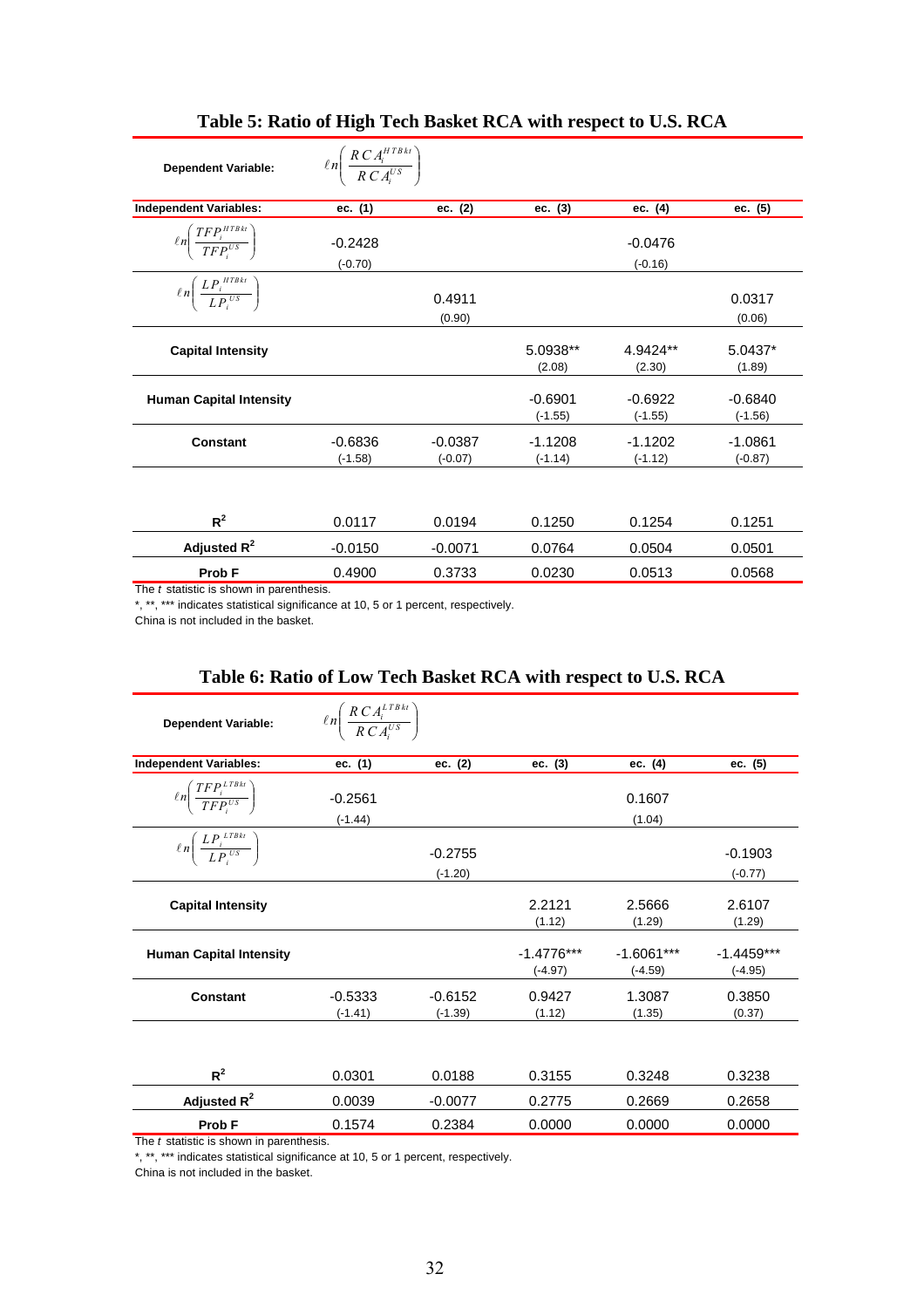## Table 5: Ratio of High Tech Basket RCA with respect to U.S. RCA

| Dependent Variable: | $\ell n\left(\frac{RCA_i^{HTBkt}}{RCA_i^{US}}\right)$ | | | | |
|---|---|---|---|---|---|
| **Independent Variables:** | **ec. (1)** | **ec. (2)** | **ec. (3)** | **ec. (4)** | **ec. (5)** |
| $\ell n\left(\frac{TFP_i^{HTBkt}}{TFP_i^{US}}\right)$ | -0.2428<br>(-0.70) | | | -0.0476<br>(-0.16) | |
| $\ell n\left(\frac{LP_i^{HTBkt}}{LP_i^{US}}\right)$ | | 0.4911<br>(0.90) | | | 0.0317<br>(0.06) |
| **Capital Intensity** | | | 5.0938**<br>(2.08) | 4.9424**<br>(2.30) | 5.0437*<br>(1.89) |
| **Human Capital Intensity** | | | -0.6901<br>(-1.55) | -0.6922<br>(-1.55) | -0.6840<br>(-1.56) |
| **Constant** | -0.6836<br>(-1.58) | -0.0387<br>(-0.07) | -1.1208<br>(-1.14) | -1.1202<br>(-1.12) | -1.0861<br>(-0.87) |
| $R^2$ | 0.0117 | 0.0194 | 0.1250 | 0.1254 | 0.1251 |
| **Adjusted $R^2$** | -0.0150 | -0.0071 | 0.0764 | 0.0504 | 0.0501 |
| **Prob F** | 0.4900 | 0.3733 | 0.0230 | 0.0513 | 0.0568 |

The *t* statistic is shown in parenthesis.
*, **, *** indicates statistical significance at 10, 5 or 1 percent, respectively.
China is not included in the basket.

## Table 6: Ratio of Low Tech Basket RCA with respect to U.S. RCA

| Dependent Variable: | $\ell n\left(\frac{RCA_i^{LTBkt}}{RCA_i^{US}}\right)$ | | | | |
|---|---|---|---|---|---|
| **Independent Variables:** | **ec. (1)** | **ec. (2)** | **ec. (3)** | **ec. (4)** | **ec. (5)** |
| $\ell n\left(\frac{TFP_i^{LTBkt}}{TFP_i^{US}}\right)$ | -0.2561<br>(-1.44) | | | 0.1607<br>(1.04) | |
| $\ell n\left(\frac{LP_i^{LTBkt}}{LP_i^{US}}\right)$ | | -0.2755<br>(-1.20) | | | -0.1903<br>(-0.77) |
| **Capital Intensity** | | | 2.2121<br>(1.12) | 2.5666<br>(1.29) | 2.6107<br>(1.29) |
| **Human Capital Intensity** | | | -1.4776***<br>(-4.97) | -1.6061***<br>(-4.59) | -1.4459***<br>(-4.95) |
| **Constant** | -0.5333<br>(-1.41) | -0.6152<br>(-1.39) | 0.9427<br>(1.12) | 1.3087<br>(1.35) | 0.3850<br>(0.37) |
| $R^2$ | 0.0301 | 0.0188 | 0.3155 | 0.3248 | 0.3238 |
| **Adjusted $R^2$** | 0.0039 | -0.0077 | 0.2775 | 0.2669 | 0.2658 |
| **Prob F** | 0.1574 | 0.2384 | 0.0000 | 0.0000 | 0.0000 |

The *t* statistic is shown in parenthesis.
*, **, *** indicates statistical significance at 10, 5 or 1 percent, respectively.
China is not included in the basket.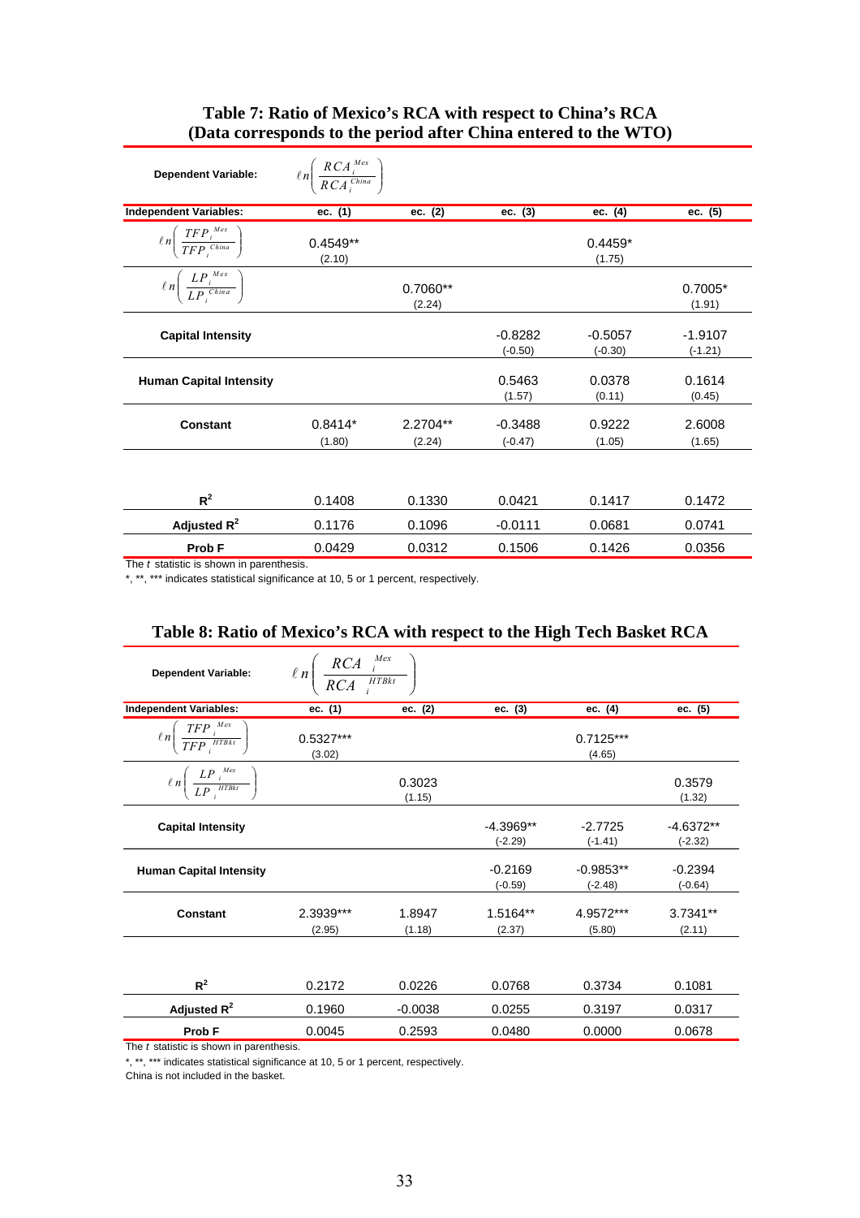## Table 7: Ratio of Mexico's RCA with respect to China's RCA (Data corresponds to the period after China entered to the WTO)

| Dependent Variable: | $\ell n\left(\frac{RCA_i^{Mex}}{RCA_i^{China}}\right)$ | | | | |
|---|---|---|---|---|---|
| **Independent Variables:** | **ec. (1)** | **ec. (2)** | **ec. (3)** | **ec. (4)** | **ec. (5)** |
| $\ell n\left(\frac{TFP_i^{Mex}}{TFP_i^{China}}\right)$ | 0.4549** (2.10) | | | 0.4459* (1.75) | |
| $\ell n\left(\frac{LP_i^{Mex}}{LP_i^{China}}\right)$ | | 0.7060** (2.24) | | | 0.7005* (1.91) |
| **Capital Intensity** | | | -0.8282 (-0.50) | -0.5057 (-0.30) | -1.9107 (-1.21) |
| **Human Capital Intensity** | | | 0.5463 (1.57) | 0.0378 (0.11) | 0.1614 (0.45) |
| **Constant** | 0.8414* (1.80) | 2.2704** (2.24) | -0.3488 (-0.47) | 0.9222 (1.05) | 2.6008 (1.65) |
| $R^2$ | 0.1408 | 0.1330 | 0.0421 | 0.1417 | 0.1472 |
| Adjusted $R^2$ | 0.1176 | 0.1096 | -0.0111 | 0.0681 | 0.0741 |
| Prob F | 0.0429 | 0.0312 | 0.1506 | 0.1426 | 0.0356 |

The $t$ statistic is shown in parenthesis.
*, **, *** indicates statistical significance at 10, 5 or 1 percent, respectively.

## Table 8: Ratio of Mexico's RCA with respect to the High Tech Basket RCA

| Dependent Variable: | $\ell n\left(\frac{RCA_i^{Mex}}{RCA_i^{HTBkt}}\right)$ | | | | |
|---|---|---|---|---|---|
| **Independent Variables:** | **ec. (1)** | **ec. (2)** | **ec. (3)** | **ec. (4)** | **ec. (5)** |
| $\ell n\left(\frac{TFP_i^{Mex}}{TFP_i^{HTBkt}}\right)$ | 0.5327*** (3.02) | | | 0.7125*** (4.65) | |
| $\ell n\left(\frac{LP_i^{Mex}}{LP_i^{HTBkt}}\right)$ | | 0.3023 (1.15) | | | 0.3579 (1.32) |
| **Capital Intensity** | | | -4.3969** (-2.29) | -2.7725 (-1.41) | -4.6372** (-2.32) |
| **Human Capital Intensity** | | | -0.2169 (-0.59) | -0.9853** (-2.48) | -0.2394 (-0.64) |
| **Constant** | 2.3939*** (2.95) | 1.8947 (1.18) | 1.5164** (2.37) | 4.9572*** (5.80) | 3.7341** (2.11) |
| $R^2$ | 0.2172 | 0.0226 | 0.0768 | 0.3734 | 0.1081 |
| Adjusted $R^2$ | 0.1960 | -0.0038 | 0.0255 | 0.3197 | 0.0317 |
| Prob F | 0.0045 | 0.2593 | 0.0480 | 0.0000 | 0.0678 |

The $t$ statistic is shown in parenthesis.
*, **, *** indicates statistical significance at 10, 5 or 1 percent, respectively.
China is not included in the basket.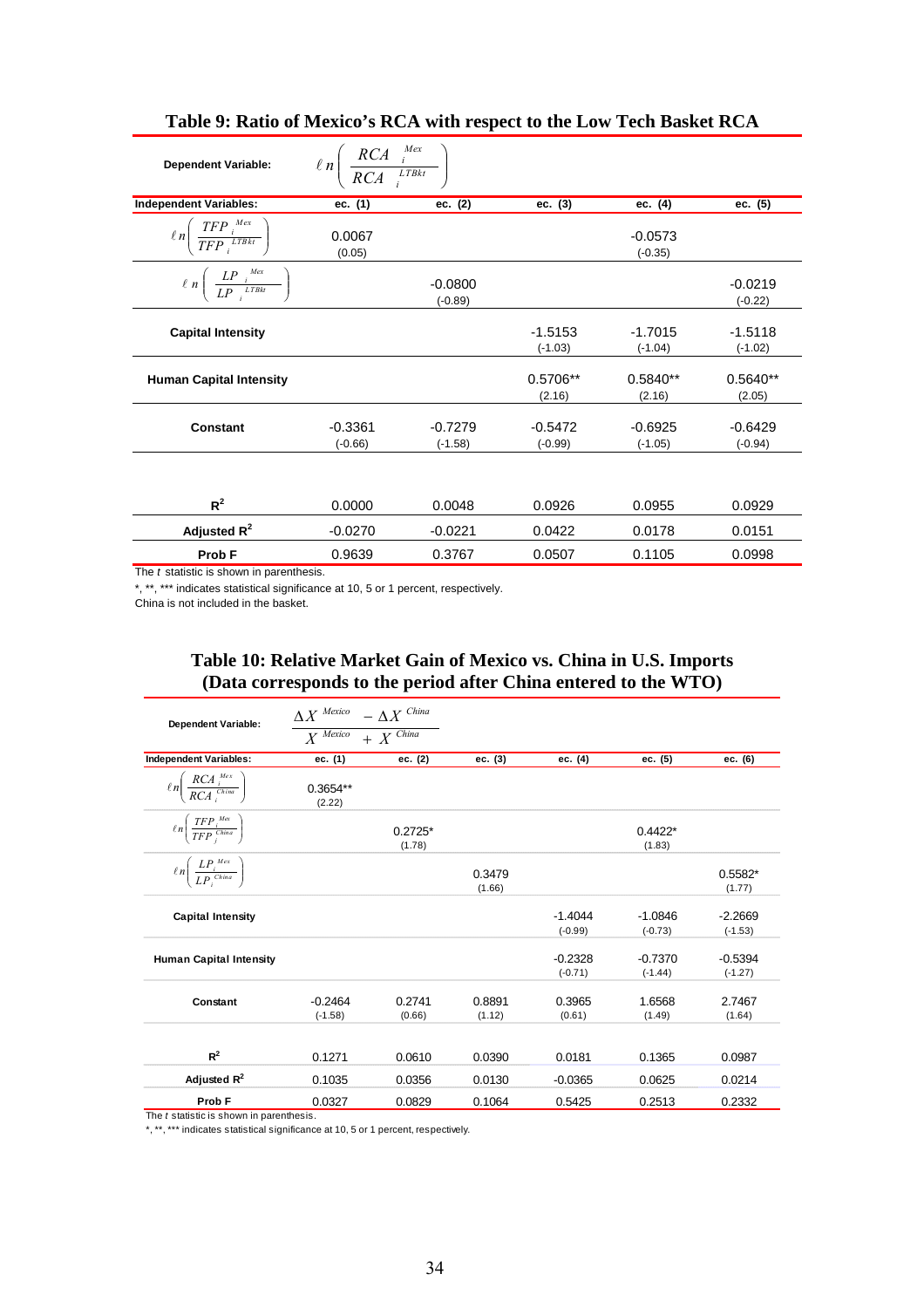## Table 9: Ratio of Mexico's RCA with respect to the Low Tech Basket RCA

| Dependent Variable: | $\ell n\left(\frac{RCA_i^{Mex}}{RCA_i^{LTBkt}}\right)$ | | | | |
|---|---|---|---|---|---|
| **Independent Variables:** | ec. (1) | ec. (2) | ec. (3) | ec. (4) | ec. (5) |
| $\ell n\left(\frac{TFP_i^{Mex}}{TFP_i^{LTBkt}}\right)$ | 0.0067 (0.05) | | | -0.0573 (-0.35) | |
| $\ell n\left(\frac{LP_i^{Mex}}{LP_i^{LTBkt}}\right)$ | | -0.0800 (-0.89) | | | -0.0219 (-0.22) |
| **Capital Intensity** | | | -1.5153 (-1.03) | -1.7015 (-1.04) | -1.5118 (-1.02) |
| **Human Capital Intensity** | | | 0.5706** (2.16) | 0.5840** (2.16) | 0.5640** (2.05) |
| **Constant** | -0.3361 (-0.66) | -0.7279 (-1.58) | -0.5472 (-0.99) | -0.6925 (-1.05) | -0.6429 (-0.94) |
| $R^2$ | 0.0000 | 0.0048 | 0.0926 | 0.0955 | 0.0929 |
| Adjusted $R^2$ | -0.0270 | -0.0221 | 0.0422 | 0.0178 | 0.0151 |
| Prob F | 0.9639 | 0.3767 | 0.0507 | 0.1105 | 0.0998 |

The *t* statistic is shown in parenthesis.
*, **, *** indicates statistical significance at 10, 5 or 1 percent, respectively.
China is not included in the basket.

## Table 10: Relative Market Gain of Mexico vs. China in U.S. Imports (Data corresponds to the period after China entered to the WTO)

| Dependent Variable: | $\frac{\Delta X^{Mexico} - \Delta X^{China}}{X^{Mexico} + X^{China}}$ | | | | | |
|---|---|---|---|---|---|---|
| **Independent Variables:** | ec. (1) | ec. (2) | ec. (3) | ec. (4) | ec. (5) | ec. (6) |
| $\ell n\left(\frac{RCA_i^{Mex}}{RCA_i^{China}}\right)$ | 0.3654** (2.22) | | | | | |
| $\ell n\left(\frac{TFP_i^{Mex}}{TFP_j^{China}}\right)$ | | 0.2725* (1.78) | | | 0.4422* (1.83) | |
| $\ell n\left(\frac{LP_i^{Mex}}{LP_i^{China}}\right)$ | | | 0.3479 (1.66) | | | 0.5582* (1.77) |
| **Capital Intensity** | | | | -1.4044 (-0.99) | -1.0846 (-0.73) | -2.2669 (-1.53) |
| **Human Capital Intensity** | | | | -0.2328 (-0.71) | -0.7370 (-1.44) | -0.5394 (-1.27) |
| **Constant** | -0.2464 (-1.58) | 0.2741 (0.66) | 0.8891 (1.12) | 0.3965 (0.61) | 1.6568 (1.49) | 2.7467 (1.64) |
| $R^2$ | 0.1271 | 0.0610 | 0.0390 | 0.0181 | 0.1365 | 0.0987 |
| Adjusted $R^2$ | 0.1035 | 0.0356 | 0.0130 | -0.0365 | 0.0625 | 0.0214 |
| Prob F | 0.0327 | 0.0829 | 0.1064 | 0.5425 | 0.2513 | 0.2332 |

The *t* statistic is shown in parenthesis.
*, **, *** indicates statistical significance at 10, 5 or 1 percent, respectively.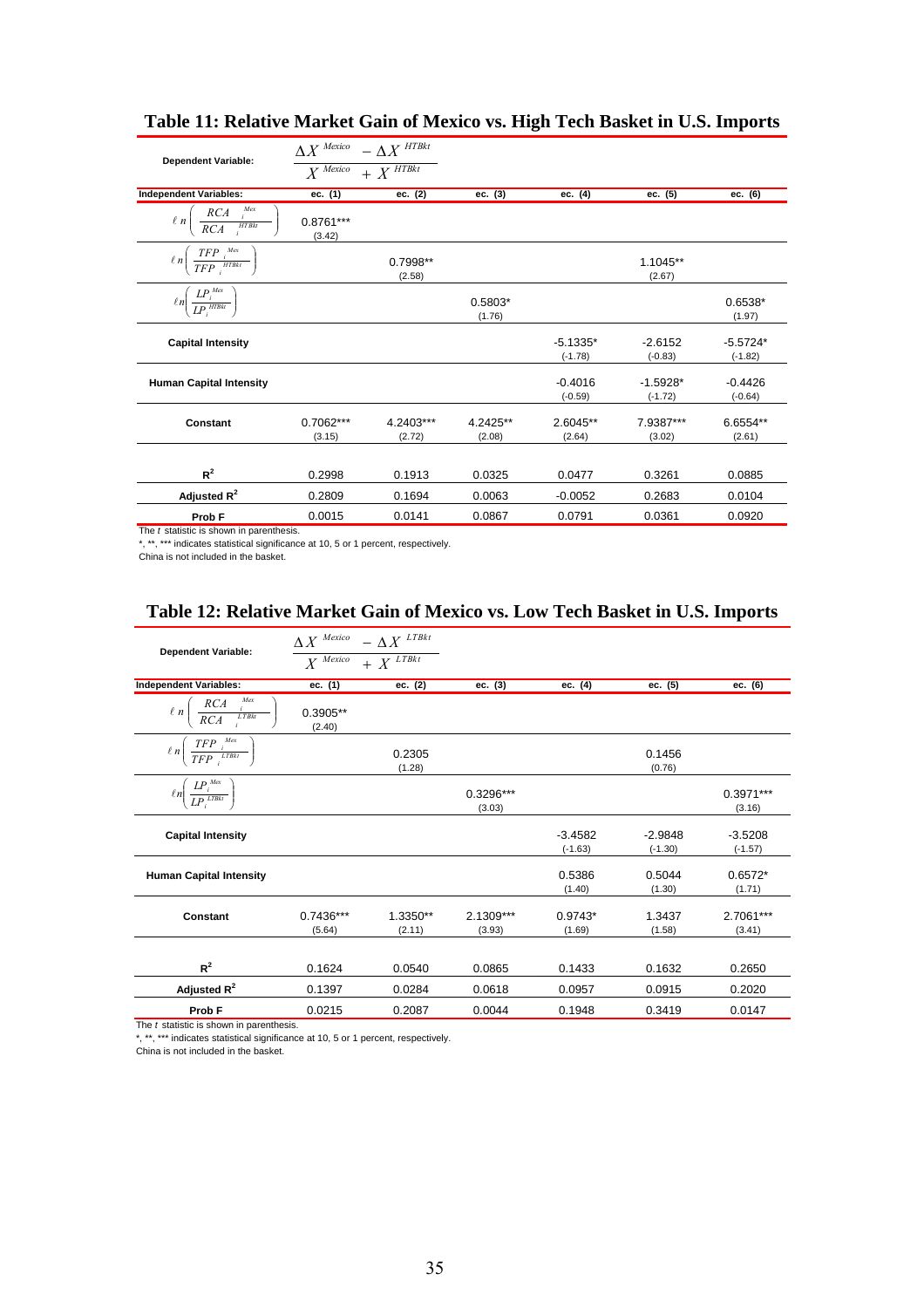## Table 11: Relative Market Gain of Mexico vs. High Tech Basket in U.S. Imports

| Dependent Variable: | $\frac{\Delta X^{Mexico} - \Delta X^{HTBkt}}{X^{Mexico} + X^{HTBkt}}$ | | | | | |
|---|---|---|---|---|---|---|
| **Independent Variables:** | ec. (1) | ec. (2) | ec. (3) | ec. (4) | ec. (5) | ec. (6) |
| $\ell n\left(\frac{RCA_i^{Mex}}{RCA_i^{HTBkt}}\right)$ | 0.8761***<br>(3.42) | | | | | |
| $\ell n\left(\frac{TFP_i^{Mex}}{TFP_i^{HTBkt}}\right)$ | | 0.7998**<br>(2.58) | | | 1.1045**<br>(2.67) | |
| $\ell n\left(\frac{LP_i^{Mex}}{LP_i^{HTBkt}}\right)$ | | | 0.5803*<br>(1.76) | | | 0.6538*<br>(1.97) |
| **Capital Intensity** | | | | -5.1335*<br>(-1.78) | -2.6152<br>(-0.83) | -5.5724*<br>(-1.82) |
| **Human Capital Intensity** | | | | -0.4016<br>(-0.59) | -1.5928*<br>(-1.72) | -0.4426<br>(-0.64) |
| **Constant** | 0.7062***<br>(3.15) | 4.2403***<br>(2.72) | 4.2425**<br>(2.08) | 2.6045**<br>(2.64) | 7.9387***<br>(3.02) | 6.6554**<br>(2.61) |
| $R^2$ | 0.2998 | 0.1913 | 0.0325 | 0.0477 | 0.3261 | 0.0885 |
| **Adjusted $R^2$** | 0.2809 | 0.1694 | 0.0063 | -0.0052 | 0.2683 | 0.0104 |
| **Prob F** | 0.0015 | 0.0141 | 0.0867 | 0.0791 | 0.0361 | 0.0920 |

The *t* statistic is shown in parenthesis.
*, **, *** indicates statistical significance at 10, 5 or 1 percent, respectively.
China is not included in the basket.

## Table 12: Relative Market Gain of Mexico vs. Low Tech Basket in U.S. Imports

| Dependent Variable: | $\frac{\Delta X^{Mexico} - \Delta X^{LTBkt}}{X^{Mexico} + X^{LTBkt}}$ | | | | | |
|---|---|---|---|---|---|---|
| **Independent Variables:** | ec. (1) | ec. (2) | ec. (3) | ec. (4) | ec. (5) | ec. (6) |
| $\ell n\left(\frac{RCA_i^{Mex}}{RCA_i^{LTBkt}}\right)$ | 0.3905**<br>(2.40) | | | | | |
| $\ell n\left(\frac{TFP_i^{Mex}}{TFP_i^{LTBkt}}\right)$ | | 0.2305<br>(1.28) | | | 0.1456<br>(0.76) | |
| $\ell n\left(\frac{LP_i^{Mex}}{LP_i^{LTBkt}}\right)$ | | | 0.3296***<br>(3.03) | | | 0.3971***<br>(3.16) |
| **Capital Intensity** | | | | -3.4582<br>(-1.63) | -2.9848<br>(-1.30) | -3.5208<br>(-1.57) |
| **Human Capital Intensity** | | | | 0.5386<br>(1.40) | 0.5044<br>(1.30) | 0.6572*<br>(1.71) |
| **Constant** | 0.7436***<br>(5.64) | 1.3350**<br>(2.11) | 2.1309***<br>(3.93) | 0.9743*<br>(1.69) | 1.3437<br>(1.58) | 2.7061***<br>(3.41) |
| $R^2$ | 0.1624 | 0.0540 | 0.0865 | 0.1433 | 0.1632 | 0.2650 |
| **Adjusted $R^2$** | 0.1397 | 0.0284 | 0.0618 | 0.0957 | 0.0915 | 0.2020 |
| **Prob F** | 0.0215 | 0.2087 | 0.0044 | 0.1948 | 0.3419 | 0.0147 |

The *t* statistic is shown in parenthesis.
*, **, *** indicates statistical significance at 10, 5 or 1 percent, respectively.
China is not included in the basket.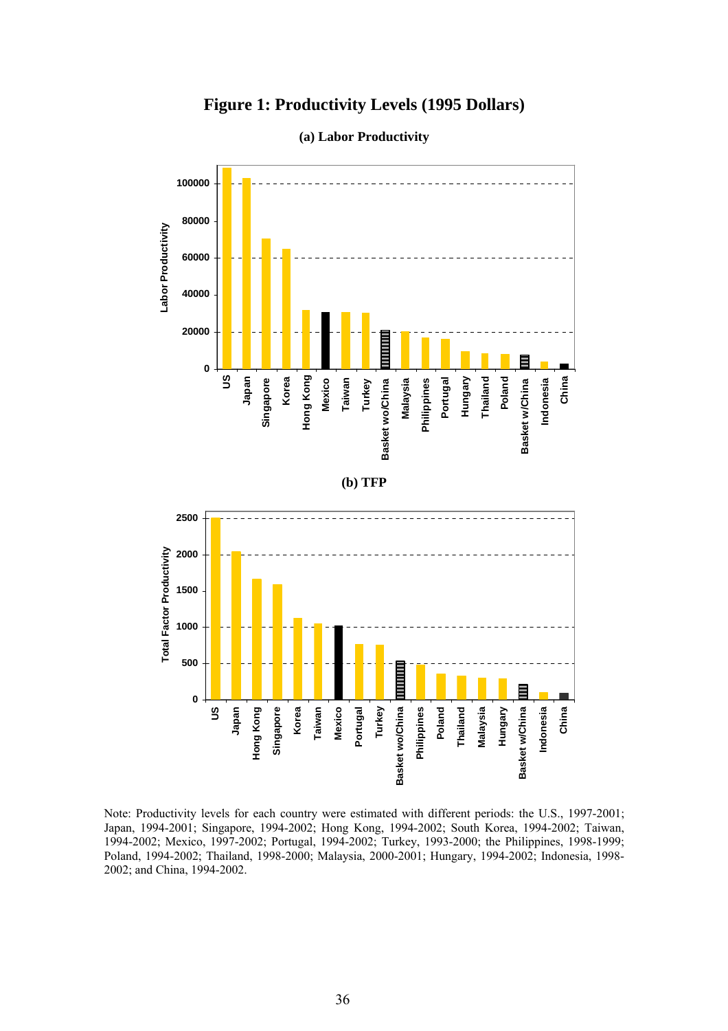# Figure 1: Productivity Levels (1995 Dollars)

**(a) Labor Productivity**

**(b) TFP**

Note: Productivity levels for each country were estimated with different periods: the U.S., 1997-2001; Japan, 1994-2001; Singapore, 1994-2002; Hong Kong, 1994-2002; South Korea, 1994-2002; Taiwan, 1994-2002; Mexico, 1997-2002; Portugal, 1994-2002; Turkey, 1993-2000; the Philippines, 1998-1999; Poland, 1994-2002; Thailand, 1998-2000; Malaysia, 2000-2001; Hungary, 1994-2002; Indonesia, 1998-2002; and China, 1994-2002.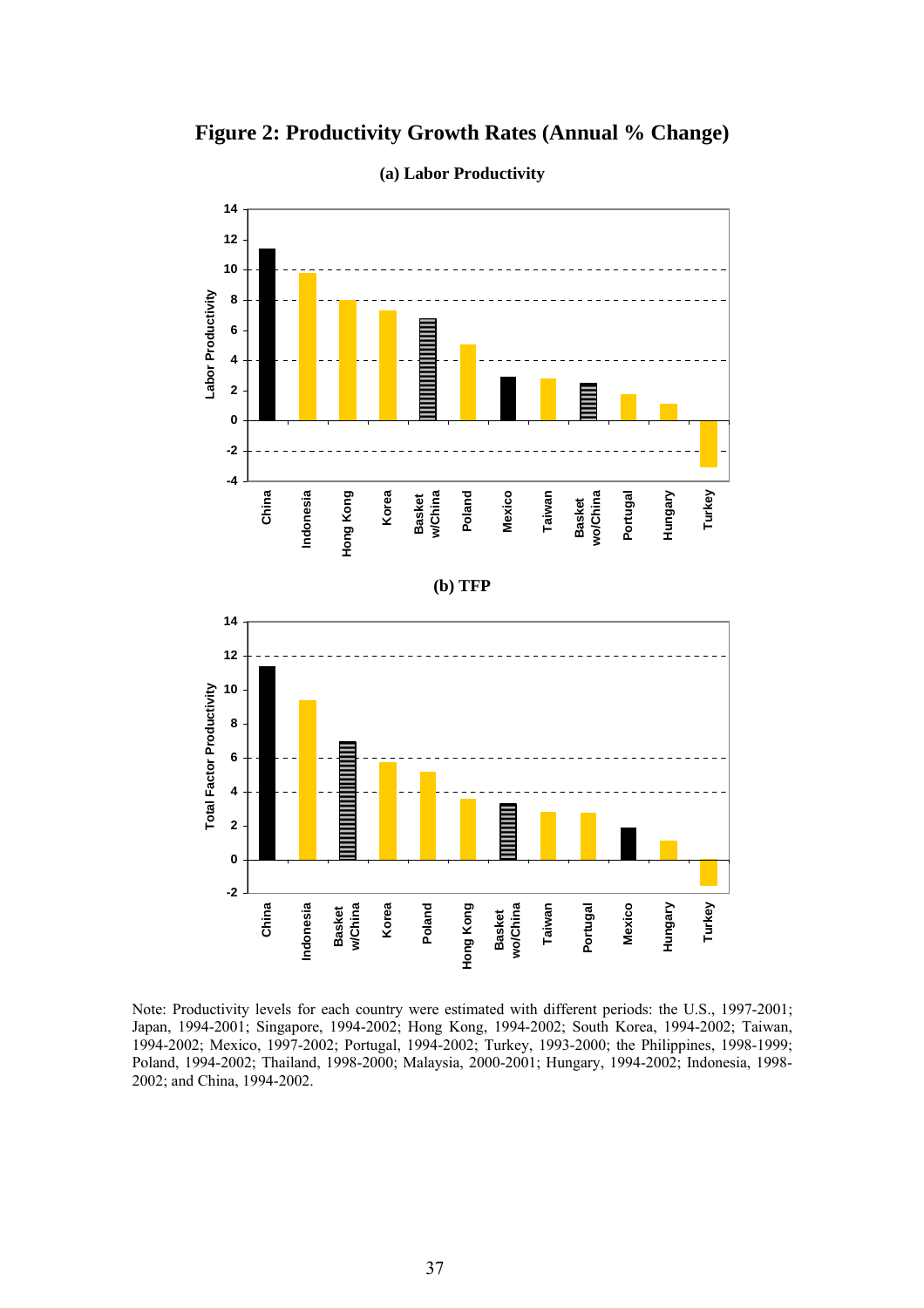# Figure 2: Productivity Growth Rates (Annual % Change)

**(a) Labor Productivity**

**(b) TFP**

Note: Productivity levels for each country were estimated with different periods: the U.S., 1997-2001; Japan, 1994-2001; Singapore, 1994-2002; Hong Kong, 1994-2002; South Korea, 1994-2002; Taiwan, 1994-2002; Mexico, 1997-2002; Portugal, 1994-2002; Turkey, 1993-2000; the Philippines, 1998-1999; Poland, 1994-2002; Thailand, 1998-2000; Malaysia, 2000-2001; Hungary, 1994-2002; Indonesia, 1998-2002; and China, 1994-2002.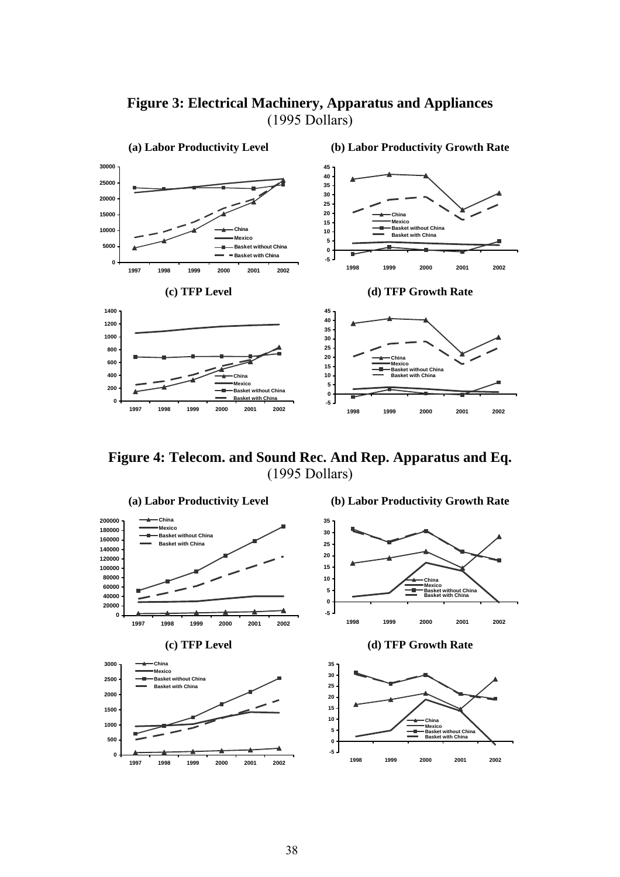**Figure 3: Electrical Machinery, Apparatus and Appliances**
(1995 Dollars)

**(a) Labor Productivity Level**

**(b) Labor Productivity Growth Rate**

**(c) TFP Level**

**(d) TFP Growth Rate**

**Figure 4: Telecom. and Sound Rec. And Rep. Apparatus and Eq.**
(1995 Dollars)

**(a) Labor Productivity Level**

**(b) Labor Productivity Growth Rate**

**(c) TFP Level**

**(d) TFP Growth Rate**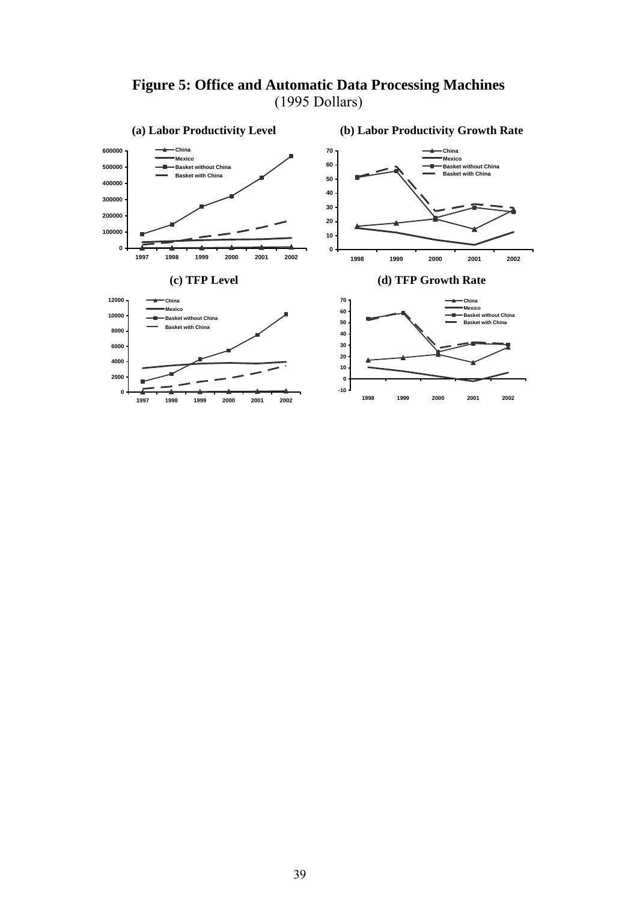# Figure 5: Office and Automatic Data Processing Machines

(1995 Dollars)

### (a) Labor Productivity Level

### (b) Labor Productivity Growth Rate

### (c) TFP Level

### (d) TFP Growth Rate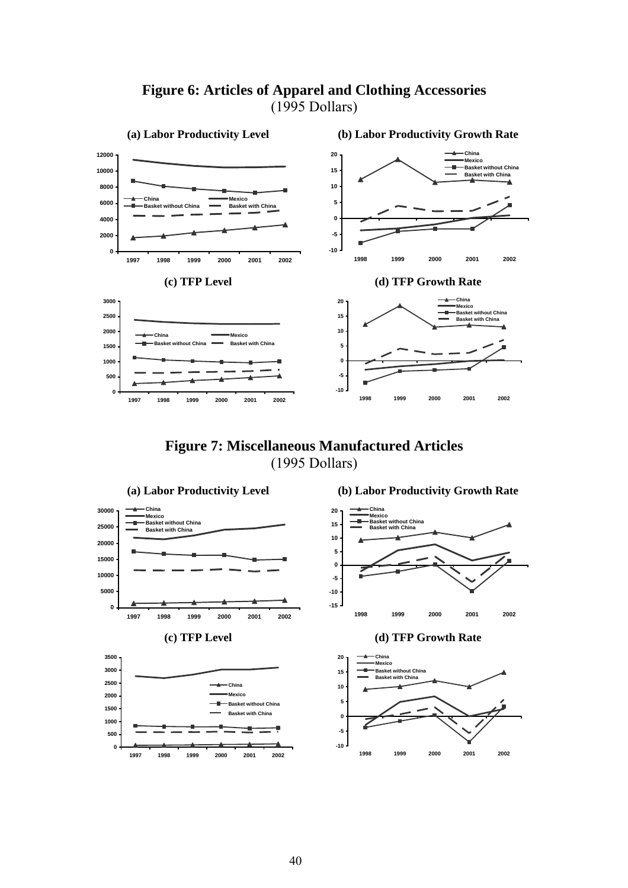# Figure 6: Articles of Apparel and Clothing Accessories

(1995 Dollars)

### (a) Labor Productivity Level

### (b) Labor Productivity Growth Rate

### (c) TFP Level

### (d) TFP Growth Rate

# Figure 7: Miscellaneous Manufactured Articles

(1995 Dollars)

### (a) Labor Productivity Level

### (b) Labor Productivity Growth Rate

### (c) TFP Level

### (d) TFP Growth Rate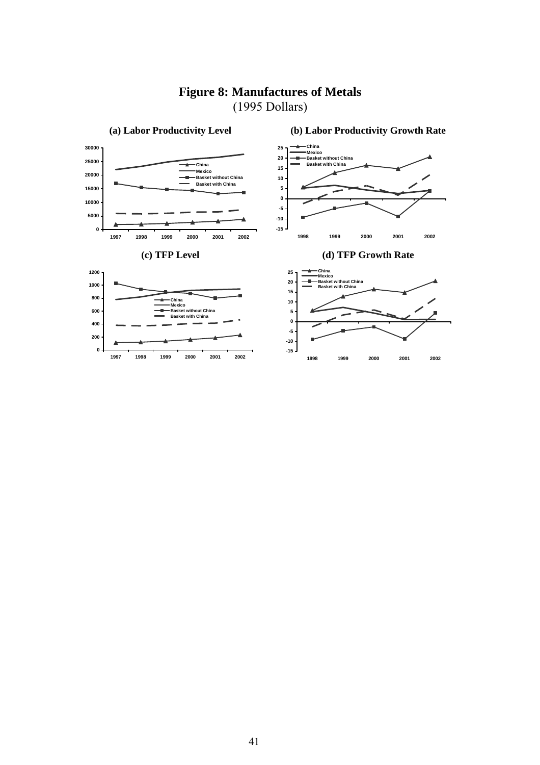**Figure 8: Manufactures of Metals**
(1995 Dollars)

**(a) Labor Productivity Level**

**(b) Labor Productivity Growth Rate**

**(c) TFP Level**

**(d) TFP Growth Rate**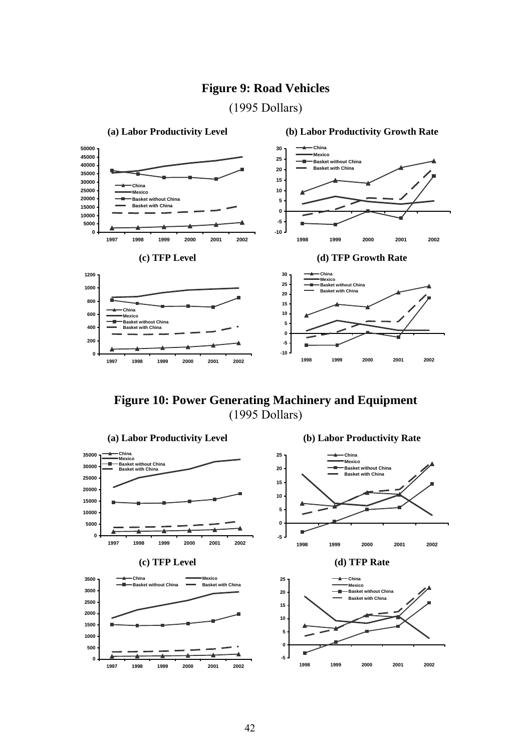# Figure 9: Road Vehicles

(1995 Dollars)

**(a) Labor Productivity Level**

**(b) Labor Productivity Growth Rate**

**(c) TFP Level**

**(d) TFP Growth Rate**

# Figure 10: Power Generating Machinery and Equipment

(1995 Dollars)

**(a) Labor Productivity Level**

**(b) Labor Productivity Rate**

**(c) TFP Level**

**(d) TFP Rate**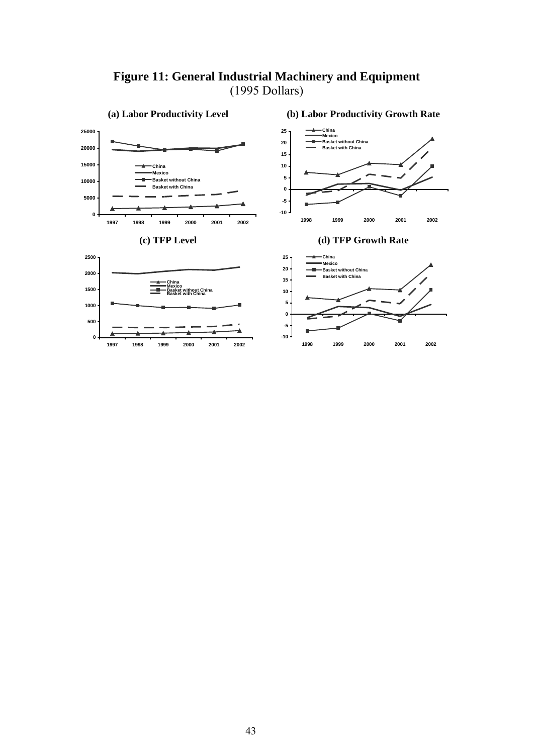# Figure 11: General Industrial Machinery and Equipment

(1995 Dollars)

**(a) Labor Productivity Level**

**(b) Labor Productivity Growth Rate**

**(c) TFP Level**

**(d) TFP Growth Rate**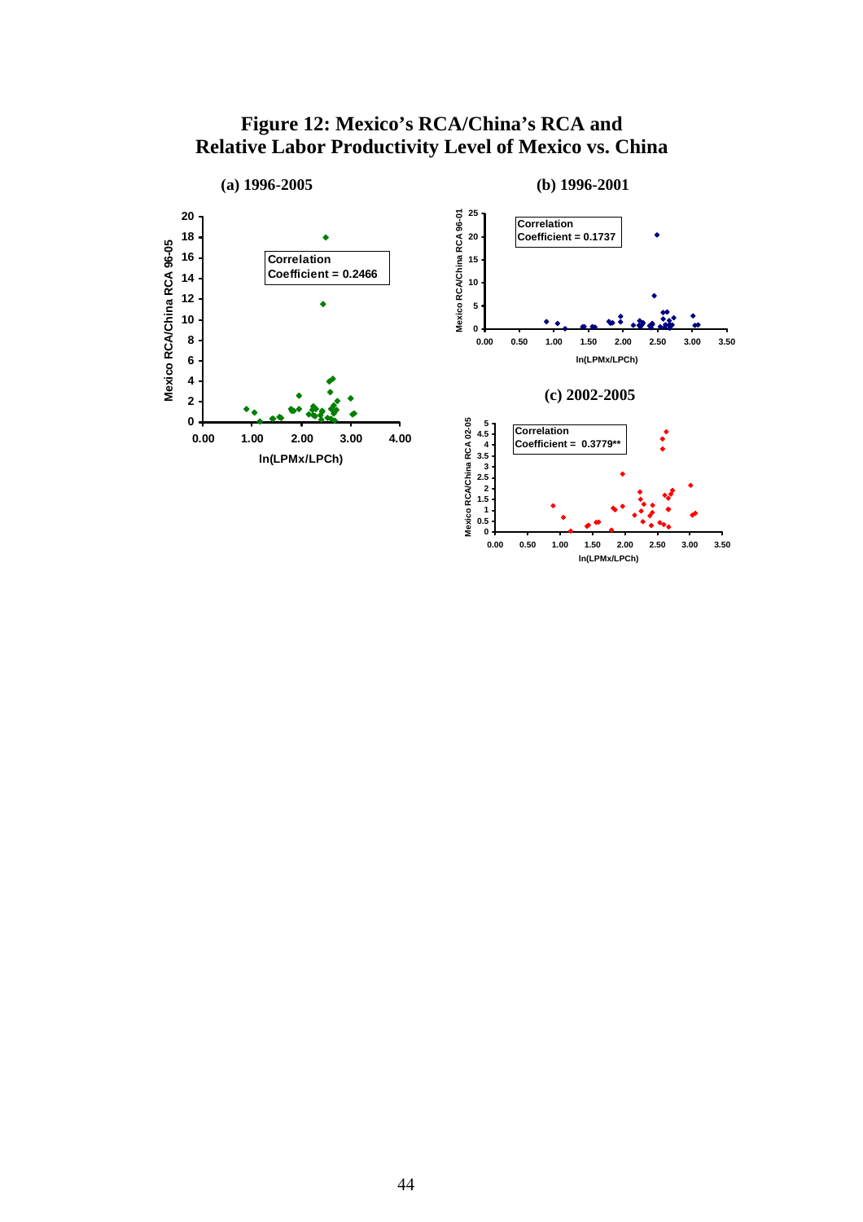# Figure 12: Mexico's RCA/China's RCA and Relative Labor Productivity Level of Mexico vs. China

**(a) 1996-2005**

Correlation Coefficient = 0.2466

Mexico RCA/China RCA 96-05

ln(LPMx/LPCh)

**(b) 1996-2001**

Correlation Coefficient = 0.1737

Mexico RCA/China RCA 96-01

ln(LPMx/LPCh)

**(c) 2002-2005**

Correlation Coefficient = 0.3779**

Mexico RCA/China RCA 02-05

ln(LPMx/LPCh)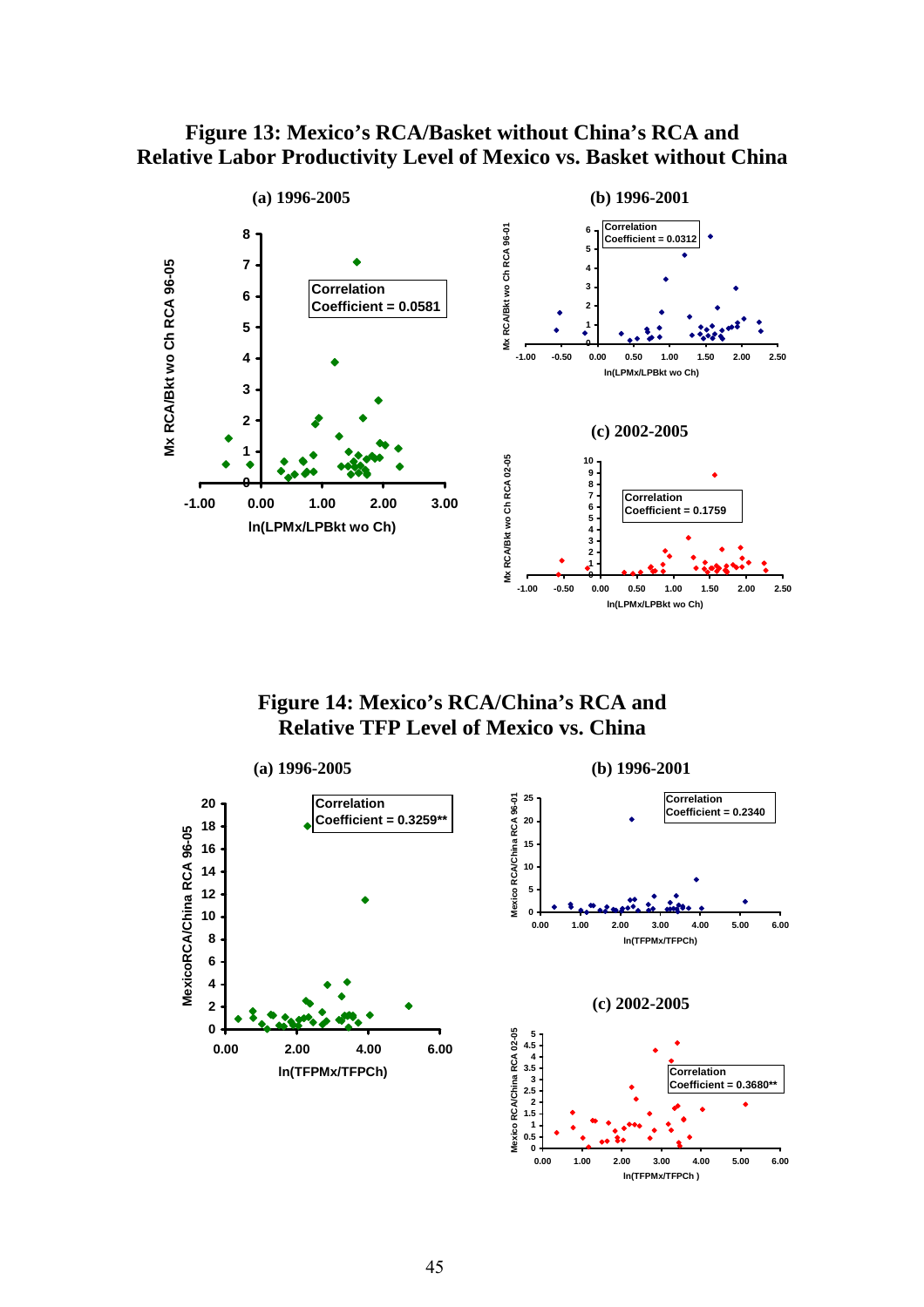**Figure 13: Mexico's RCA/Basket without China's RCA and Relative Labor Productivity Level of Mexico vs. Basket without China**

**(a) 1996-2005**

Correlation Coefficient = 0.0581

**(b) 1996-2001**

Correlation Coefficient = 0.0312

**(c) 2002-2005**

Correlation Coefficient = 0.1759

**Figure 14: Mexico's RCA/China's RCA and Relative TFP Level of Mexico vs. China**

**(a) 1996-2005**

Correlation Coefficient = 0.3259**

**(b) 1996-2001**

Correlation Coefficient = 0.2340

**(c) 2002-2005**

Correlation Coefficient = 0.3680**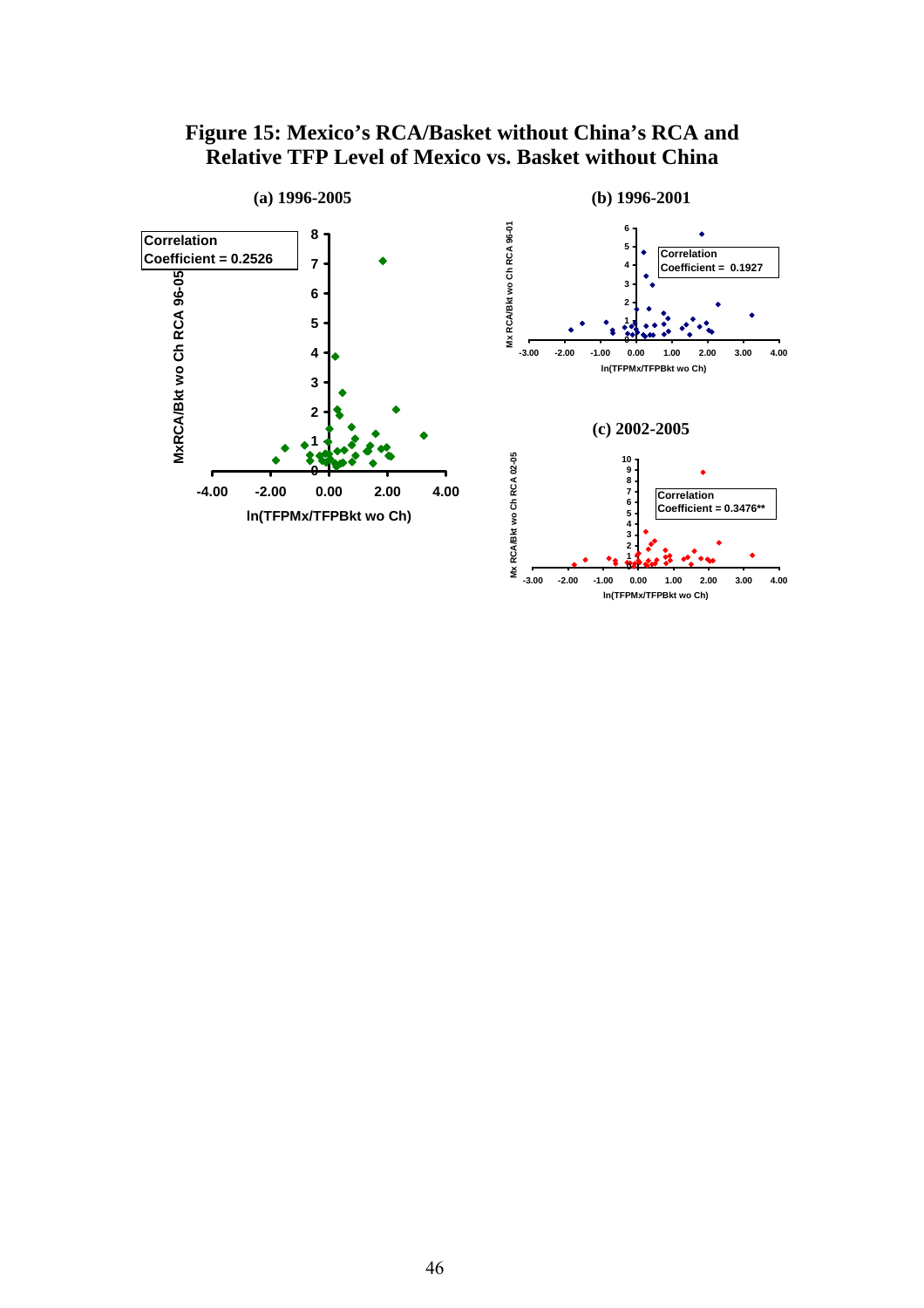**Figure 15: Mexico's RCA/Basket without China's RCA and Relative TFP Level of Mexico vs. Basket without China**

**(a) 1996-2005**

Correlation Coefficient = 0.2526

MxRCA/Bkt wo Ch RCA 96-05

ln(TFPMx/TFPBkt wo Ch)

**(b) 1996-2001**

Correlation Coefficient = 0.1927

Mx RCA/Bkt wo Ch RCA 96-01

ln(TFPMx/TFPBkt wo Ch)

**(c) 2002-2005**

Correlation Coefficient = 0.3476**

Mx RCA/Bkt wo Ch RCA 02-05

ln(TFPMx/TFPBkt wo Ch)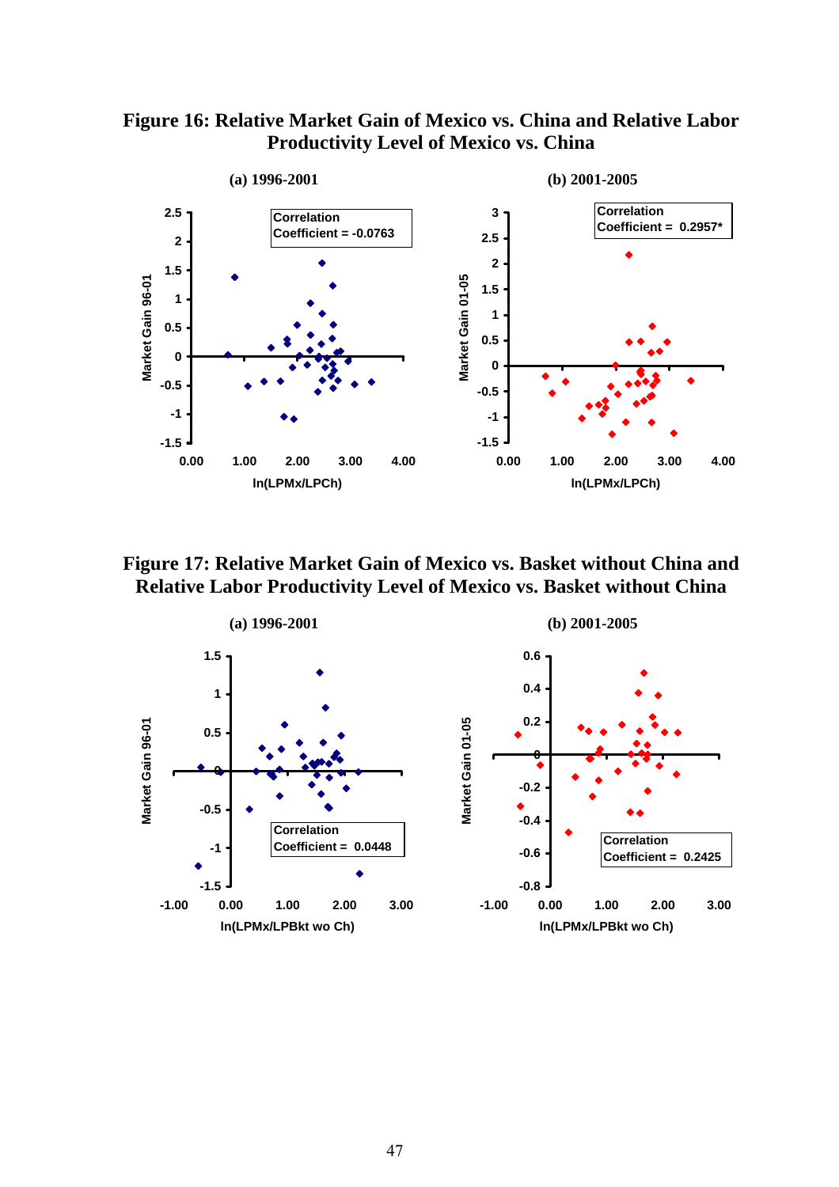**Figure 16: Relative Market Gain of Mexico vs. China and Relative Labor Productivity Level of Mexico vs. China**

(a) 1996-2001

Correlation Coefficient = -0.0763

Market Gain 96-01

ln(LPMx/LPCh)

(b) 2001-2005

Correlation Coefficient = 0.2957*

Market Gain 01-05

ln(LPMx/LPCh)

**Figure 17: Relative Market Gain of Mexico vs. Basket without China and Relative Labor Productivity Level of Mexico vs. Basket without China**

(a) 1996-2001

Correlation Coefficient = 0.0448

Market Gain 96-01

ln(LPMx/LPBkt wo Ch)

(b) 2001-2005

Correlation Coefficient = 0.2425

Market Gain 01-05

ln(LPMx/LPBkt wo Ch)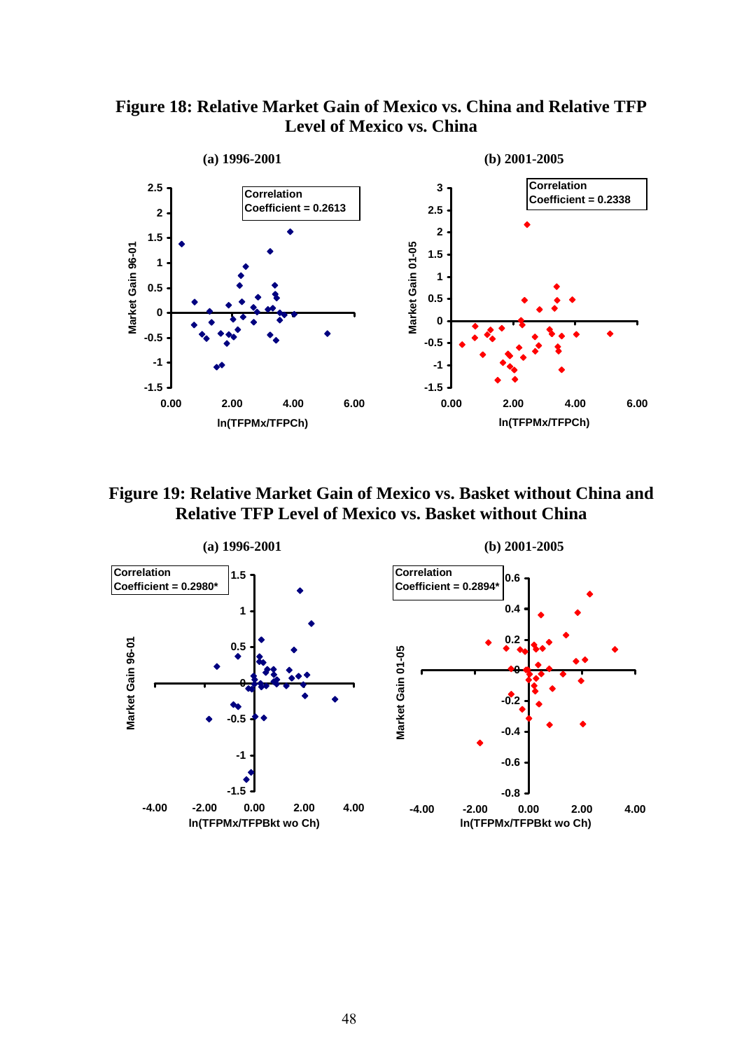**Figure 18: Relative Market Gain of Mexico vs. China and Relative TFP Level of Mexico vs. China**

(a) 1996-2001

Correlation Coefficient = 0.2613

Market Gain 96-01

2.5
2
1.5
1
0.5
0
-0.5
-1
-1.5

0.00 2.00 4.00 6.00

ln(TFPMx/TFPCh)

(b) 2001-2005

Correlation Coefficient = 0.2338

Market Gain 01-05

3
2.5
2
1.5
1
0.5
0
-0.5
-1
-1.5

0.00 2.00 4.00 6.00

ln(TFPMx/TFPCh)

**Figure 19: Relative Market Gain of Mexico vs. Basket without China and Relative TFP Level of Mexico vs. Basket without China**

(a) 1996-2001

Correlation Coefficient = 0.2980*

Market Gain 96-01

1.5
1
0.5
0
-0.5
-1
-1.5

-4.00 -2.00 0.00 2.00 4.00

ln(TFPMx/TFPBkt wo Ch)

(b) 2001-2005

Correlation Coefficient = 0.2894*

Market Gain 01-05

0.6
0.4
0.2
0
-0.2
-0.4
-0.6
-0.8

-4.00 -2.00 0.00 2.00 4.00

ln(TFPMx/TFPBkt wo Ch)